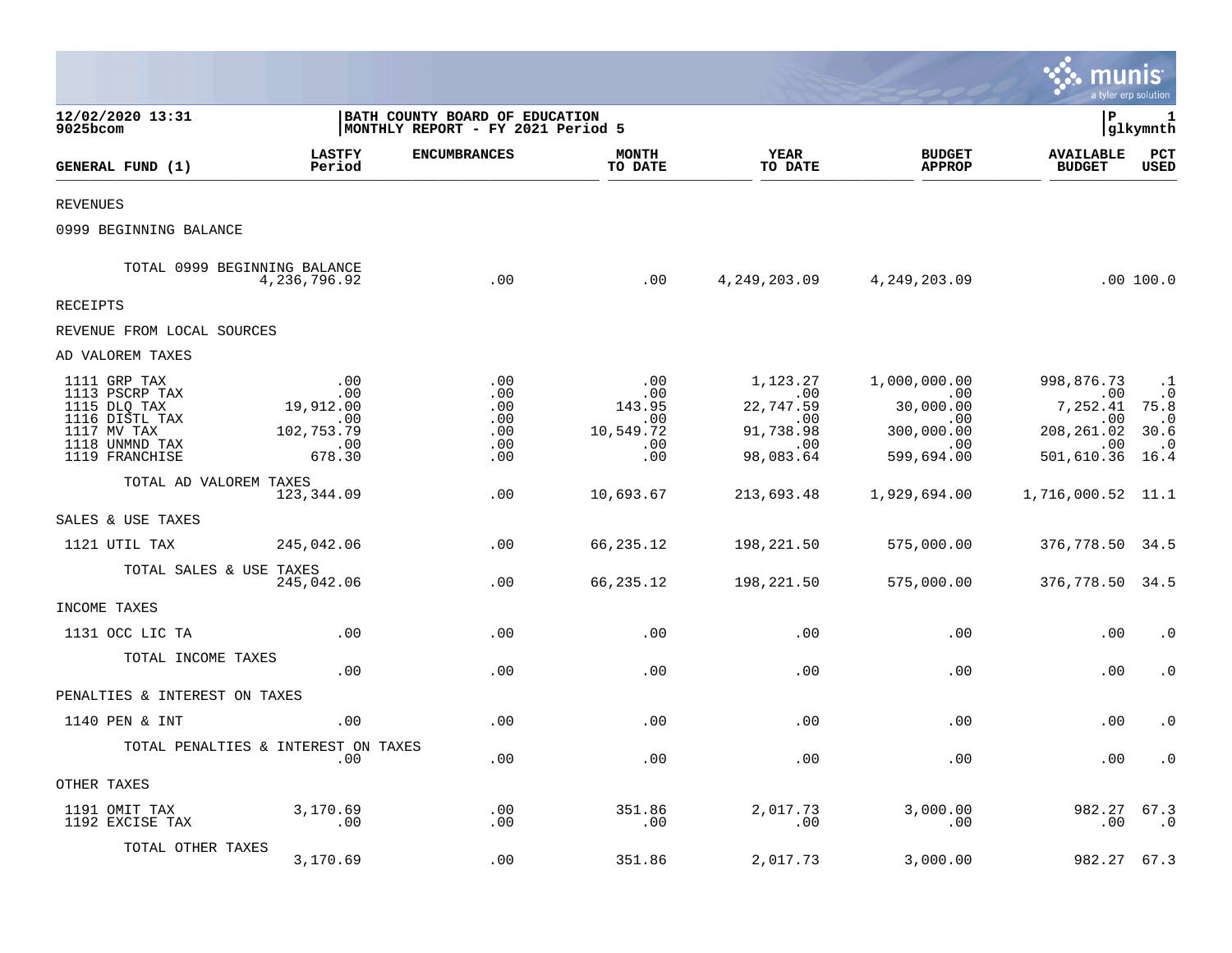**12/02/2020 13:31**
**9025bcom**

**BATH COUNTY BOARD OF EDUCATION**
**MONTHLY REPORT - FY 2021 Period 5**

**P 1**
**glkymnth**

| GENERAL FUND (1) | LASTFY Period | ENCUMBRANCES | MONTH TO DATE | YEAR TO DATE | BUDGET APPROP | AVAILABLE BUDGET | PCT USED |
|---|---|---|---|---|---|---|---|
| REVENUES | | | | | | | |
| 0999 BEGINNING BALANCE | | | | | | | |
| TOTAL 0999 BEGINNING BALANCE | 4,236,796.92 | .00 | .00 | 4,249,203.09 | 4,249,203.09 | .00 | 100.0 |
| RECEIPTS | | | | | | | |
| REVENUE FROM LOCAL SOURCES | | | | | | | |
| AD VALOREM TAXES | | | | | | | |
| 1111 GRP TAX | .00 | .00 | .00 | 1,123.27 | 1,000,000.00 | 998,876.73 | .1 |
| 1113 PSCRP TAX | .00 | .00 | .00 | .00 | .00 | .00 | .0 |
| 1115 DLQ TAX | 19,912.00 | .00 | 143.95 | 22,747.59 | 30,000.00 | 7,252.41 | 75.8 |
| 1116 DISTL TAX | .00 | .00 | .00 | .00 | .00 | .00 | .0 |
| 1117 MV TAX | 102,753.79 | .00 | 10,549.72 | 91,738.98 | 300,000.00 | 208,261.02 | 30.6 |
| 1118 UNMND TAX | .00 | .00 | .00 | .00 | .00 | .00 | .0 |
| 1119 FRANCHISE | 678.30 | .00 | .00 | 98,083.64 | 599,694.00 | 501,610.36 | 16.4 |
| TOTAL AD VALOREM TAXES | 123,344.09 | .00 | 10,693.67 | 213,693.48 | 1,929,694.00 | 1,716,000.52 | 11.1 |
| SALES & USE TAXES | | | | | | | |
| 1121 UTIL TAX | 245,042.06 | .00 | 66,235.12 | 198,221.50 | 575,000.00 | 376,778.50 | 34.5 |
| TOTAL SALES & USE TAXES | 245,042.06 | .00 | 66,235.12 | 198,221.50 | 575,000.00 | 376,778.50 | 34.5 |
| INCOME TAXES | | | | | | | |
| 1131 OCC LIC TA | .00 | .00 | .00 | .00 | .00 | .00 | .0 |
| TOTAL INCOME TAXES | .00 | .00 | .00 | .00 | .00 | .00 | .0 |
| PENALTIES & INTEREST ON TAXES | | | | | | | |
| 1140 PEN & INT | .00 | .00 | .00 | .00 | .00 | .00 | .0 |
| TOTAL PENALTIES & INTEREST ON TAXES | .00 | .00 | .00 | .00 | .00 | .00 | .0 |
| OTHER TAXES | | | | | | | |
| 1191 OMIT TAX | 3,170.69 | .00 | 351.86 | 2,017.73 | 3,000.00 | 982.27 | 67.3 |
| 1192 EXCISE TAX | .00 | .00 | .00 | .00 | .00 | .00 | .0 |
| TOTAL OTHER TAXES | 3,170.69 | .00 | 351.86 | 2,017.73 | 3,000.00 | 982.27 | 67.3 |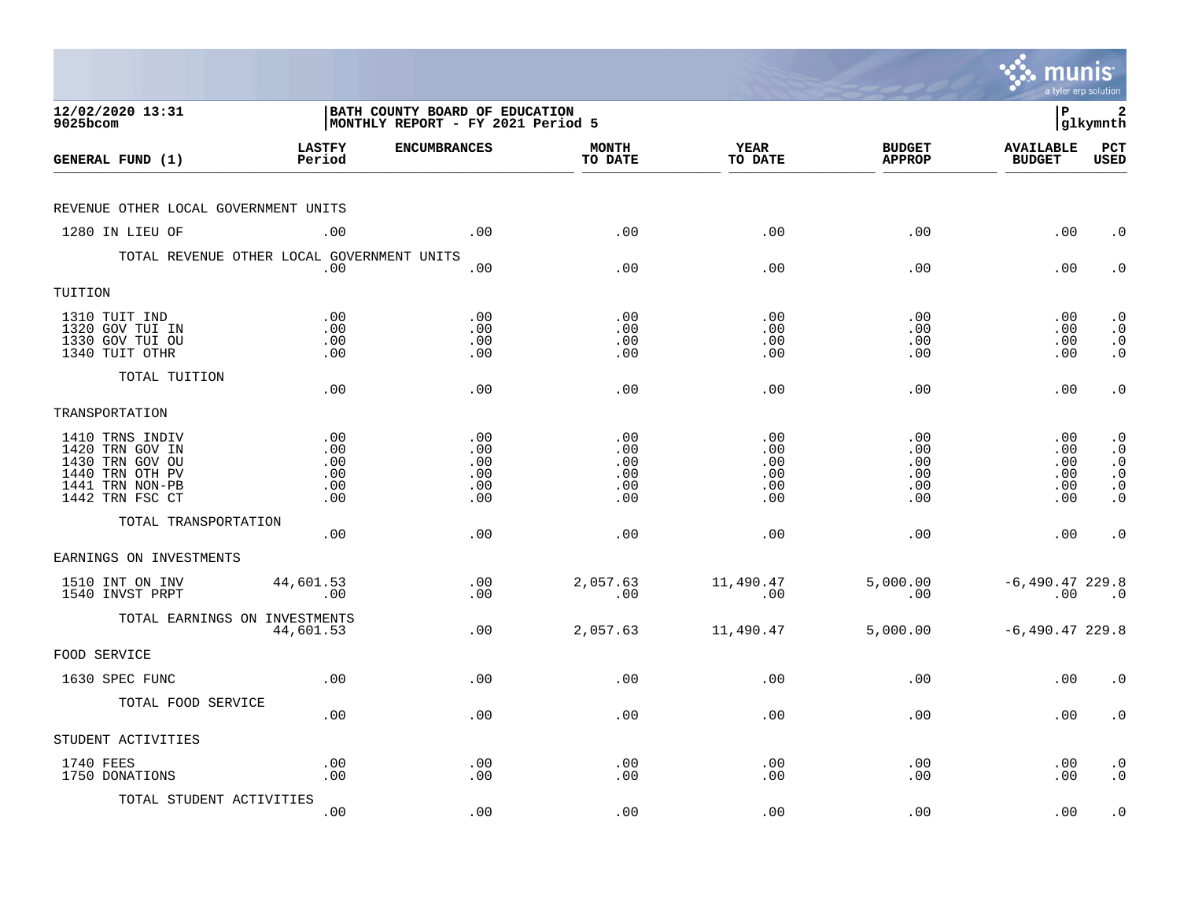12/02/2020 13:31
9025bcom

**BATH COUNTY BOARD OF EDUCATION**
**MONTHLY REPORT - FY 2021 Period 5**

glkymnth

| GENERAL FUND (1) | LASTFY Period | ENCUMBRANCES | MONTH TO DATE | YEAR TO DATE | BUDGET APPROP | AVAILABLE BUDGET | PCT USED |
|---|---|---|---|---|---|---|---|
| REVENUE OTHER LOCAL GOVERNMENT UNITS | | | | | | | |
| 1280 IN LIEU OF | .00 | .00 | .00 | .00 | .00 | .00 | .0 |
| TOTAL REVENUE OTHER LOCAL GOVERNMENT UNITS | .00 | .00 | .00 | .00 | .00 | .00 | .0 |
| TUITION | | | | | | | |
| 1310 TUIT IND | .00 | .00 | .00 | .00 | .00 | .00 | .0 |
| 1320 GOV TUI IN | .00 | .00 | .00 | .00 | .00 | .00 | .0 |
| 1330 GOV TUI OU | .00 | .00 | .00 | .00 | .00 | .00 | .0 |
| 1340 TUIT OTHR | .00 | .00 | .00 | .00 | .00 | .00 | .0 |
| TOTAL TUITION | .00 | .00 | .00 | .00 | .00 | .00 | .0 |
| TRANSPORTATION | | | | | | | |
| 1410 TRNS INDIV | .00 | .00 | .00 | .00 | .00 | .00 | .0 |
| 1420 TRN GOV IN | .00 | .00 | .00 | .00 | .00 | .00 | .0 |
| 1430 TRN GOV OU | .00 | .00 | .00 | .00 | .00 | .00 | .0 |
| 1440 TRN OTH PV | .00 | .00 | .00 | .00 | .00 | .00 | .0 |
| 1441 TRN NON-PB | .00 | .00 | .00 | .00 | .00 | .00 | .0 |
| 1442 TRN FSC CT | .00 | .00 | .00 | .00 | .00 | .00 | .0 |
| TOTAL TRANSPORTATION | .00 | .00 | .00 | .00 | .00 | .00 | .0 |
| EARNINGS ON INVESTMENTS | | | | | | | |
| 1510 INT ON INV | 44,601.53 | .00 | 2,057.63 | 11,490.47 | 5,000.00 | -6,490.47 | 229.8 |
| 1540 INVST PRPT | .00 | .00 | .00 | .00 | .00 | .00 | .0 |
| TOTAL EARNINGS ON INVESTMENTS | 44,601.53 | .00 | 2,057.63 | 11,490.47 | 5,000.00 | -6,490.47 | 229.8 |
| FOOD SERVICE | | | | | | | |
| 1630 SPEC FUNC | .00 | .00 | .00 | .00 | .00 | .00 | .0 |
| TOTAL FOOD SERVICE | .00 | .00 | .00 | .00 | .00 | .00 | .0 |
| STUDENT ACTIVITIES | | | | | | | |
| 1740 FEES | .00 | .00 | .00 | .00 | .00 | .00 | .0 |
| 1750 DONATIONS | .00 | .00 | .00 | .00 | .00 | .00 | .0 |
| TOTAL STUDENT ACTIVITIES | .00 | .00 | .00 | .00 | .00 | .00 | .0 |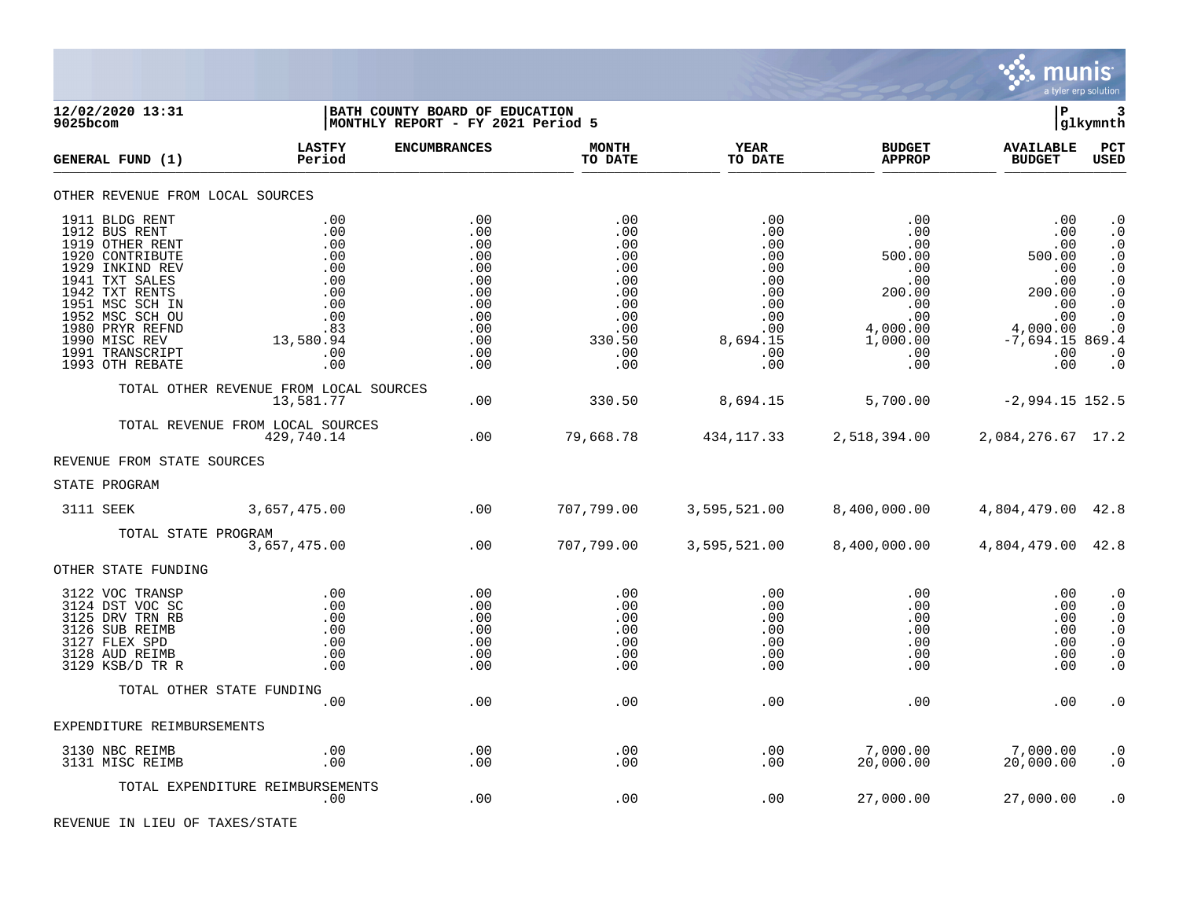**12/02/2020 13:31**
**9025bcom**

**BATH COUNTY BOARD OF EDUCATION**
**MONTHLY REPORT - FY 2021 Period 5**

| GENERAL FUND (1) | LASTFY Period | ENCUMBRANCES | MONTH TO DATE | YEAR TO DATE | BUDGET APPROP | AVAILABLE BUDGET | PCT USED |
|---|---|---|---|---|---|---|---|
| **OTHER REVENUE FROM LOCAL SOURCES** | | | | | | | |
| 1911 BLDG RENT | .00 | .00 | .00 | .00 | .00 | .00 | .0 |
| 1912 BUS RENT | .00 | .00 | .00 | .00 | .00 | .00 | .0 |
| 1919 OTHER RENT | .00 | .00 | .00 | .00 | .00 | .00 | .0 |
| 1920 CONTRIBUTE | .00 | .00 | .00 | .00 | 500.00 | 500.00 | .0 |
| 1929 INKIND REV | .00 | .00 | .00 | .00 | .00 | .00 | .0 |
| 1941 TXT SALES | .00 | .00 | .00 | .00 | .00 | .00 | .0 |
| 1942 TXT RENTS | .00 | .00 | .00 | .00 | 200.00 | 200.00 | .0 |
| 1951 MSC SCH IN | .00 | .00 | .00 | .00 | .00 | .00 | .0 |
| 1952 MSC SCH OU | .00 | .00 | .00 | .00 | .00 | .00 | .0 |
| 1980 PRYR REFND | .83 | .00 | .00 | .00 | 4,000.00 | 4,000.00 | .0 |
| 1990 MISC REV | 13,580.94 | .00 | 330.50 | 8,694.15 | 1,000.00 | -7,694.15 | 869.4 |
| 1991 TRANSCRIPT | .00 | .00 | .00 | .00 | .00 | .00 | .0 |
| 1993 OTH REBATE | .00 | .00 | .00 | .00 | .00 | .00 | .0 |
| TOTAL OTHER REVENUE FROM LOCAL SOURCES | 13,581.77 | .00 | 330.50 | 8,694.15 | 5,700.00 | -2,994.15 | 152.5 |
| TOTAL REVENUE FROM LOCAL SOURCES | 429,740.14 | .00 | 79,668.78 | 434,117.33 | 2,518,394.00 | 2,084,276.67 | 17.2 |
| **REVENUE FROM STATE SOURCES** | | | | | | | |
| **STATE PROGRAM** | | | | | | | |
| 3111 SEEK | 3,657,475.00 | .00 | 707,799.00 | 3,595,521.00 | 8,400,000.00 | 4,804,479.00 | 42.8 |
| TOTAL STATE PROGRAM | 3,657,475.00 | .00 | 707,799.00 | 3,595,521.00 | 8,400,000.00 | 4,804,479.00 | 42.8 |
| **OTHER STATE FUNDING** | | | | | | | |
| 3122 VOC TRANSP | .00 | .00 | .00 | .00 | .00 | .00 | .0 |
| 3124 DST VOC SC | .00 | .00 | .00 | .00 | .00 | .00 | .0 |
| 3125 DRV TRN RB | .00 | .00 | .00 | .00 | .00 | .00 | .0 |
| 3126 SUB REIMB | .00 | .00 | .00 | .00 | .00 | .00 | .0 |
| 3127 FLEX SPD | .00 | .00 | .00 | .00 | .00 | .00 | .0 |
| 3128 AUD REIMB | .00 | .00 | .00 | .00 | .00 | .00 | .0 |
| 3129 KSB/D TR R | .00 | .00 | .00 | .00 | .00 | .00 | .0 |
| TOTAL OTHER STATE FUNDING | .00 | .00 | .00 | .00 | .00 | .00 | .0 |
| **EXPENDITURE REIMBURSEMENTS** | | | | | | | |
| 3130 NBC REIMB | .00 | .00 | .00 | .00 | 7,000.00 | 7,000.00 | .0 |
| 3131 MISC REIMB | .00 | .00 | .00 | .00 | 20,000.00 | 20,000.00 | .0 |
| TOTAL EXPENDITURE REIMBURSEMENTS | .00 | .00 | .00 | .00 | 27,000.00 | 27,000.00 | .0 |
| **REVENUE IN LIEU OF TAXES/STATE** | | | | | | | |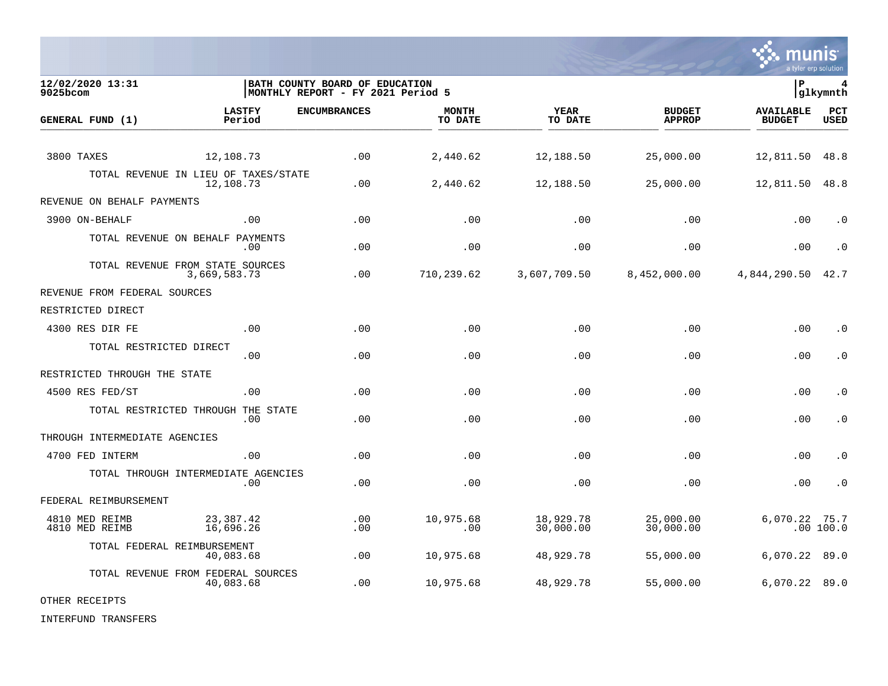| GENERAL FUND (1) | LASTFY Period | ENCUMBRANCES | MONTH TO DATE | YEAR TO DATE | BUDGET APPROP | AVAILABLE BUDGET | PCT USED |
|---|---|---|---|---|---|---|---|
| 3800 TAXES | 12,108.73 | .00 | 2,440.62 | 12,188.50 | 25,000.00 | 12,811.50 | 48.8 |
| TOTAL REVENUE IN LIEU OF TAXES/STATE | 12,108.73 | .00 | 2,440.62 | 12,188.50 | 25,000.00 | 12,811.50 | 48.8 |
| REVENUE ON BEHALF PAYMENTS | | | | | | | |
| 3900 ON-BEHALF | .00 | .00 | .00 | .00 | .00 | .00 | .0 |
| TOTAL REVENUE ON BEHALF PAYMENTS | .00 | .00 | .00 | .00 | .00 | .00 | .0 |
| TOTAL REVENUE FROM STATE SOURCES | 3,669,583.73 | .00 | 710,239.62 | 3,607,709.50 | 8,452,000.00 | 4,844,290.50 | 42.7 |
| REVENUE FROM FEDERAL SOURCES | | | | | | | |
| RESTRICTED DIRECT | | | | | | | |
| 4300 RES DIR FE | .00 | .00 | .00 | .00 | .00 | .00 | .0 |
| TOTAL RESTRICTED DIRECT | .00 | .00 | .00 | .00 | .00 | .00 | .0 |
| RESTRICTED THROUGH THE STATE | | | | | | | |
| 4500 RES FED/ST | .00 | .00 | .00 | .00 | .00 | .00 | .0 |
| TOTAL RESTRICTED THROUGH THE STATE | .00 | .00 | .00 | .00 | .00 | .00 | .0 |
| THROUGH INTERMEDIATE AGENCIES | | | | | | | |
| 4700 FED INTERM | .00 | .00 | .00 | .00 | .00 | .00 | .0 |
| TOTAL THROUGH INTERMEDIATE AGENCIES | .00 | .00 | .00 | .00 | .00 | .00 | .0 |
| FEDERAL REIMBURSEMENT | | | | | | | |
| 4810 MED REIMB | 23,387.42 | .00 | 10,975.68 | 18,929.78 | 25,000.00 | 6,070.22 | 75.7 |
| 4810 MED REIMB | 16,696.26 | .00 | .00 | 30,000.00 | 30,000.00 | .00 | 100.0 |
| TOTAL FEDERAL REIMBURSEMENT | 40,083.68 | .00 | 10,975.68 | 48,929.78 | 55,000.00 | 6,070.22 | 89.0 |
| TOTAL REVENUE FROM FEDERAL SOURCES | 40,083.68 | .00 | 10,975.68 | 48,929.78 | 55,000.00 | 6,070.22 | 89.0 |
| OTHER RECEIPTS | | | | | | | |
| INTERFUND TRANSFERS | | | | | | | |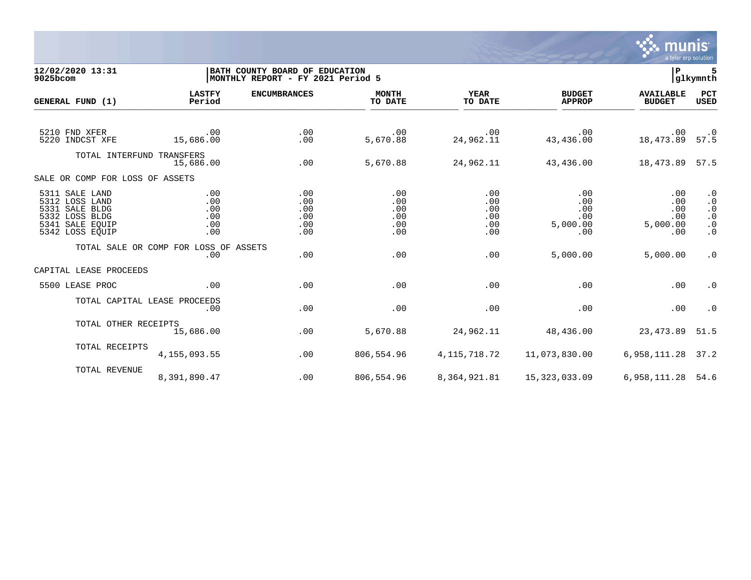12/02/2020 13:31
9025bcom

BATH COUNTY BOARD OF EDUCATION
MONTHLY REPORT - FY 2021 Period 5

P 5
glkymnth

| GENERAL FUND (1) | LASTFY Period | ENCUMBRANCES | MONTH TO DATE | YEAR TO DATE | BUDGET APPROP | AVAILABLE BUDGET | PCT USED |
|---|---|---|---|---|---|---|---|
| 5210 FND XFER | .00 | .00 | .00 | .00 | .00 | .00 | .0 |
| 5220 INDCST XFE | 15,686.00 | .00 | 5,670.88 | 24,962.11 | 43,436.00 | 18,473.89 | 57.5 |
| TOTAL INTERFUND TRANSFERS | 15,686.00 | .00 | 5,670.88 | 24,962.11 | 43,436.00 | 18,473.89 | 57.5 |
| SALE OR COMP FOR LOSS OF ASSETS | | | | | | | |
| 5311 SALE LAND | .00 | .00 | .00 | .00 | .00 | .00 | .0 |
| 5312 LOSS LAND | .00 | .00 | .00 | .00 | .00 | .00 | .0 |
| 5331 SALE BLDG | .00 | .00 | .00 | .00 | .00 | .00 | .0 |
| 5332 LOSS BLDG | .00 | .00 | .00 | .00 | .00 | .00 | .0 |
| 5341 SALE EQUIP | .00 | .00 | .00 | .00 | 5,000.00 | 5,000.00 | .0 |
| 5342 LOSS EQUIP | .00 | .00 | .00 | .00 | .00 | .00 | .0 |
| TOTAL SALE OR COMP FOR LOSS OF ASSETS | .00 | .00 | .00 | .00 | 5,000.00 | 5,000.00 | .0 |
| CAPITAL LEASE PROCEEDS | | | | | | | |
| 5500 LEASE PROC | .00 | .00 | .00 | .00 | .00 | .00 | .0 |
| TOTAL CAPITAL LEASE PROCEEDS | .00 | .00 | .00 | .00 | .00 | .00 | .0 |
| TOTAL OTHER RECEIPTS | 15,686.00 | .00 | 5,670.88 | 24,962.11 | 48,436.00 | 23,473.89 | 51.5 |
| TOTAL RECEIPTS | 4,155,093.55 | .00 | 806,554.96 | 4,115,718.72 | 11,073,830.00 | 6,958,111.28 | 37.2 |
| TOTAL REVENUE | 8,391,890.47 | .00 | 806,554.96 | 8,364,921.81 | 15,323,033.09 | 6,958,111.28 | 54.6 |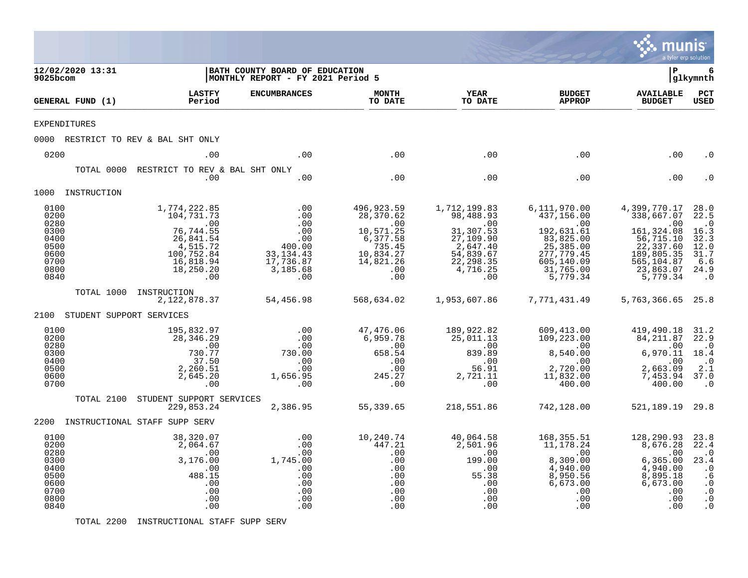12/02/2020 13:31
9025bcom

BATH COUNTY BOARD OF EDUCATION
MONTHLY REPORT - FY 2021 Period 5

P 6
glkymnth

| GENERAL FUND (1) | LASTFY Period | ENCUMBRANCES | MONTH TO DATE | YEAR TO DATE | BUDGET APPROP | AVAILABLE BUDGET | PCT USED |
|---|---|---|---|---|---|---|---|
| EXPENDITURES | | | | | | | |
| 0000 RESTRICT TO REV & BAL SHT ONLY | | | | | | | |
| 0200 | .00 | .00 | .00 | .00 | .00 | .00 | .0 |
| TOTAL 0000 RESTRICT TO REV & BAL SHT ONLY | .00 | .00 | .00 | .00 | .00 | .00 | .0 |
| 1000 INSTRUCTION | | | | | | | |
| 0100 | 1,774,222.85 | .00 | 496,923.59 | 1,712,199.83 | 6,111,970.00 | 4,399,770.17 | 28.0 |
| 0200 | 104,731.73 | .00 | 28,370.62 | 98,488.93 | 437,156.00 | 338,667.07 | 22.5 |
| 0280 | .00 | .00 | .00 | .00 | .00 | .00 | .0 |
| 0300 | 76,744.55 | .00 | 10,571.25 | 31,307.53 | 192,631.61 | 161,324.08 | 16.3 |
| 0400 | 26,841.54 | .00 | 6,377.58 | 27,109.90 | 83,825.00 | 56,715.10 | 32.3 |
| 0500 | 4,515.72 | 400.00 | 735.45 | 2,647.40 | 25,385.00 | 22,337.60 | 12.0 |
| 0600 | 100,752.84 | 33,134.43 | 10,834.27 | 54,839.67 | 277,779.45 | 189,805.35 | 31.7 |
| 0700 | 16,818.94 | 17,736.87 | 14,821.26 | 22,298.35 | 605,140.09 | 565,104.87 | 6.6 |
| 0800 | 18,250.20 | 3,185.68 | .00 | 4,716.25 | 31,765.00 | 23,863.07 | 24.9 |
| 0840 | .00 | .00 | .00 | .00 | 5,779.34 | 5,779.34 | .0 |
| TOTAL 1000 INSTRUCTION | 2,122,878.37 | 54,456.98 | 568,634.02 | 1,953,607.86 | 7,771,431.49 | 5,763,366.65 | 25.8 |
| 2100 STUDENT SUPPORT SERVICES | | | | | | | |
| 0100 | 195,832.97 | .00 | 47,476.06 | 189,922.82 | 609,413.00 | 419,490.18 | 31.2 |
| 0200 | 28,346.29 | .00 | 6,959.78 | 25,011.13 | 109,223.00 | 84,211.87 | 22.9 |
| 0280 | .00 | .00 | .00 | .00 | .00 | .00 | .0 |
| 0300 | 730.77 | 730.00 | 658.54 | 839.89 | 8,540.00 | 6,970.11 | 18.4 |
| 0400 | 37.50 | .00 | .00 | .00 | .00 | .00 | .0 |
| 0500 | 2,260.51 | .00 | .00 | 56.91 | 2,720.00 | 2,663.09 | 2.1 |
| 0600 | 2,645.20 | 1,656.95 | 245.27 | 2,721.11 | 11,832.00 | 7,453.94 | 37.0 |
| 0700 | .00 | .00 | .00 | .00 | 400.00 | 400.00 | .0 |
| TOTAL 2100 STUDENT SUPPORT SERVICES | 229,853.24 | 2,386.95 | 55,339.65 | 218,551.86 | 742,128.00 | 521,189.19 | 29.8 |
| 2200 INSTRUCTIONAL STAFF SUPP SERV | | | | | | | |
| 0100 | 38,320.07 | .00 | 10,240.74 | 40,064.58 | 168,355.51 | 128,290.93 | 23.8 |
| 0200 | 2,064.67 | .00 | 447.21 | 2,501.96 | 11,178.24 | 8,676.28 | 22.4 |
| 0280 | .00 | .00 | .00 | .00 | .00 | .00 | .0 |
| 0300 | 3,176.00 | 1,745.00 | .00 | 199.00 | 8,309.00 | 6,365.00 | 23.4 |
| 0400 | .00 | .00 | .00 | .00 | 4,940.00 | 4,940.00 | .0 |
| 0500 | 488.15 | .00 | .00 | 55.38 | 8,950.56 | 8,895.18 | .6 |
| 0600 | .00 | .00 | .00 | .00 | 6,673.00 | 6,673.00 | .0 |
| 0700 | .00 | .00 | .00 | .00 | .00 | .00 | .0 |
| 0800 | .00 | .00 | .00 | .00 | .00 | .00 | .0 |
| 0840 | .00 | .00 | .00 | .00 | .00 | .00 | .0 |
| TOTAL 2200 INSTRUCTIONAL STAFF SUPP SERV | | | | | | | |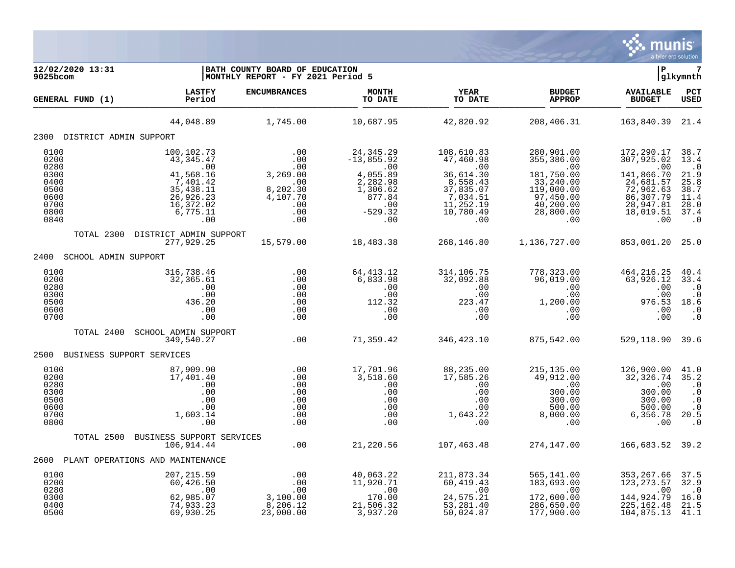12/02/2020 13:31
9025bcom

BATH COUNTY BOARD OF EDUCATION
MONTHLY REPORT - FY 2021 Period 5

P 7
glkymnth

| GENERAL FUND (1) | LASTFY Period | ENCUMBRANCES | MONTH TO DATE | YEAR TO DATE | BUDGET APPROP | AVAILABLE BUDGET | PCT USED |
|---|---|---|---|---|---|---|---|
| | 44,048.89 | 1,745.00 | 10,687.95 | 42,820.92 | 208,406.31 | 163,840.39 | 21.4 |
| **2300 DISTRICT ADMIN SUPPORT** | | | | | | | |
| 0100 | 100,102.73 | .00 | 24,345.29 | 108,610.83 | 280,901.00 | 172,290.17 | 38.7 |
| 0200 | 43,345.47 | .00 | -13,855.92 | 47,460.98 | 355,386.00 | 307,925.02 | 13.4 |
| 0280 | .00 | .00 | .00 | .00 | .00 | .00 | .0 |
| 0300 | 41,568.16 | 3,269.00 | 4,055.89 | 36,614.30 | 181,750.00 | 141,866.70 | 21.9 |
| 0400 | 7,401.42 | .00 | 2,282.98 | 8,558.43 | 33,240.00 | 24,681.57 | 25.8 |
| 0500 | 35,438.11 | 8,202.30 | 1,306.62 | 37,835.07 | 119,000.00 | 72,962.63 | 38.7 |
| 0600 | 26,926.23 | 4,107.70 | 877.84 | 7,034.51 | 97,450.00 | 86,307.79 | 11.4 |
| 0700 | 16,372.02 | .00 | .00 | 11,252.19 | 40,200.00 | 28,947.81 | 28.0 |
| 0800 | 6,775.11 | .00 | -529.32 | 10,780.49 | 28,800.00 | 18,019.51 | 37.4 |
| 0840 | .00 | .00 | .00 | .00 | .00 | .00 | .0 |
| TOTAL 2300 DISTRICT ADMIN SUPPORT | 277,929.25 | 15,579.00 | 18,483.38 | 268,146.80 | 1,136,727.00 | 853,001.20 | 25.0 |
| **2400 SCHOOL ADMIN SUPPORT** | | | | | | | |
| 0100 | 316,738.46 | .00 | 64,413.12 | 314,106.75 | 778,323.00 | 464,216.25 | 40.4 |
| 0200 | 32,365.61 | .00 | 6,833.98 | 32,092.88 | 96,019.00 | 63,926.12 | 33.4 |
| 0280 | .00 | .00 | .00 | .00 | .00 | .00 | .0 |
| 0300 | .00 | .00 | .00 | .00 | .00 | .00 | .0 |
| 0500 | 436.20 | .00 | 112.32 | 223.47 | 1,200.00 | 976.53 | 18.6 |
| 0600 | .00 | .00 | .00 | .00 | .00 | .00 | .0 |
| 0700 | .00 | .00 | .00 | .00 | .00 | .00 | .0 |
| TOTAL 2400 SCHOOL ADMIN SUPPORT | 349,540.27 | .00 | 71,359.42 | 346,423.10 | 875,542.00 | 529,118.90 | 39.6 |
| **2500 BUSINESS SUPPORT SERVICES** | | | | | | | |
| 0100 | 87,909.90 | .00 | 17,701.96 | 88,235.00 | 215,135.00 | 126,900.00 | 41.0 |
| 0200 | 17,401.40 | .00 | 3,518.60 | 17,585.26 | 49,912.00 | 32,326.74 | 35.2 |
| 0280 | .00 | .00 | .00 | .00 | .00 | .00 | .0 |
| 0300 | .00 | .00 | .00 | .00 | 300.00 | 300.00 | .0 |
| 0500 | .00 | .00 | .00 | .00 | 300.00 | 300.00 | .0 |
| 0600 | .00 | .00 | .00 | .00 | 500.00 | 500.00 | .0 |
| 0700 | 1,603.14 | .00 | .00 | 1,643.22 | 8,000.00 | 6,356.78 | 20.5 |
| 0800 | .00 | .00 | .00 | .00 | .00 | .00 | .0 |
| TOTAL 2500 BUSINESS SUPPORT SERVICES | 106,914.44 | .00 | 21,220.56 | 107,463.48 | 274,147.00 | 166,683.52 | 39.2 |
| **2600 PLANT OPERATIONS AND MAINTENANCE** | | | | | | | |
| 0100 | 207,215.59 | .00 | 40,063.22 | 211,873.34 | 565,141.00 | 353,267.66 | 37.5 |
| 0200 | 60,426.50 | .00 | 11,920.71 | 60,419.43 | 183,693.00 | 123,273.57 | 32.9 |
| 0280 | .00 | .00 | .00 | .00 | .00 | .00 | .0 |
| 0300 | 62,985.07 | 3,100.00 | 170.00 | 24,575.21 | 172,600.00 | 144,924.79 | 16.0 |
| 0400 | 74,933.23 | 8,206.12 | 21,506.32 | 53,281.40 | 286,650.00 | 225,162.48 | 21.5 |
| 0500 | 69,930.25 | 23,000.00 | 3,937.20 | 50,024.87 | 177,900.00 | 104,875.13 | 41.1 |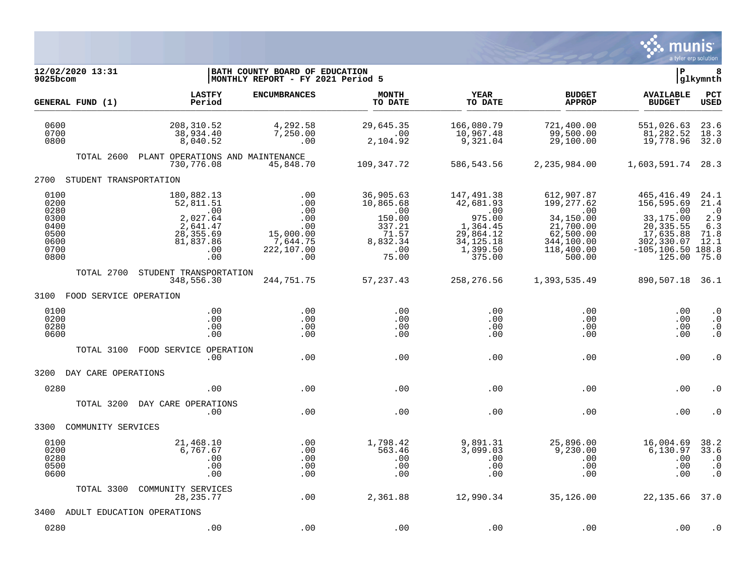**12/02/2020 13:31**
**9025bcom**

**BATH COUNTY BOARD OF EDUCATION**
**MONTHLY REPORT - FY 2021 Period 5**

**P 8**
**glkymnth**

| GENERAL FUND (1) | LASTFY Period | ENCUMBRANCES | MONTH TO DATE | YEAR TO DATE | BUDGET APPROP | AVAILABLE BUDGET | PCT USED |
|---|---|---|---|---|---|---|---|
| 0600 | 208,310.52 | 4,292.58 | 29,645.35 | 166,080.79 | 721,400.00 | 551,026.63 | 23.6 |
| 0700 | 38,934.40 | 7,250.00 | .00 | 10,967.48 | 99,500.00 | 81,282.52 | 18.3 |
| 0800 | 8,040.52 | .00 | 2,104.92 | 9,321.04 | 29,100.00 | 19,778.96 | 32.0 |
| TOTAL 2600 PLANT OPERATIONS AND MAINTENANCE | 730,776.08 | 45,848.70 | 109,347.72 | 586,543.56 | 2,235,984.00 | 1,603,591.74 | 28.3 |
| **2700 STUDENT TRANSPORTATION** | | | | | | | |
| 0100 | 180,882.13 | .00 | 36,905.63 | 147,491.38 | 612,907.87 | 465,416.49 | 24.1 |
| 0200 | 52,811.51 | .00 | 10,865.68 | 42,681.93 | 199,277.62 | 156,595.69 | 21.4 |
| 0280 | .00 | .00 | .00 | .00 | .00 | .00 | .0 |
| 0300 | 2,027.64 | .00 | 150.00 | 975.00 | 34,150.00 | 33,175.00 | 2.9 |
| 0400 | 2,641.47 | .00 | 337.21 | 1,364.45 | 21,700.00 | 20,335.55 | 6.3 |
| 0500 | 28,355.69 | 15,000.00 | 71.57 | 29,864.12 | 62,500.00 | 17,635.88 | 71.8 |
| 0600 | 81,837.86 | 7,644.75 | 8,832.34 | 34,125.18 | 344,100.00 | 302,330.07 | 12.1 |
| 0700 | .00 | 222,107.00 | .00 | 1,399.50 | 118,400.00 | -105,106.50 | 188.8 |
| 0800 | .00 | .00 | 75.00 | 375.00 | 500.00 | 125.00 | 75.0 |
| TOTAL 2700 STUDENT TRANSPORTATION | 348,556.30 | 244,751.75 | 57,237.43 | 258,276.56 | 1,393,535.49 | 890,507.18 | 36.1 |
| **3100 FOOD SERVICE OPERATION** | | | | | | | |
| 0100 | .00 | .00 | .00 | .00 | .00 | .00 | .0 |
| 0200 | .00 | .00 | .00 | .00 | .00 | .00 | .0 |
| 0280 | .00 | .00 | .00 | .00 | .00 | .00 | .0 |
| 0600 | .00 | .00 | .00 | .00 | .00 | .00 | .0 |
| TOTAL 3100 FOOD SERVICE OPERATION | .00 | .00 | .00 | .00 | .00 | .00 | .0 |
| **3200 DAY CARE OPERATIONS** | | | | | | | |
| 0280 | .00 | .00 | .00 | .00 | .00 | .00 | .0 |
| TOTAL 3200 DAY CARE OPERATIONS | .00 | .00 | .00 | .00 | .00 | .00 | .0 |
| **3300 COMMUNITY SERVICES** | | | | | | | |
| 0100 | 21,468.10 | .00 | 1,798.42 | 9,891.31 | 25,896.00 | 16,004.69 | 38.2 |
| 0200 | 6,767.67 | .00 | 563.46 | 3,099.03 | 9,230.00 | 6,130.97 | 33.6 |
| 0280 | .00 | .00 | .00 | .00 | .00 | .00 | .0 |
| 0500 | .00 | .00 | .00 | .00 | .00 | .00 | .0 |
| 0600 | .00 | .00 | .00 | .00 | .00 | .00 | .0 |
| TOTAL 3300 COMMUNITY SERVICES | 28,235.77 | .00 | 2,361.88 | 12,990.34 | 35,126.00 | 22,135.66 | 37.0 |
| **3400 ADULT EDUCATION OPERATIONS** | | | | | | | |
| 0280 | .00 | .00 | .00 | .00 | .00 | .00 | .0 |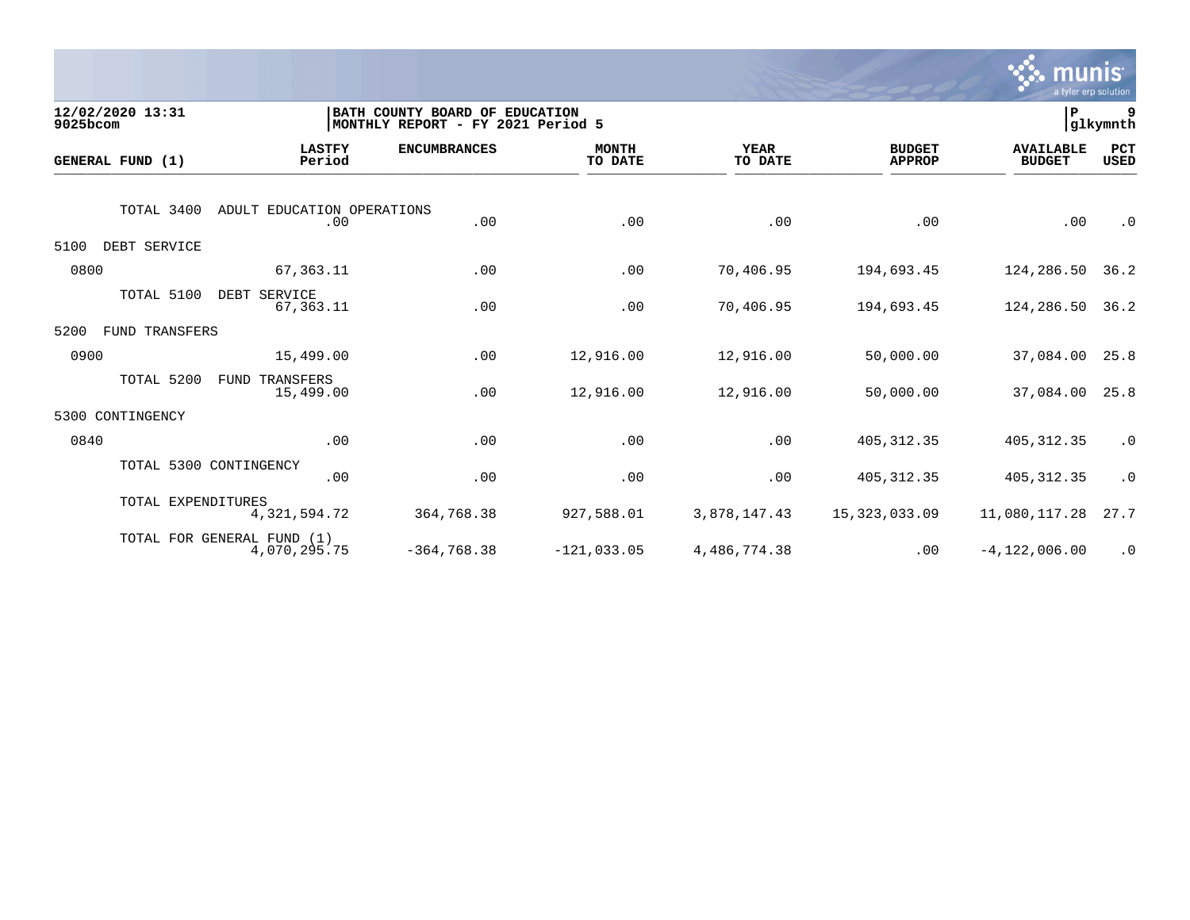BATH COUNTY BOARD OF EDUCATION
MONTHLY REPORT - FY 2021 Period 5

12/02/2020 13:31
9025bcom

| GENERAL FUND (1) | LASTFY Period | ENCUMBRANCES | MONTH TO DATE | YEAR TO DATE | BUDGET APPROP | AVAILABLE BUDGET | PCT USED |
|---|---|---|---|---|---|---|---|
| TOTAL 3400 ADULT EDUCATION OPERATIONS | .00 | .00 | .00 | .00 | .00 | .00 | .0 |
| 5100 DEBT SERVICE | | | | | | | |
| 0800 | 67,363.11 | .00 | .00 | 70,406.95 | 194,693.45 | 124,286.50 | 36.2 |
| TOTAL 5100 DEBT SERVICE | 67,363.11 | .00 | .00 | 70,406.95 | 194,693.45 | 124,286.50 | 36.2 |
| 5200 FUND TRANSFERS | | | | | | | |
| 0900 | 15,499.00 | .00 | 12,916.00 | 12,916.00 | 50,000.00 | 37,084.00 | 25.8 |
| TOTAL 5200 FUND TRANSFERS | 15,499.00 | .00 | 12,916.00 | 12,916.00 | 50,000.00 | 37,084.00 | 25.8 |
| 5300 CONTINGENCY | | | | | | | |
| 0840 | .00 | .00 | .00 | .00 | 405,312.35 | 405,312.35 | .0 |
| TOTAL 5300 CONTINGENCY | .00 | .00 | .00 | .00 | 405,312.35 | 405,312.35 | .0 |
| TOTAL EXPENDITURES | 4,321,594.72 | 364,768.38 | 927,588.01 | 3,878,147.43 | 15,323,033.09 | 11,080,117.28 | 27.7 |
| TOTAL FOR GENERAL FUND (1) | 4,070,295.75 | -364,768.38 | -121,033.05 | 4,486,774.38 | .00 | -4,122,006.00 | .0 |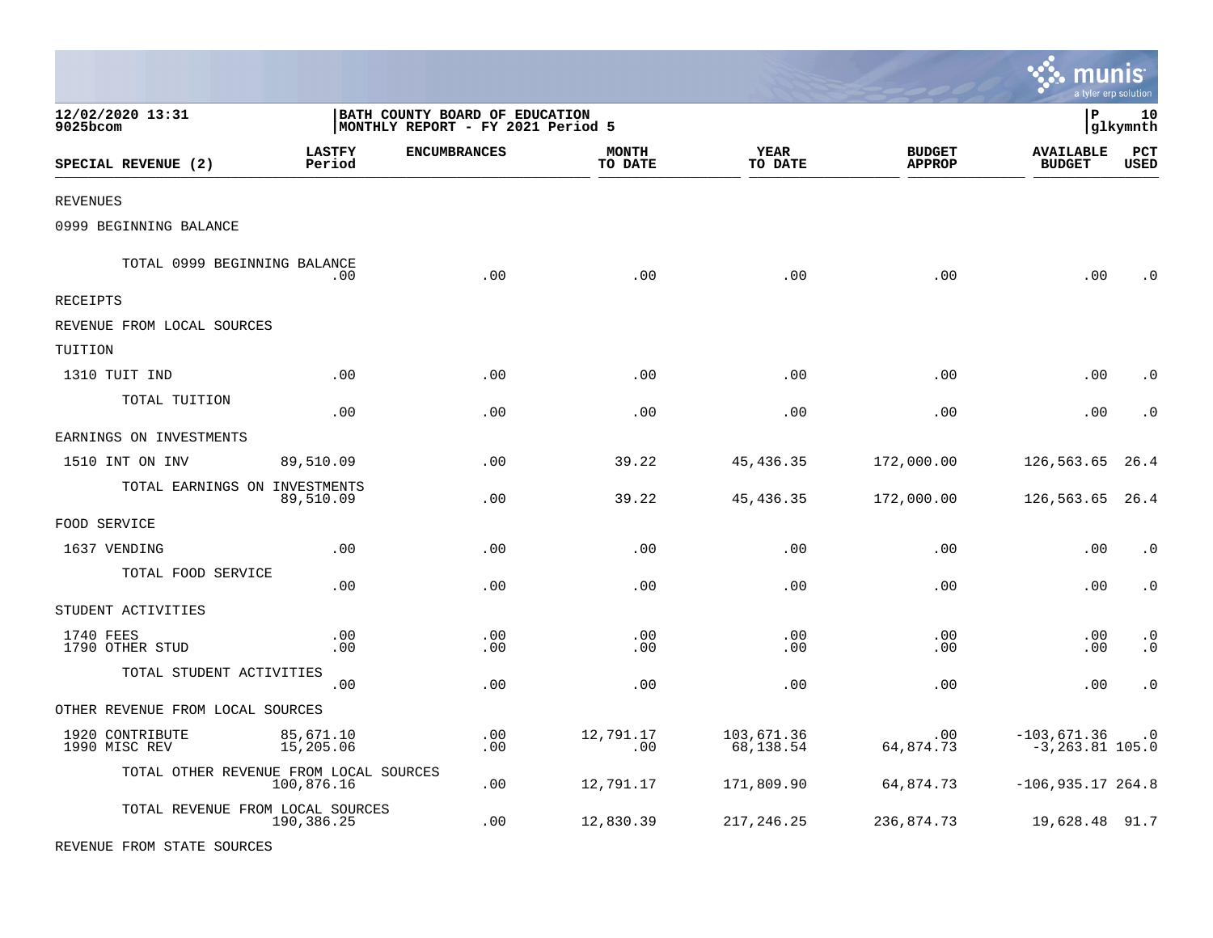12/02/2020 13:31
9025bcom

BATH COUNTY BOARD OF EDUCATION
MONTHLY REPORT - FY 2021 Period 5

P 10
glkymnth

| SPECIAL REVENUE (2) | LASTFY Period | ENCUMBRANCES | MONTH TO DATE | YEAR TO DATE | BUDGET APPROP | AVAILABLE BUDGET | PCT USED |
|---|---|---|---|---|---|---|---|
| REVENUES | | | | | | | |
| 0999 BEGINNING BALANCE | | | | | | | |
| TOTAL 0999 BEGINNING BALANCE | .00 | .00 | .00 | .00 | .00 | .00 | .0 |
| RECEIPTS | | | | | | | |
| REVENUE FROM LOCAL SOURCES | | | | | | | |
| TUITION | | | | | | | |
| 1310 TUIT IND | .00 | .00 | .00 | .00 | .00 | .00 | .0 |
| TOTAL TUITION | .00 | .00 | .00 | .00 | .00 | .00 | .0 |
| EARNINGS ON INVESTMENTS | | | | | | | |
| 1510 INT ON INV | 89,510.09 | .00 | 39.22 | 45,436.35 | 172,000.00 | 126,563.65 | 26.4 |
| TOTAL EARNINGS ON INVESTMENTS | 89,510.09 | .00 | 39.22 | 45,436.35 | 172,000.00 | 126,563.65 | 26.4 |
| FOOD SERVICE | | | | | | | |
| 1637 VENDING | .00 | .00 | .00 | .00 | .00 | .00 | .0 |
| TOTAL FOOD SERVICE | .00 | .00 | .00 | .00 | .00 | .00 | .0 |
| STUDENT ACTIVITIES | | | | | | | |
| 1740 FEES | .00 | .00 | .00 | .00 | .00 | .00 | .0 |
| 1790 OTHER STUD | .00 | .00 | .00 | .00 | .00 | .00 | .0 |
| TOTAL STUDENT ACTIVITIES | .00 | .00 | .00 | .00 | .00 | .00 | .0 |
| OTHER REVENUE FROM LOCAL SOURCES | | | | | | | |
| 1920 CONTRIBUTE | 85,671.10 | .00 | 12,791.17 | 103,671.36 | .00 | -103,671.36 | .0 |
| 1990 MISC REV | 15,205.06 | .00 | .00 | 68,138.54 | 64,874.73 | -3,263.81 | 105.0 |
| TOTAL OTHER REVENUE FROM LOCAL SOURCES | 100,876.16 | .00 | 12,791.17 | 171,809.90 | 64,874.73 | -106,935.17 | 264.8 |
| TOTAL REVENUE FROM LOCAL SOURCES | 190,386.25 | .00 | 12,830.39 | 217,246.25 | 236,874.73 | 19,628.48 | 91.7 |
| REVENUE FROM STATE SOURCES | | | | | | | |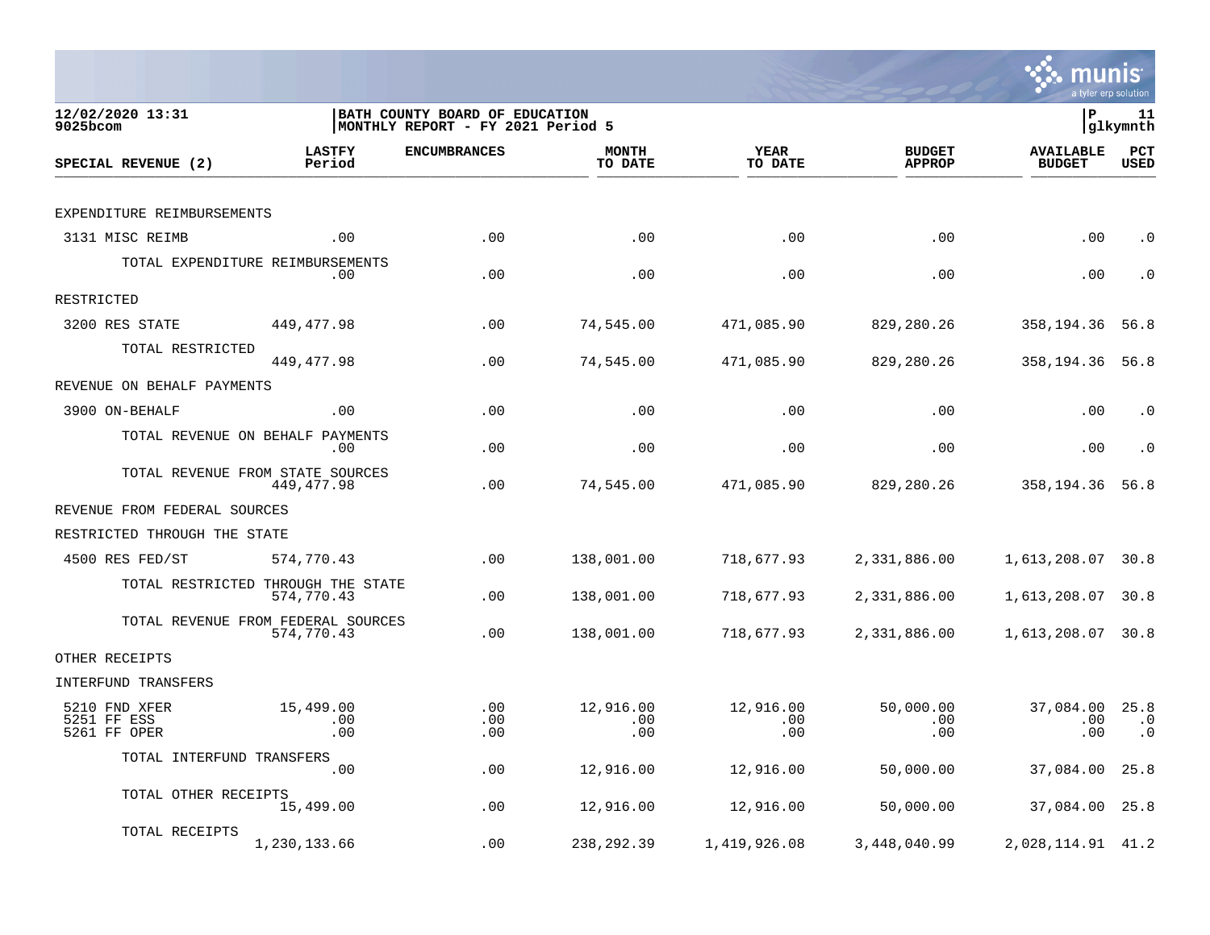12/02/2020 13:31 | BATH COUNTY BOARD OF EDUCATION | P 11
9025bcom | MONTHLY REPORT - FY 2021 Period 5 | glkymnth

| SPECIAL REVENUE (2) | LASTFY Period | ENCUMBRANCES | MONTH TO DATE | YEAR TO DATE | BUDGET APPROP | AVAILABLE BUDGET | PCT USED |
|---|---|---|---|---|---|---|---|
| EXPENDITURE REIMBURSEMENTS | | | | | | | |
| 3131 MISC REIMB | .00 | .00 | .00 | .00 | .00 | .00 | .0 |
| TOTAL EXPENDITURE REIMBURSEMENTS | .00 | .00 | .00 | .00 | .00 | .00 | .0 |
| RESTRICTED | | | | | | | |
| 3200 RES STATE | 449,477.98 | .00 | 74,545.00 | 471,085.90 | 829,280.26 | 358,194.36 | 56.8 |
| TOTAL RESTRICTED | 449,477.98 | .00 | 74,545.00 | 471,085.90 | 829,280.26 | 358,194.36 | 56.8 |
| REVENUE ON BEHALF PAYMENTS | | | | | | | |
| 3900 ON-BEHALF | .00 | .00 | .00 | .00 | .00 | .00 | .0 |
| TOTAL REVENUE ON BEHALF PAYMENTS | .00 | .00 | .00 | .00 | .00 | .00 | .0 |
| TOTAL REVENUE FROM STATE SOURCES | 449,477.98 | .00 | 74,545.00 | 471,085.90 | 829,280.26 | 358,194.36 | 56.8 |
| REVENUE FROM FEDERAL SOURCES | | | | | | | |
| RESTRICTED THROUGH THE STATE | | | | | | | |
| 4500 RES FED/ST | 574,770.43 | .00 | 138,001.00 | 718,677.93 | 2,331,886.00 | 1,613,208.07 | 30.8 |
| TOTAL RESTRICTED THROUGH THE STATE | 574,770.43 | .00 | 138,001.00 | 718,677.93 | 2,331,886.00 | 1,613,208.07 | 30.8 |
| TOTAL REVENUE FROM FEDERAL SOURCES | 574,770.43 | .00 | 138,001.00 | 718,677.93 | 2,331,886.00 | 1,613,208.07 | 30.8 |
| OTHER RECEIPTS | | | | | | | |
| INTERFUND TRANSFERS | | | | | | | |
| 5210 FND XFER | 15,499.00 | .00 | 12,916.00 | 12,916.00 | 50,000.00 | 37,084.00 | 25.8 |
| 5251 FF ESS | .00 | .00 | .00 | .00 | .00 | .00 | .0 |
| 5261 FF OPER | .00 | .00 | .00 | .00 | .00 | .00 | .0 |
| TOTAL INTERFUND TRANSFERS | .00 | .00 | 12,916.00 | 12,916.00 | 50,000.00 | 37,084.00 | 25.8 |
| TOTAL OTHER RECEIPTS | 15,499.00 | .00 | 12,916.00 | 12,916.00 | 50,000.00 | 37,084.00 | 25.8 |
| TOTAL RECEIPTS | 1,230,133.66 | .00 | 238,292.39 | 1,419,926.08 | 3,448,040.99 | 2,028,114.91 | 41.2 |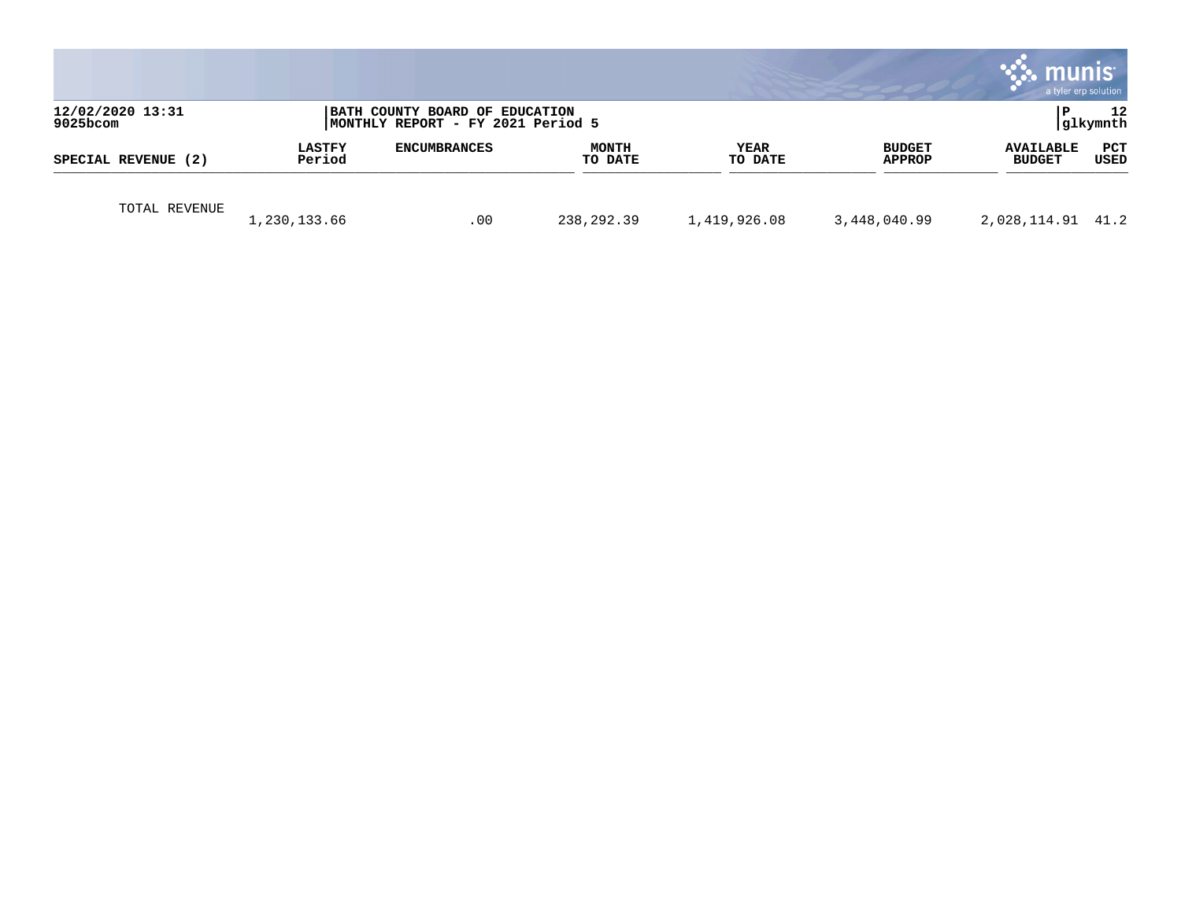12/02/2020 13:31
9025bcom

BATH COUNTY BOARD OF EDUCATION
MONTHLY REPORT - FY 2021 Period 5

| SPECIAL REVENUE (2) | LASTFY Period | ENCUMBRANCES | MONTH TO DATE | YEAR TO DATE | BUDGET APPROP | AVAILABLE BUDGET | PCT USED |
|---|---|---|---|---|---|---|---|
| TOTAL REVENUE | 1,230,133.66 | .00 | 238,292.39 | 1,419,926.08 | 3,448,040.99 | 2,028,114.91 | 41.2 |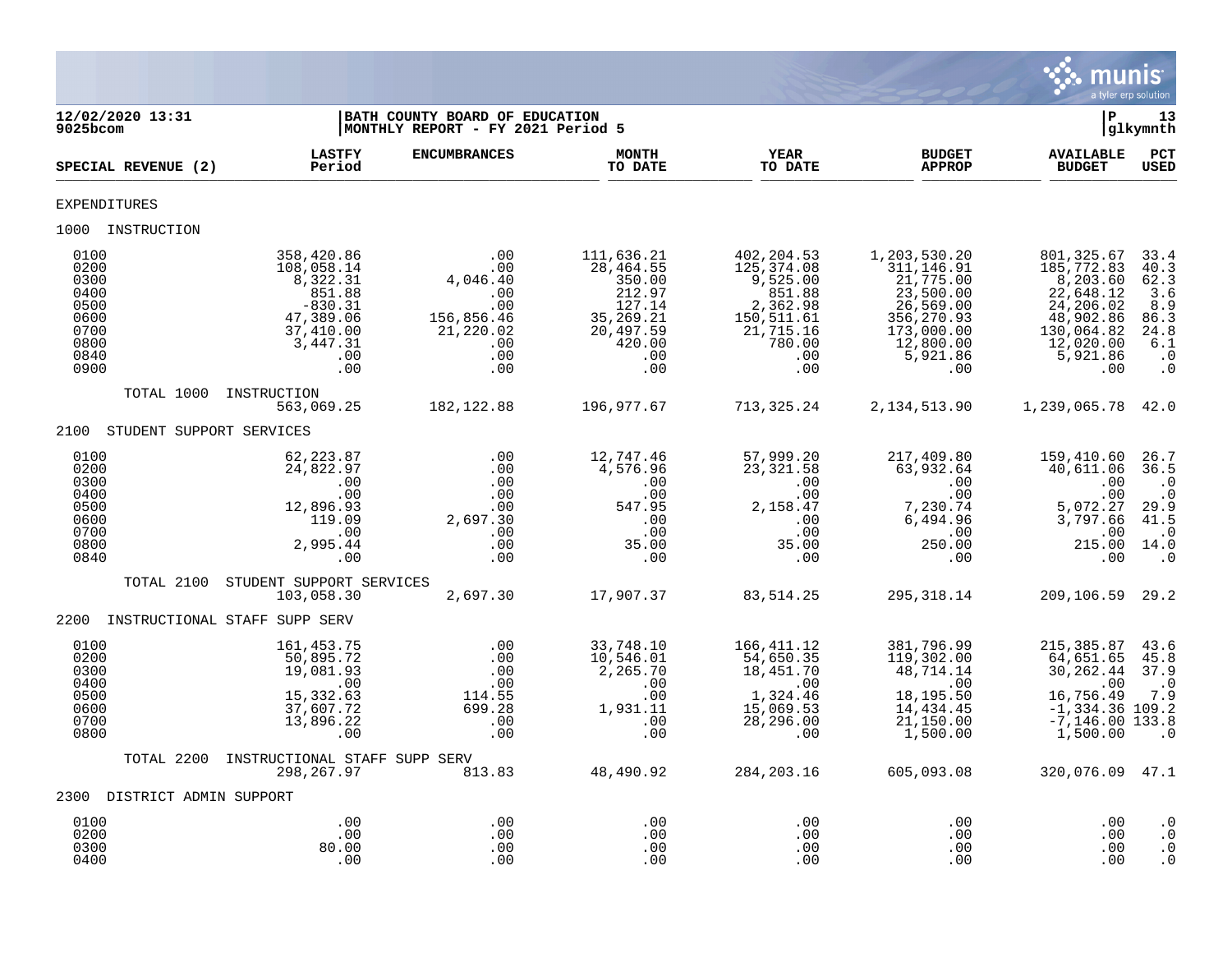**12/02/2020 13:31**
**9025bcom**

**BATH COUNTY BOARD OF EDUCATION**
**MONTHLY REPORT - FY 2021 Period 5**

**P 13**
**glkymnth**

| SPECIAL REVENUE (2) | LASTFY Period | ENCUMBRANCES | MONTH TO DATE | YEAR TO DATE | BUDGET APPROP | AVAILABLE BUDGET | PCT USED |
|---|---|---|---|---|---|---|---|
| EXPENDITURES | | | | | | | |
| 1000 INSTRUCTION | | | | | | | |
| 0100 | 358,420.86 | .00 | 111,636.21 | 402,204.53 | 1,203,530.20 | 801,325.67 | 33.4 |
| 0200 | 108,058.14 | .00 | 28,464.55 | 125,374.08 | 311,146.91 | 185,772.83 | 40.3 |
| 0300 | 8,322.31 | 4,046.40 | 350.00 | 9,525.00 | 21,775.00 | 8,203.60 | 62.3 |
| 0400 | 851.88 | .00 | 212.97 | 851.88 | 23,500.00 | 22,648.12 | 3.6 |
| 0500 | -830.31 | .00 | 127.14 | 2,362.98 | 26,569.00 | 24,206.02 | 8.9 |
| 0600 | 47,389.06 | 156,856.46 | 35,269.21 | 150,511.61 | 356,270.93 | 48,902.86 | 86.3 |
| 0700 | 37,410.00 | 21,220.02 | 20,497.59 | 21,715.16 | 173,000.00 | 130,064.82 | 24.8 |
| 0800 | 3,447.31 | .00 | 420.00 | 780.00 | 12,800.00 | 12,020.00 | 6.1 |
| 0840 | .00 | .00 | .00 | .00 | 5,921.86 | 5,921.86 | .0 |
| 0900 | .00 | .00 | .00 | .00 | .00 | .00 | .0 |
| TOTAL 1000 INSTRUCTION | 563,069.25 | 182,122.88 | 196,977.67 | 713,325.24 | 2,134,513.90 | 1,239,065.78 | 42.0 |
| 2100 STUDENT SUPPORT SERVICES | | | | | | | |
| 0100 | 62,223.87 | .00 | 12,747.46 | 57,999.20 | 217,409.80 | 159,410.60 | 26.7 |
| 0200 | 24,822.97 | .00 | 4,576.96 | 23,321.58 | 63,932.64 | 40,611.06 | 36.5 |
| 0300 | .00 | .00 | .00 | .00 | .00 | .00 | .0 |
| 0400 | .00 | .00 | .00 | .00 | .00 | .00 | .0 |
| 0500 | 12,896.93 | .00 | 547.95 | 2,158.47 | 7,230.74 | 5,072.27 | 29.9 |
| 0600 | 119.09 | 2,697.30 | .00 | .00 | 6,494.96 | 3,797.66 | 41.5 |
| 0700 | .00 | .00 | .00 | .00 | .00 | .00 | .0 |
| 0800 | 2,995.44 | .00 | 35.00 | 35.00 | 250.00 | 215.00 | 14.0 |
| 0840 | .00 | .00 | .00 | .00 | .00 | .00 | .0 |
| TOTAL 2100 STUDENT SUPPORT SERVICES | 103,058.30 | 2,697.30 | 17,907.37 | 83,514.25 | 295,318.14 | 209,106.59 | 29.2 |
| 2200 INSTRUCTIONAL STAFF SUPP SERV | | | | | | | |
| 0100 | 161,453.75 | .00 | 33,748.10 | 166,411.12 | 381,796.99 | 215,385.87 | 43.6 |
| 0200 | 50,895.72 | .00 | 10,546.01 | 54,650.35 | 119,302.00 | 64,651.65 | 45.8 |
| 0300 | 19,081.93 | .00 | 2,265.70 | 18,451.70 | 48,714.14 | 30,262.44 | 37.9 |
| 0400 | .00 | .00 | .00 | .00 | .00 | .00 | .0 |
| 0500 | 15,332.63 | 114.55 | .00 | 1,324.46 | 18,195.50 | 16,756.49 | 7.9 |
| 0600 | 37,607.72 | 699.28 | 1,931.11 | 15,069.53 | 14,434.45 | -1,334.36 | 109.2 |
| 0700 | 13,896.22 | .00 | .00 | 28,296.00 | 21,150.00 | -7,146.00 | 133.8 |
| 0800 | .00 | .00 | .00 | .00 | 1,500.00 | 1,500.00 | .0 |
| TOTAL 2200 INSTRUCTIONAL STAFF SUPP SERV | 298,267.97 | 813.83 | 48,490.92 | 284,203.16 | 605,093.08 | 320,076.09 | 47.1 |
| 2300 DISTRICT ADMIN SUPPORT | | | | | | | |
| 0100 | .00 | .00 | .00 | .00 | .00 | .00 | .0 |
| 0200 | .00 | .00 | .00 | .00 | .00 | .00 | .0 |
| 0300 | 80.00 | .00 | .00 | .00 | .00 | .00 | .0 |
| 0400 | .00 | .00 | .00 | .00 | .00 | .00 | .0 |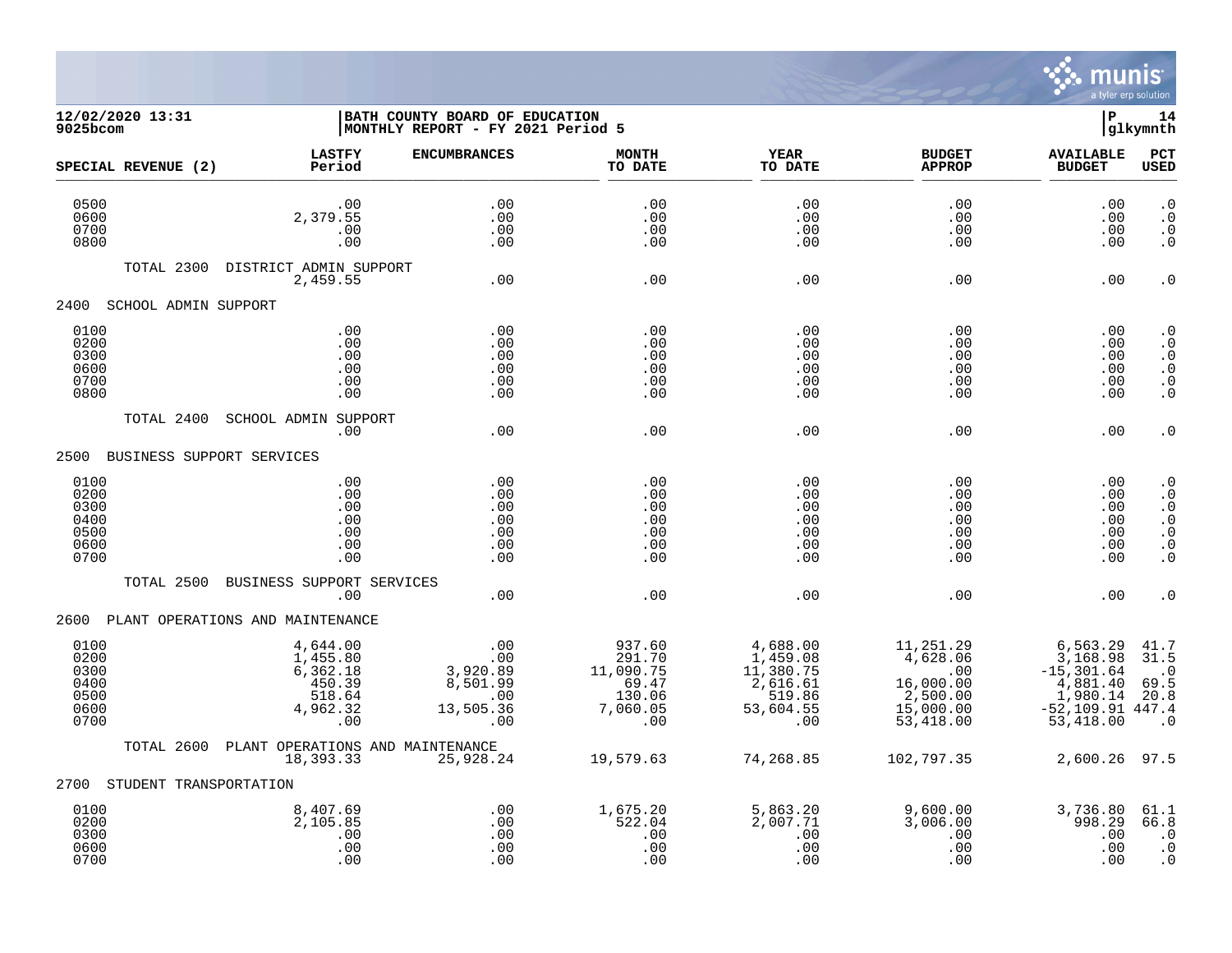12/02/2020 13:31 | BATH COUNTY BOARD OF EDUCATION | P 14
9025bcom | MONTHLY REPORT - FY 2021 Period 5 | glkymnth

| SPECIAL REVENUE (2) | LASTFY Period | ENCUMBRANCES | MONTH TO DATE | YEAR TO DATE | BUDGET APPROP | AVAILABLE BUDGET | PCT USED |
|---|---|---|---|---|---|---|---|
| 0500 | .00 | .00 | .00 | .00 | .00 | .00 | .0 |
| 0600 | 2,379.55 | .00 | .00 | .00 | .00 | .00 | .0 |
| 0700 | .00 | .00 | .00 | .00 | .00 | .00 | .0 |
| 0800 | .00 | .00 | .00 | .00 | .00 | .00 | .0 |
| TOTAL 2300 DISTRICT ADMIN SUPPORT | 2,459.55 | .00 | .00 | .00 | .00 | .00 | .0 |
| **2400 SCHOOL ADMIN SUPPORT** | | | | | | | |
| 0100 | .00 | .00 | .00 | .00 | .00 | .00 | .0 |
| 0200 | .00 | .00 | .00 | .00 | .00 | .00 | .0 |
| 0300 | .00 | .00 | .00 | .00 | .00 | .00 | .0 |
| 0600 | .00 | .00 | .00 | .00 | .00 | .00 | .0 |
| 0700 | .00 | .00 | .00 | .00 | .00 | .00 | .0 |
| 0800 | .00 | .00 | .00 | .00 | .00 | .00 | .0 |
| TOTAL 2400 SCHOOL ADMIN SUPPORT | .00 | .00 | .00 | .00 | .00 | .00 | .0 |
| **2500 BUSINESS SUPPORT SERVICES** | | | | | | | |
| 0100 | .00 | .00 | .00 | .00 | .00 | .00 | .0 |
| 0200 | .00 | .00 | .00 | .00 | .00 | .00 | .0 |
| 0300 | .00 | .00 | .00 | .00 | .00 | .00 | .0 |
| 0400 | .00 | .00 | .00 | .00 | .00 | .00 | .0 |
| 0500 | .00 | .00 | .00 | .00 | .00 | .00 | .0 |
| 0600 | .00 | .00 | .00 | .00 | .00 | .00 | .0 |
| 0700 | .00 | .00 | .00 | .00 | .00 | .00 | .0 |
| TOTAL 2500 BUSINESS SUPPORT SERVICES | .00 | .00 | .00 | .00 | .00 | .00 | .0 |
| **2600 PLANT OPERATIONS AND MAINTENANCE** | | | | | | | |
| 0100 | 4,644.00 | .00 | 937.60 | 4,688.00 | 11,251.29 | 6,563.29 | 41.7 |
| 0200 | 1,455.80 | .00 | 291.70 | 1,459.08 | 4,628.06 | 3,168.98 | 31.5 |
| 0300 | 6,362.18 | 3,920.89 | 11,090.75 | 11,380.75 | .00 | -15,301.64 | .0 |
| 0400 | 450.39 | 8,501.99 | 69.47 | 2,616.61 | 16,000.00 | 4,881.40 | 69.5 |
| 0500 | 518.64 | .00 | 130.06 | 519.86 | 2,500.00 | 1,980.14 | 20.8 |
| 0600 | 4,962.32 | 13,505.36 | 7,060.05 | 53,604.55 | 15,000.00 | -52,109.91 | 447.4 |
| 0700 | .00 | .00 | .00 | .00 | 53,418.00 | 53,418.00 | .0 |
| TOTAL 2600 PLANT OPERATIONS AND MAINTENANCE | 18,393.33 | 25,928.24 | 19,579.63 | 74,268.85 | 102,797.35 | 2,600.26 | 97.5 |
| **2700 STUDENT TRANSPORTATION** | | | | | | | |
| 0100 | 8,407.69 | .00 | 1,675.20 | 5,863.20 | 9,600.00 | 3,736.80 | 61.1 |
| 0200 | 2,105.85 | .00 | 522.04 | 2,007.71 | 3,006.00 | 998.29 | 66.8 |
| 0300 | .00 | .00 | .00 | .00 | .00 | .00 | .0 |
| 0600 | .00 | .00 | .00 | .00 | .00 | .00 | .0 |
| 0700 | .00 | .00 | .00 | .00 | .00 | .00 | .0 |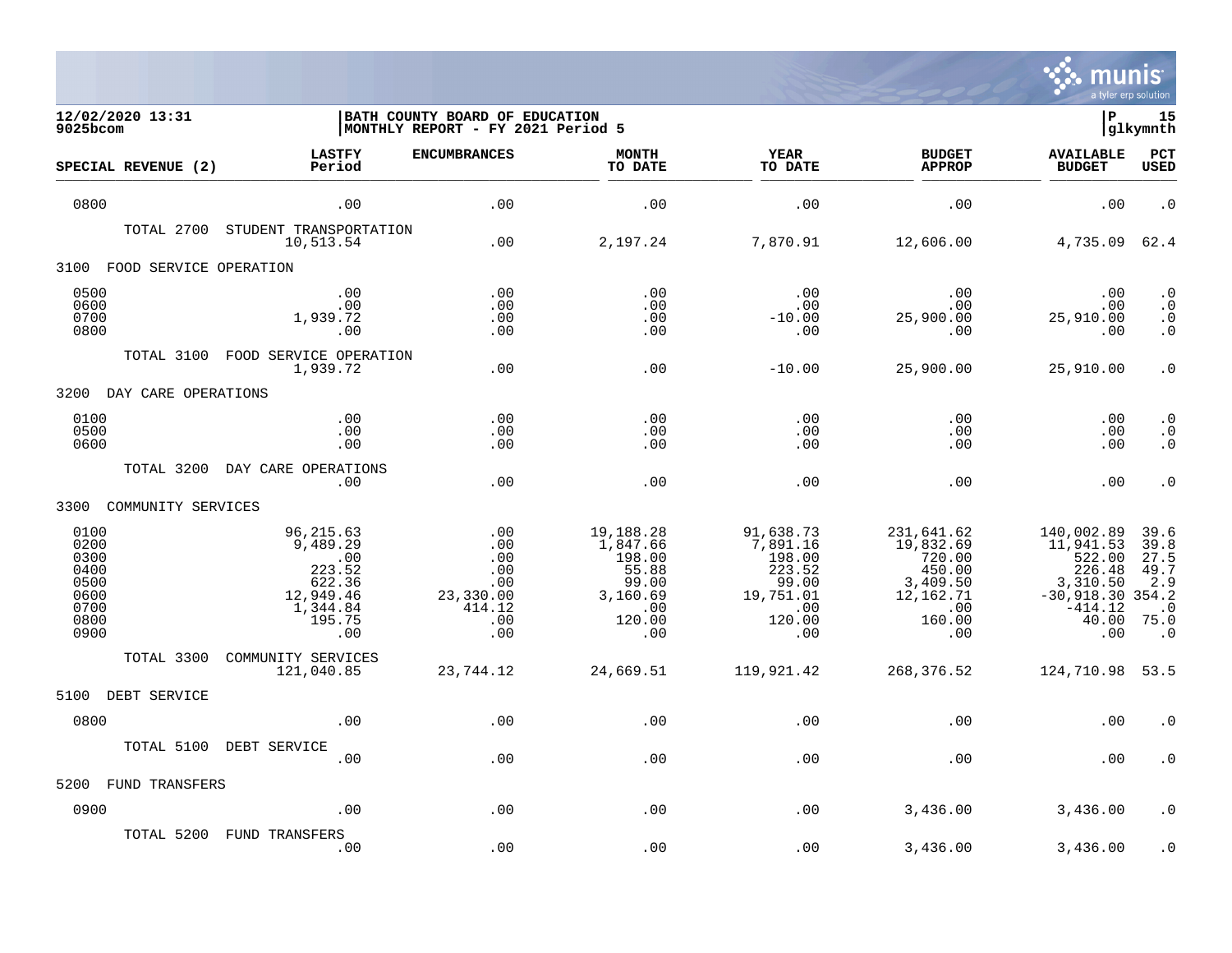12/02/2020 13:31
9025bcom

BATH COUNTY BOARD OF EDUCATION
MONTHLY REPORT - FY 2021 Period 5

| SPECIAL REVENUE (2) | LASTFY Period | ENCUMBRANCES | MONTH TO DATE | YEAR TO DATE | BUDGET APPROP | AVAILABLE BUDGET | PCT USED |
|---|---|---|---|---|---|---|---|
| 0800 | .00 | .00 | .00 | .00 | .00 | .00 | .0 |
| TOTAL 2700 STUDENT TRANSPORTATION | 10,513.54 | .00 | 2,197.24 | 7,870.91 | 12,606.00 | 4,735.09 | 62.4 |
| **3100 FOOD SERVICE OPERATION** | | | | | | | |
| 0500 | .00 | .00 | .00 | .00 | .00 | .00 | .0 |
| 0600 | .00 | .00 | .00 | .00 | .00 | .00 | .0 |
| 0700 | 1,939.72 | .00 | .00 | -10.00 | 25,900.00 | 25,910.00 | .0 |
| 0800 | .00 | .00 | .00 | .00 | .00 | .00 | .0 |
| TOTAL 3100 FOOD SERVICE OPERATION | 1,939.72 | .00 | .00 | -10.00 | 25,900.00 | 25,910.00 | .0 |
| **3200 DAY CARE OPERATIONS** | | | | | | | |
| 0100 | .00 | .00 | .00 | .00 | .00 | .00 | .0 |
| 0500 | .00 | .00 | .00 | .00 | .00 | .00 | .0 |
| 0600 | .00 | .00 | .00 | .00 | .00 | .00 | .0 |
| TOTAL 3200 DAY CARE OPERATIONS | .00 | .00 | .00 | .00 | .00 | .00 | .0 |
| **3300 COMMUNITY SERVICES** | | | | | | | |
| 0100 | 96,215.63 | .00 | 19,188.28 | 91,638.73 | 231,641.62 | 140,002.89 | 39.6 |
| 0200 | 9,489.29 | .00 | 1,847.66 | 7,891.16 | 19,832.69 | 11,941.53 | 39.8 |
| 0300 | .00 | .00 | 198.00 | 198.00 | 720.00 | 522.00 | 27.5 |
| 0400 | 223.52 | .00 | 55.88 | 223.52 | 450.00 | 226.48 | 49.7 |
| 0500 | 622.36 | .00 | 99.00 | 99.00 | 3,409.50 | 3,310.50 | 2.9 |
| 0600 | 12,949.46 | 23,330.00 | 3,160.69 | 19,751.01 | 12,162.71 | -30,918.30 | 354.2 |
| 0700 | 1,344.84 | 414.12 | .00 | .00 | .00 | -414.12 | .0 |
| 0800 | 195.75 | .00 | 120.00 | 120.00 | 160.00 | 40.00 | 75.0 |
| 0900 | .00 | .00 | .00 | .00 | .00 | .00 | .0 |
| TOTAL 3300 COMMUNITY SERVICES | 121,040.85 | 23,744.12 | 24,669.51 | 119,921.42 | 268,376.52 | 124,710.98 | 53.5 |
| **5100 DEBT SERVICE** | | | | | | | |
| 0800 | .00 | .00 | .00 | .00 | .00 | .00 | .0 |
| TOTAL 5100 DEBT SERVICE | .00 | .00 | .00 | .00 | .00 | .00 | .0 |
| **5200 FUND TRANSFERS** | | | | | | | |
| 0900 | .00 | .00 | .00 | .00 | 3,436.00 | 3,436.00 | .0 |
| TOTAL 5200 FUND TRANSFERS | .00 | .00 | .00 | .00 | 3,436.00 | 3,436.00 | .0 |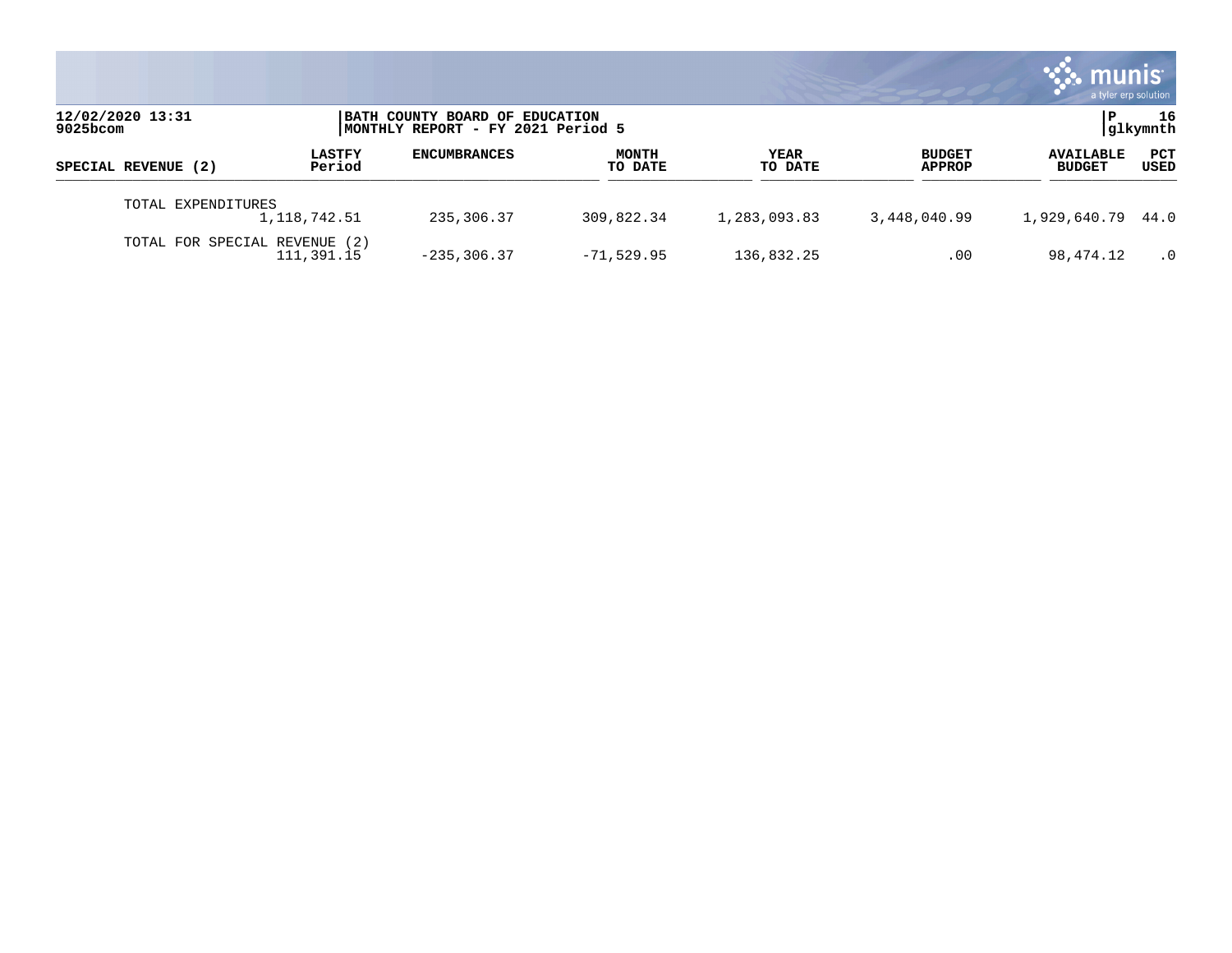12/02/2020 13:31
9025bcom

BATH COUNTY BOARD OF EDUCATION
MONTHLY REPORT - FY 2021 Period 5

P 16
glkymnth

| SPECIAL REVENUE (2) | LASTFY Period | ENCUMBRANCES | MONTH TO DATE | YEAR TO DATE | BUDGET APPROP | AVAILABLE BUDGET | PCT USED |
|---|---|---|---|---|---|---|---|
| TOTAL EXPENDITURES | 1,118,742.51 | 235,306.37 | 309,822.34 | 1,283,093.83 | 3,448,040.99 | 1,929,640.79 | 44.0 |
| TOTAL FOR SPECIAL REVENUE (2) | 111,391.15 | -235,306.37 | -71,529.95 | 136,832.25 | .00 | 98,474.12 | .0 |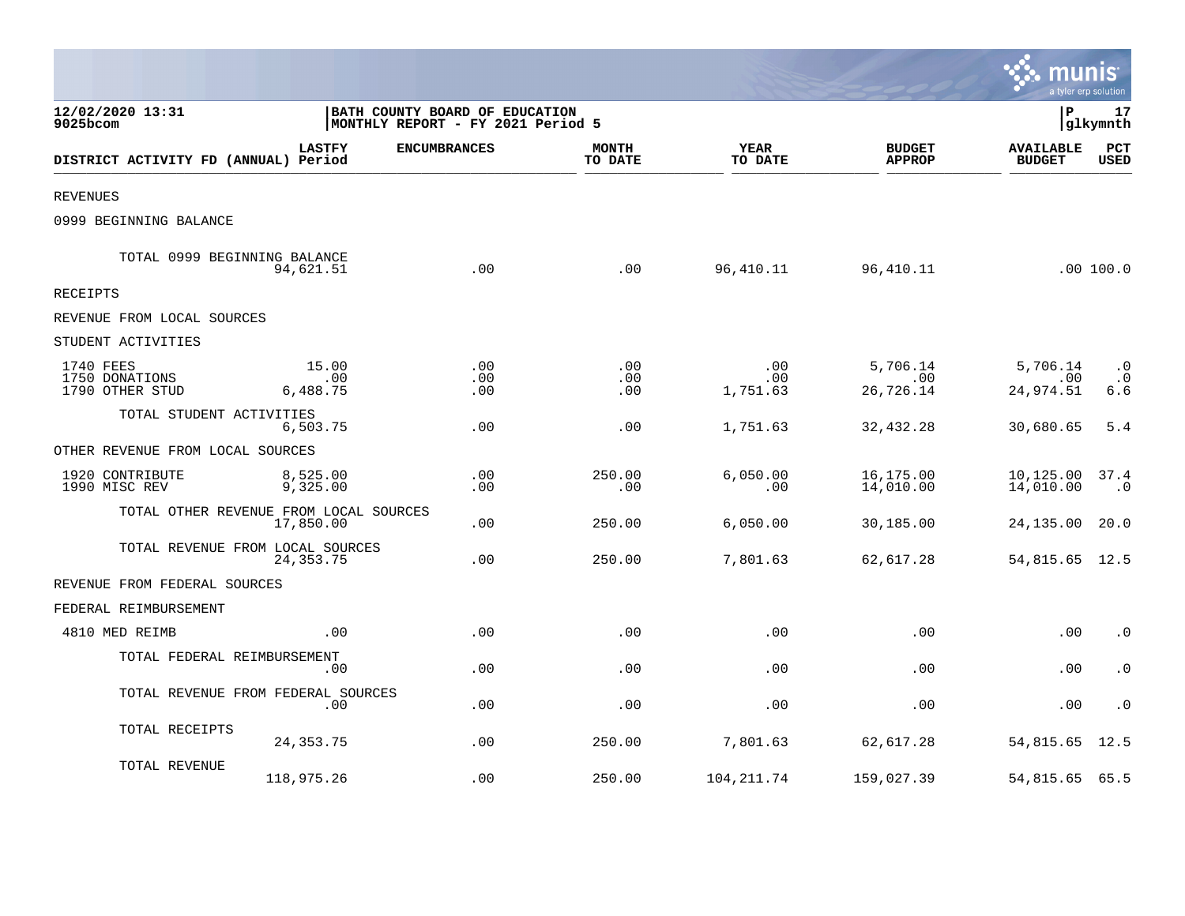12/02/2020 13:31
9025bcom

BATH COUNTY BOARD OF EDUCATION
MONTHLY REPORT - FY 2021 Period 5

P 17
glkymnth

| DISTRICT ACTIVITY FD (ANNUAL) | LASTFY Period | ENCUMBRANCES | MONTH TO DATE | YEAR TO DATE | BUDGET APPROP | AVAILABLE BUDGET | PCT USED |
|---|---|---|---|---|---|---|---|
| REVENUES | | | | | | | |
| 0999 BEGINNING BALANCE | | | | | | | |
| TOTAL 0999 BEGINNING BALANCE | 94,621.51 | .00 | .00 | 96,410.11 | 96,410.11 | .00 | 100.0 |
| RECEIPTS | | | | | | | |
| REVENUE FROM LOCAL SOURCES | | | | | | | |
| STUDENT ACTIVITIES | | | | | | | |
| 1740 FEES | 15.00 | .00 | .00 | .00 | 5,706.14 | 5,706.14 | .0 |
| 1750 DONATIONS | .00 | .00 | .00 | .00 | .00 | .00 | .0 |
| 1790 OTHER STUD | 6,488.75 | .00 | .00 | 1,751.63 | 26,726.14 | 24,974.51 | 6.6 |
| TOTAL STUDENT ACTIVITIES | 6,503.75 | .00 | .00 | 1,751.63 | 32,432.28 | 30,680.65 | 5.4 |
| OTHER REVENUE FROM LOCAL SOURCES | | | | | | | |
| 1920 CONTRIBUTE | 8,525.00 | .00 | 250.00 | 6,050.00 | 16,175.00 | 10,125.00 | 37.4 |
| 1990 MISC REV | 9,325.00 | .00 | .00 | .00 | 14,010.00 | 14,010.00 | .0 |
| TOTAL OTHER REVENUE FROM LOCAL SOURCES | 17,850.00 | .00 | 250.00 | 6,050.00 | 30,185.00 | 24,135.00 | 20.0 |
| TOTAL REVENUE FROM LOCAL SOURCES | 24,353.75 | .00 | 250.00 | 7,801.63 | 62,617.28 | 54,815.65 | 12.5 |
| REVENUE FROM FEDERAL SOURCES | | | | | | | |
| FEDERAL REIMBURSEMENT | | | | | | | |
| 4810 MED REIMB | .00 | .00 | .00 | .00 | .00 | .00 | .0 |
| TOTAL FEDERAL REIMBURSEMENT | .00 | .00 | .00 | .00 | .00 | .00 | .0 |
| TOTAL REVENUE FROM FEDERAL SOURCES | .00 | .00 | .00 | .00 | .00 | .00 | .0 |
| TOTAL RECEIPTS | 24,353.75 | .00 | 250.00 | 7,801.63 | 62,617.28 | 54,815.65 | 12.5 |
| TOTAL REVENUE | 118,975.26 | .00 | 250.00 | 104,211.74 | 159,027.39 | 54,815.65 | 65.5 |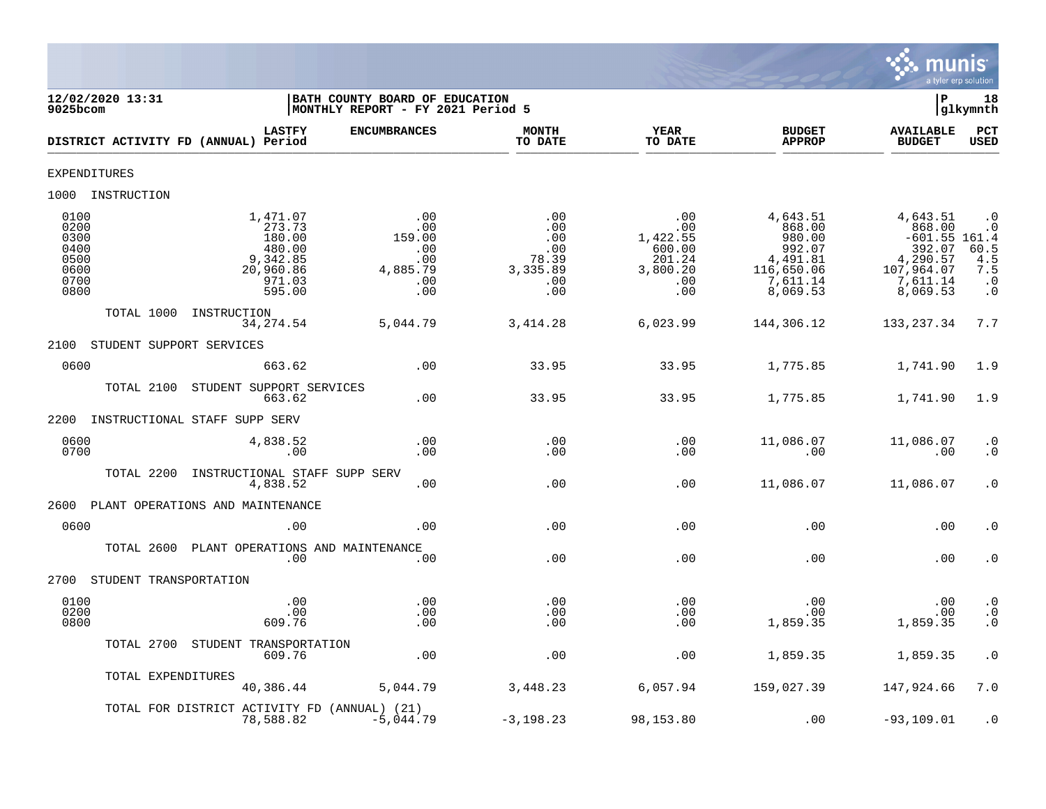12/02/2020 13:31 | BATH COUNTY BOARD OF EDUCATION | P 18
9025bcom | MONTHLY REPORT - FY 2021 Period 5 | glkymnth

| DISTRICT ACTIVITY FD (ANNUAL) | LASTFY Period | ENCUMBRANCES | MONTH TO DATE | YEAR TO DATE | BUDGET APPROP | AVAILABLE BUDGET | PCT USED |
|---|---|---|---|---|---|---|---|
| **EXPENDITURES** | | | | | | | |
| **1000 INSTRUCTION** | | | | | | | |
| 0100 | 1,471.07 | .00 | .00 | .00 | 4,643.51 | 4,643.51 | .0 |
| 0200 | 273.73 | .00 | .00 | .00 | 868.00 | 868.00 | .0 |
| 0300 | 180.00 | 159.00 | .00 | 1,422.55 | 980.00 | -601.55 | 161.4 |
| 0400 | 480.00 | .00 | .00 | 600.00 | 992.07 | 392.07 | 60.5 |
| 0500 | 9,342.85 | .00 | 78.39 | 201.24 | 4,491.81 | 4,290.57 | 4.5 |
| 0600 | 20,960.86 | 4,885.79 | 3,335.89 | 3,800.20 | 116,650.06 | 107,964.07 | 7.5 |
| 0700 | 971.03 | .00 | .00 | .00 | 7,611.14 | 7,611.14 | .0 |
| 0800 | 595.00 | .00 | .00 | .00 | 8,069.53 | 8,069.53 | .0 |
| TOTAL 1000 INSTRUCTION | 34,274.54 | 5,044.79 | 3,414.28 | 6,023.99 | 144,306.12 | 133,237.34 | 7.7 |
| **2100 STUDENT SUPPORT SERVICES** | | | | | | | |
| 0600 | 663.62 | .00 | 33.95 | 33.95 | 1,775.85 | 1,741.90 | 1.9 |
| TOTAL 2100 STUDENT SUPPORT SERVICES | 663.62 | .00 | 33.95 | 33.95 | 1,775.85 | 1,741.90 | 1.9 |
| **2200 INSTRUCTIONAL STAFF SUPP SERV** | | | | | | | |
| 0600 | 4,838.52 | .00 | .00 | .00 | 11,086.07 | 11,086.07 | .0 |
| 0700 | .00 | .00 | .00 | .00 | .00 | .00 | .0 |
| TOTAL 2200 INSTRUCTIONAL STAFF SUPP SERV | 4,838.52 | .00 | .00 | .00 | 11,086.07 | 11,086.07 | .0 |
| **2600 PLANT OPERATIONS AND MAINTENANCE** | | | | | | | |
| 0600 | .00 | .00 | .00 | .00 | .00 | .00 | .0 |
| TOTAL 2600 PLANT OPERATIONS AND MAINTENANCE | .00 | .00 | .00 | .00 | .00 | .00 | .0 |
| **2700 STUDENT TRANSPORTATION** | | | | | | | |
| 0100 | .00 | .00 | .00 | .00 | .00 | .00 | .0 |
| 0200 | .00 | .00 | .00 | .00 | .00 | .00 | .0 |
| 0800 | 609.76 | .00 | .00 | .00 | 1,859.35 | 1,859.35 | .0 |
| TOTAL 2700 STUDENT TRANSPORTATION | 609.76 | .00 | .00 | .00 | 1,859.35 | 1,859.35 | .0 |
| TOTAL EXPENDITURES | 40,386.44 | 5,044.79 | 3,448.23 | 6,057.94 | 159,027.39 | 147,924.66 | 7.0 |
| TOTAL FOR DISTRICT ACTIVITY FD (ANNUAL) (21) | 78,588.82 | -5,044.79 | -3,198.23 | 98,153.80 | .00 | -93,109.01 | .0 |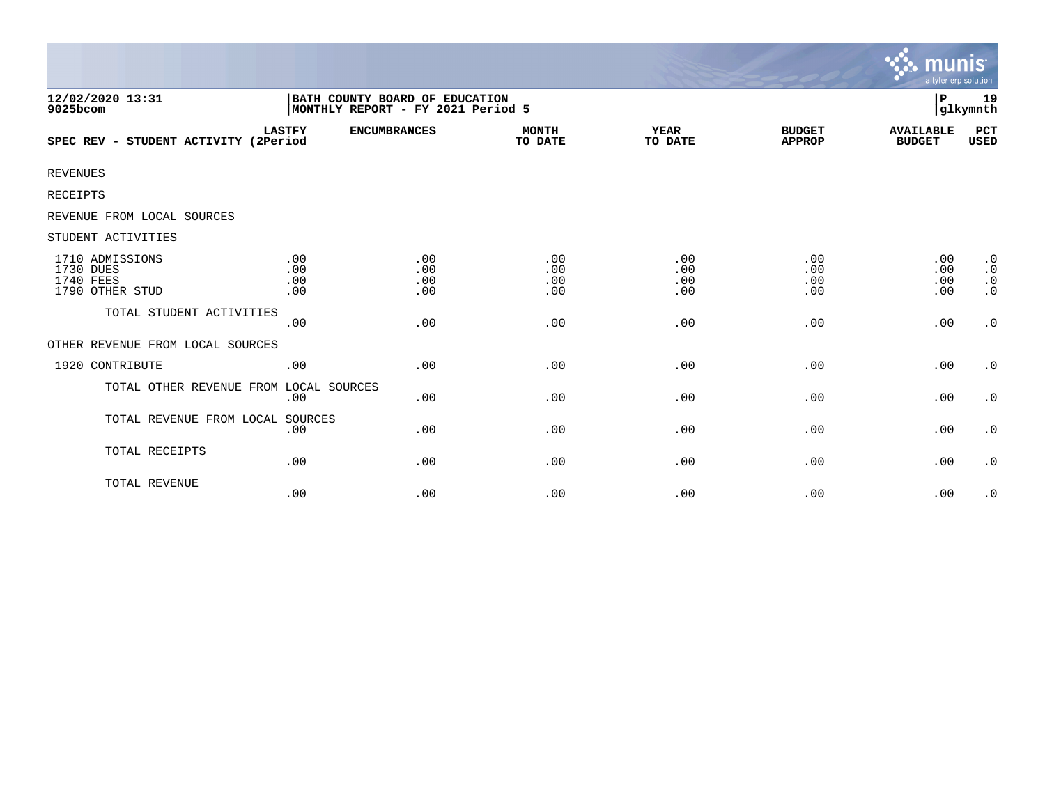**BATH COUNTY BOARD OF EDUCATION**
**MONTHLY REPORT - FY 2021 Period 5**

12/02/2020 13:31
9025bcom

P 19
glkymnth

| SPEC REV - STUDENT ACTIVITY | LASTFY (2Period | ENCUMBRANCES | MONTH TO DATE | YEAR TO DATE | BUDGET APPROP | AVAILABLE BUDGET | PCT USED |
|---|---|---|---|---|---|---|---|
| REVENUES | | | | | | | |
| RECEIPTS | | | | | | | |
| REVENUE FROM LOCAL SOURCES | | | | | | | |
| STUDENT ACTIVITIES | | | | | | | |
| 1710 ADMISSIONS | .00 | .00 | .00 | .00 | .00 | .00 | .0 |
| 1730 DUES | .00 | .00 | .00 | .00 | .00 | .00 | .0 |
| 1740 FEES | .00 | .00 | .00 | .00 | .00 | .00 | .0 |
| 1790 OTHER STUD | .00 | .00 | .00 | .00 | .00 | .00 | .0 |
| TOTAL STUDENT ACTIVITIES | .00 | .00 | .00 | .00 | .00 | .00 | .0 |
| OTHER REVENUE FROM LOCAL SOURCES | | | | | | | |
| 1920 CONTRIBUTE | .00 | .00 | .00 | .00 | .00 | .00 | .0 |
| TOTAL OTHER REVENUE FROM LOCAL SOURCES | .00 | .00 | .00 | .00 | .00 | .00 | .0 |
| TOTAL REVENUE FROM LOCAL SOURCES | .00 | .00 | .00 | .00 | .00 | .00 | .0 |
| TOTAL RECEIPTS | .00 | .00 | .00 | .00 | .00 | .00 | .0 |
| TOTAL REVENUE | .00 | .00 | .00 | .00 | .00 | .00 | .0 |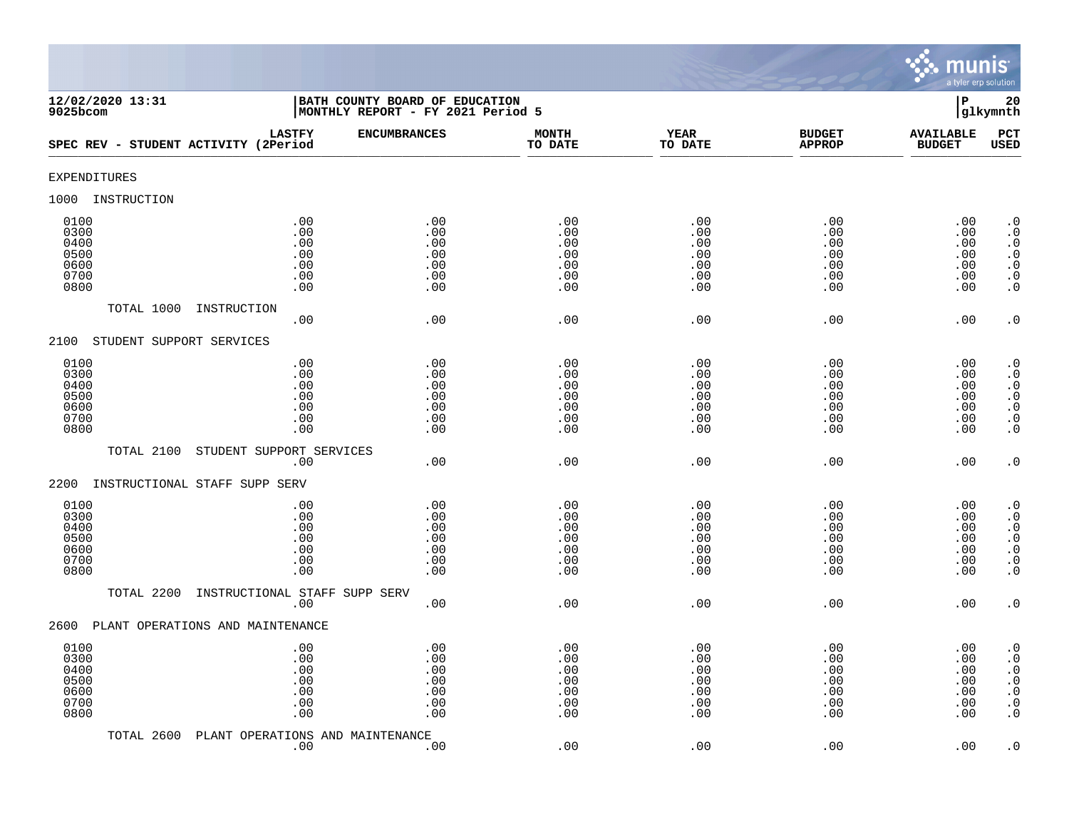12/02/2020 13:31
9025bcom

BATH COUNTY BOARD OF EDUCATION
MONTHLY REPORT - FY 2021 Period 5

P 20
glkymnth

| SPEC REV - STUDENT ACTIVITY | LASTFY (2Period | ENCUMBRANCES | MONTH TO DATE | YEAR TO DATE | BUDGET APPROP | AVAILABLE BUDGET | PCT USED |
|---|---|---|---|---|---|---|---|
| EXPENDITURES | | | | | | | |
| 1000 INSTRUCTION | | | | | | | |
| 0100 | .00 | .00 | .00 | .00 | .00 | .00 | .0 |
| 0300 | .00 | .00 | .00 | .00 | .00 | .00 | .0 |
| 0400 | .00 | .00 | .00 | .00 | .00 | .00 | .0 |
| 0500 | .00 | .00 | .00 | .00 | .00 | .00 | .0 |
| 0600 | .00 | .00 | .00 | .00 | .00 | .00 | .0 |
| 0700 | .00 | .00 | .00 | .00 | .00 | .00 | .0 |
| 0800 | .00 | .00 | .00 | .00 | .00 | .00 | .0 |
| TOTAL 1000 INSTRUCTION | .00 | .00 | .00 | .00 | .00 | .00 | .0 |
| 2100 STUDENT SUPPORT SERVICES | | | | | | | |
| 0100 | .00 | .00 | .00 | .00 | .00 | .00 | .0 |
| 0300 | .00 | .00 | .00 | .00 | .00 | .00 | .0 |
| 0400 | .00 | .00 | .00 | .00 | .00 | .00 | .0 |
| 0500 | .00 | .00 | .00 | .00 | .00 | .00 | .0 |
| 0600 | .00 | .00 | .00 | .00 | .00 | .00 | .0 |
| 0700 | .00 | .00 | .00 | .00 | .00 | .00 | .0 |
| 0800 | .00 | .00 | .00 | .00 | .00 | .00 | .0 |
| TOTAL 2100 STUDENT SUPPORT SERVICES | .00 | .00 | .00 | .00 | .00 | .00 | .0 |
| 2200 INSTRUCTIONAL STAFF SUPP SERV | | | | | | | |
| 0100 | .00 | .00 | .00 | .00 | .00 | .00 | .0 |
| 0300 | .00 | .00 | .00 | .00 | .00 | .00 | .0 |
| 0400 | .00 | .00 | .00 | .00 | .00 | .00 | .0 |
| 0500 | .00 | .00 | .00 | .00 | .00 | .00 | .0 |
| 0600 | .00 | .00 | .00 | .00 | .00 | .00 | .0 |
| 0700 | .00 | .00 | .00 | .00 | .00 | .00 | .0 |
| 0800 | .00 | .00 | .00 | .00 | .00 | .00 | .0 |
| TOTAL 2200 INSTRUCTIONAL STAFF SUPP SERV | .00 | .00 | .00 | .00 | .00 | .00 | .0 |
| 2600 PLANT OPERATIONS AND MAINTENANCE | | | | | | | |
| 0100 | .00 | .00 | .00 | .00 | .00 | .00 | .0 |
| 0300 | .00 | .00 | .00 | .00 | .00 | .00 | .0 |
| 0400 | .00 | .00 | .00 | .00 | .00 | .00 | .0 |
| 0500 | .00 | .00 | .00 | .00 | .00 | .00 | .0 |
| 0600 | .00 | .00 | .00 | .00 | .00 | .00 | .0 |
| 0700 | .00 | .00 | .00 | .00 | .00 | .00 | .0 |
| 0800 | .00 | .00 | .00 | .00 | .00 | .00 | .0 |
| TOTAL 2600 PLANT OPERATIONS AND MAINTENANCE | .00 | .00 | .00 | .00 | .00 | .00 | .0 |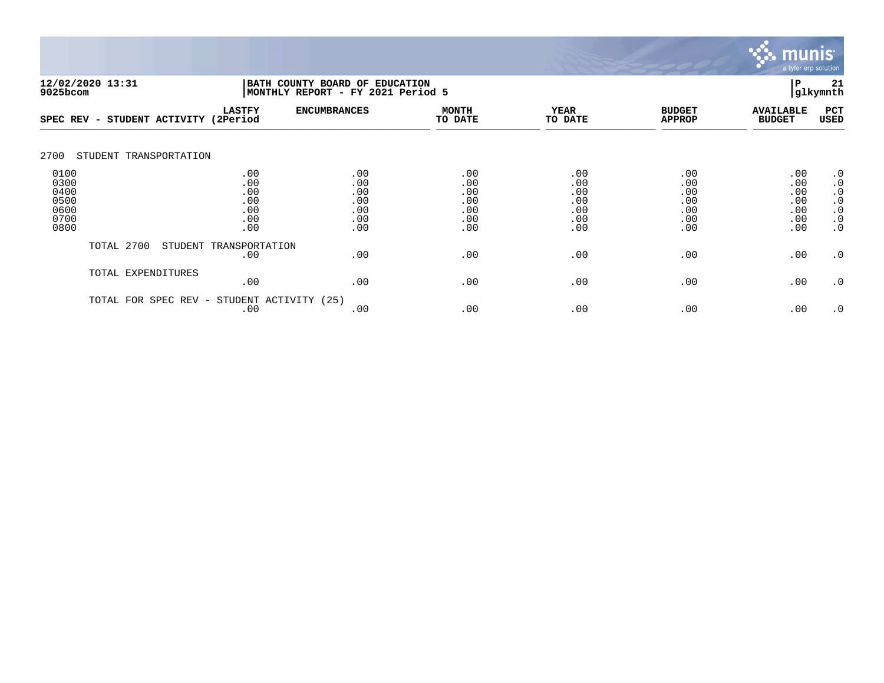12/02/2020 13:31
9025bcom

BATH COUNTY BOARD OF EDUCATION
MONTHLY REPORT - FY 2021 Period 5

P 21
glkymnth

| SPEC REV - STUDENT ACTIVITY | LASTFY (2Period | ENCUMBRANCES | MONTH TO DATE | YEAR TO DATE | BUDGET APPROP | AVAILABLE BUDGET | PCT USED |
|---|---|---|---|---|---|---|---|
| **2700 STUDENT TRANSPORTATION** | | | | | | | |
| 0100 | .00 | .00 | .00 | .00 | .00 | .00 | .0 |
| 0300 | .00 | .00 | .00 | .00 | .00 | .00 | .0 |
| 0400 | .00 | .00 | .00 | .00 | .00 | .00 | .0 |
| 0500 | .00 | .00 | .00 | .00 | .00 | .00 | .0 |
| 0600 | .00 | .00 | .00 | .00 | .00 | .00 | .0 |
| 0700 | .00 | .00 | .00 | .00 | .00 | .00 | .0 |
| 0800 | .00 | .00 | .00 | .00 | .00 | .00 | .0 |
| TOTAL 2700 STUDENT TRANSPORTATION | .00 | .00 | .00 | .00 | .00 | .00 | .0 |
| TOTAL EXPENDITURES | .00 | .00 | .00 | .00 | .00 | .00 | .0 |
| TOTAL FOR SPEC REV - STUDENT ACTIVITY (25) | .00 | .00 | .00 | .00 | .00 | .00 | .0 |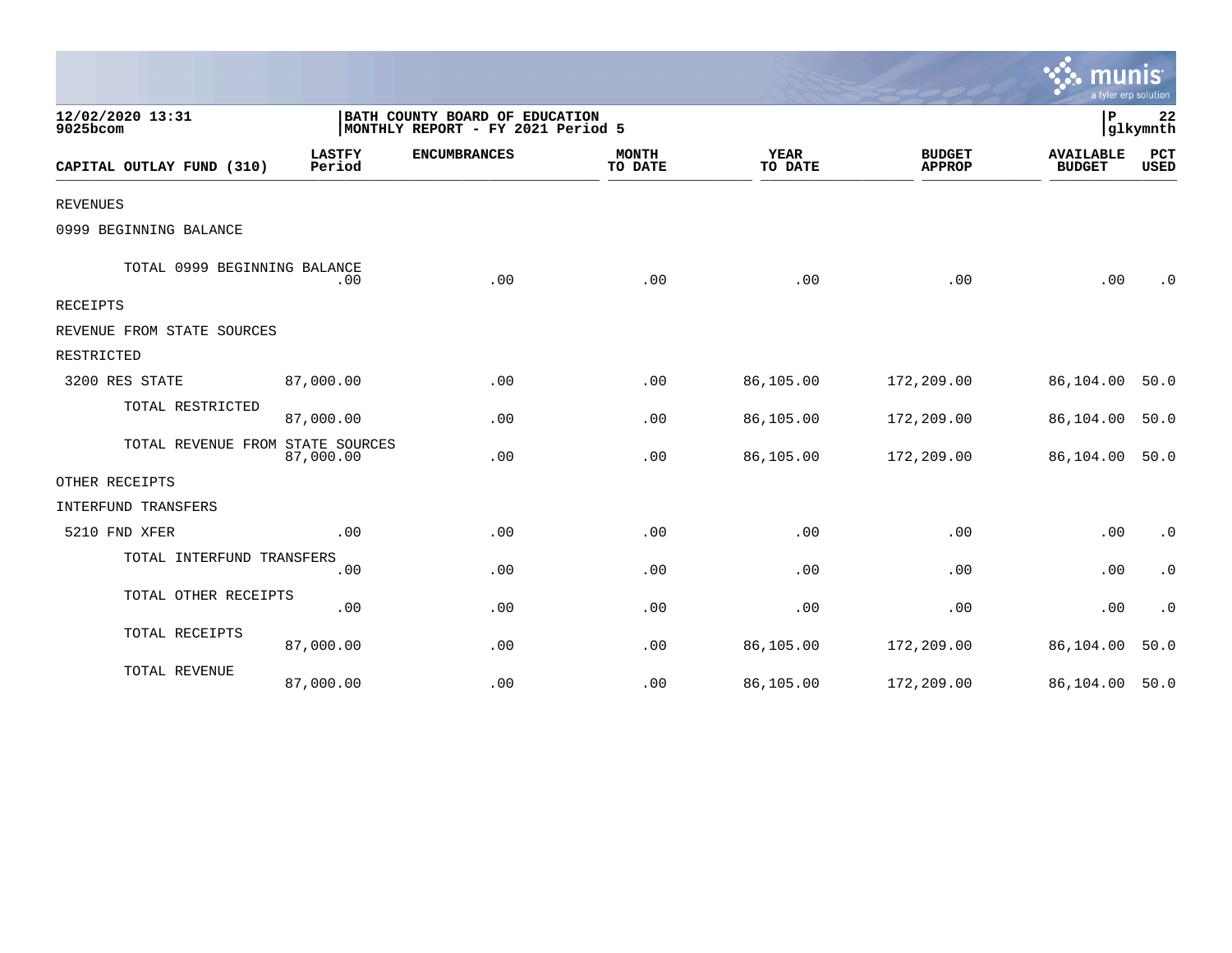12/02/2020 13:31
9025bcom

BATH COUNTY BOARD OF EDUCATION
MONTHLY REPORT - FY 2021 Period 5

P 22
glkymnth

| CAPITAL OUTLAY FUND (310) | LASTFY Period | ENCUMBRANCES | MONTH TO DATE | YEAR TO DATE | BUDGET APPROP | AVAILABLE BUDGET | PCT USED |
|---|---|---|---|---|---|---|---|
| REVENUES | | | | | | | |
| 0999 BEGINNING BALANCE | | | | | | | |
| TOTAL 0999 BEGINNING BALANCE | .00 | .00 | .00 | .00 | .00 | .00 | .0 |
| RECEIPTS | | | | | | | |
| REVENUE FROM STATE SOURCES | | | | | | | |
| RESTRICTED | | | | | | | |
| 3200 RES STATE | 87,000.00 | .00 | .00 | 86,105.00 | 172,209.00 | 86,104.00 | 50.0 |
| TOTAL RESTRICTED | 87,000.00 | .00 | .00 | 86,105.00 | 172,209.00 | 86,104.00 | 50.0 |
| TOTAL REVENUE FROM STATE SOURCES | 87,000.00 | .00 | .00 | 86,105.00 | 172,209.00 | 86,104.00 | 50.0 |
| OTHER RECEIPTS | | | | | | | |
| INTERFUND TRANSFERS | | | | | | | |
| 5210 FND XFER | .00 | .00 | .00 | .00 | .00 | .00 | .0 |
| TOTAL INTERFUND TRANSFERS | .00 | .00 | .00 | .00 | .00 | .00 | .0 |
| TOTAL OTHER RECEIPTS | .00 | .00 | .00 | .00 | .00 | .00 | .0 |
| TOTAL RECEIPTS | 87,000.00 | .00 | .00 | 86,105.00 | 172,209.00 | 86,104.00 | 50.0 |
| TOTAL REVENUE | 87,000.00 | .00 | .00 | 86,105.00 | 172,209.00 | 86,104.00 | 50.0 |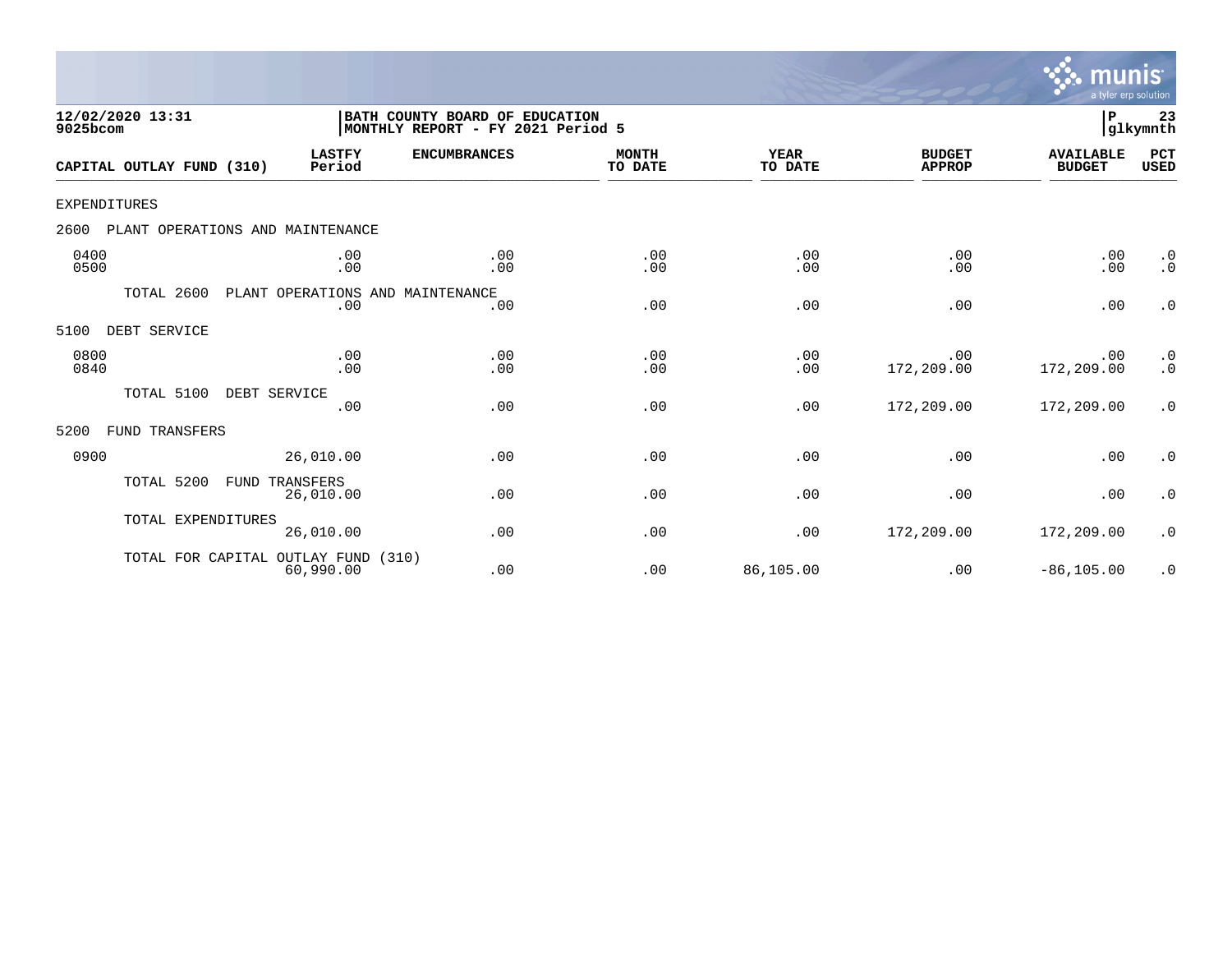**12/02/2020 13:31**
**9025bcom**

**BATH COUNTY BOARD OF EDUCATION**
**MONTHLY REPORT - FY 2021 Period 5**

**P 23**
**glkymnth**

| CAPITAL OUTLAY FUND (310) | LASTFY Period | ENCUMBRANCES | MONTH TO DATE | YEAR TO DATE | BUDGET APPROP | AVAILABLE BUDGET | PCT USED |
|---|---|---|---|---|---|---|---|
| EXPENDITURES | | | | | | | |
| 2600 PLANT OPERATIONS AND MAINTENANCE | | | | | | | |
| 0400 | .00 | .00 | .00 | .00 | .00 | .00 | .0 |
| 0500 | .00 | .00 | .00 | .00 | .00 | .00 | .0 |
| TOTAL 2600 PLANT OPERATIONS AND MAINTENANCE | .00 | .00 | .00 | .00 | .00 | .00 | .0 |
| 5100 DEBT SERVICE | | | | | | | |
| 0800 | .00 | .00 | .00 | .00 | .00 | .00 | .0 |
| 0840 | .00 | .00 | .00 | .00 | 172,209.00 | 172,209.00 | .0 |
| TOTAL 5100 DEBT SERVICE | .00 | .00 | .00 | .00 | 172,209.00 | 172,209.00 | .0 |
| 5200 FUND TRANSFERS | | | | | | | |
| 0900 | 26,010.00 | .00 | .00 | .00 | .00 | .00 | .0 |
| TOTAL 5200 FUND TRANSFERS | 26,010.00 | .00 | .00 | .00 | .00 | .00 | .0 |
| TOTAL EXPENDITURES | 26,010.00 | .00 | .00 | .00 | 172,209.00 | 172,209.00 | .0 |
| TOTAL FOR CAPITAL OUTLAY FUND (310) | 60,990.00 | .00 | .00 | 86,105.00 | .00 | -86,105.00 | .0 |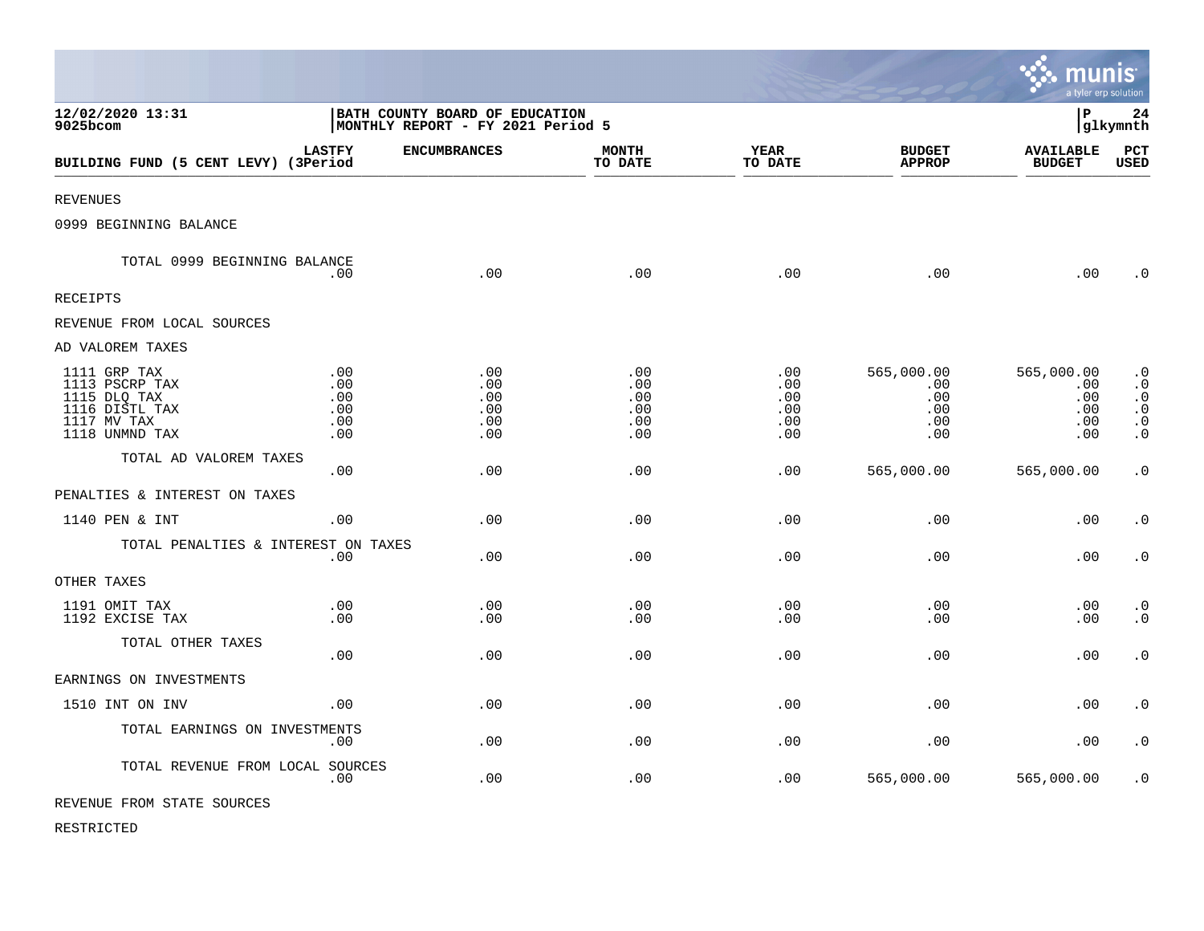12/02/2020 13:31 | BATH COUNTY BOARD OF EDUCATION | P 24
9025bcom | MONTHLY REPORT - FY 2021 Period 5 | glkymnth

| BUILDING FUND (5 CENT LEVY) | LASTFY (3Period | ENCUMBRANCES | MONTH TO DATE | YEAR TO DATE | BUDGET APPROP | AVAILABLE BUDGET | PCT USED |
|---|---|---|---|---|---|---|---|
| REVENUES | | | | | | | |
| 0999 BEGINNING BALANCE | | | | | | | |
| TOTAL 0999 BEGINNING BALANCE | .00 | .00 | .00 | .00 | .00 | .00 | .0 |
| RECEIPTS | | | | | | | |
| REVENUE FROM LOCAL SOURCES | | | | | | | |
| AD VALOREM TAXES | | | | | | | |
| 1111 GRP TAX | .00 | .00 | .00 | .00 | 565,000.00 | 565,000.00 | .0 |
| 1113 PSCRP TAX | .00 | .00 | .00 | .00 | .00 | .00 | .0 |
| 1115 DLQ TAX | .00 | .00 | .00 | .00 | .00 | .00 | .0 |
| 1116 DISTL TAX | .00 | .00 | .00 | .00 | .00 | .00 | .0 |
| 1117 MV TAX | .00 | .00 | .00 | .00 | .00 | .00 | .0 |
| 1118 UNMND TAX | .00 | .00 | .00 | .00 | .00 | .00 | .0 |
| TOTAL AD VALOREM TAXES | .00 | .00 | .00 | .00 | 565,000.00 | 565,000.00 | .0 |
| PENALTIES & INTEREST ON TAXES | | | | | | | |
| 1140 PEN & INT | .00 | .00 | .00 | .00 | .00 | .00 | .0 |
| TOTAL PENALTIES & INTEREST ON TAXES | .00 | .00 | .00 | .00 | .00 | .00 | .0 |
| OTHER TAXES | | | | | | | |
| 1191 OMIT TAX | .00 | .00 | .00 | .00 | .00 | .00 | .0 |
| 1192 EXCISE TAX | .00 | .00 | .00 | .00 | .00 | .00 | .0 |
| TOTAL OTHER TAXES | .00 | .00 | .00 | .00 | .00 | .00 | .0 |
| EARNINGS ON INVESTMENTS | | | | | | | |
| 1510 INT ON INV | .00 | .00 | .00 | .00 | .00 | .00 | .0 |
| TOTAL EARNINGS ON INVESTMENTS | .00 | .00 | .00 | .00 | .00 | .00 | .0 |
| TOTAL REVENUE FROM LOCAL SOURCES | .00 | .00 | .00 | .00 | 565,000.00 | 565,000.00 | .0 |
| REVENUE FROM STATE SOURCES | | | | | | | |
| RESTRICTED | | | | | | | |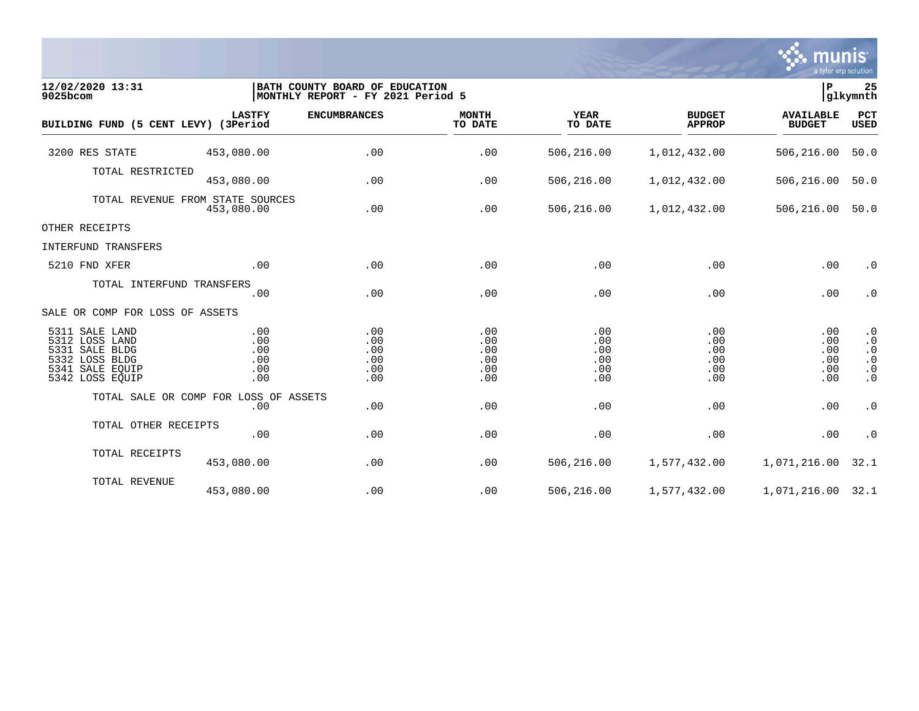12/02/2020 13:31 | BATH COUNTY BOARD OF EDUCATION
9025bcom | MONTHLY REPORT - FY 2021 Period 5

| BUILDING FUND (5 CENT LEVY) | LASTFY (3Period | ENCUMBRANCES | MONTH TO DATE | YEAR TO DATE | BUDGET APPROP | AVAILABLE BUDGET | PCT USED |
|---|---|---|---|---|---|---|---|
| 3200 RES STATE | 453,080.00 | .00 | .00 | 506,216.00 | 1,012,432.00 | 506,216.00 | 50.0 |
| TOTAL RESTRICTED | 453,080.00 | .00 | .00 | 506,216.00 | 1,012,432.00 | 506,216.00 | 50.0 |
| TOTAL REVENUE FROM STATE SOURCES | 453,080.00 | .00 | .00 | 506,216.00 | 1,012,432.00 | 506,216.00 | 50.0 |
| OTHER RECEIPTS | | | | | | | |
| INTERFUND TRANSFERS | | | | | | | |
| 5210 FND XFER | .00 | .00 | .00 | .00 | .00 | .00 | .0 |
| TOTAL INTERFUND TRANSFERS | .00 | .00 | .00 | .00 | .00 | .00 | .0 |
| SALE OR COMP FOR LOSS OF ASSETS | | | | | | | |
| 5311 SALE LAND | .00 | .00 | .00 | .00 | .00 | .00 | .0 |
| 5312 LOSS LAND | .00 | .00 | .00 | .00 | .00 | .00 | .0 |
| 5331 SALE BLDG | .00 | .00 | .00 | .00 | .00 | .00 | .0 |
| 5332 LOSS BLDG | .00 | .00 | .00 | .00 | .00 | .00 | .0 |
| 5341 SALE EQUIP | .00 | .00 | .00 | .00 | .00 | .00 | .0 |
| 5342 LOSS EQUIP | .00 | .00 | .00 | .00 | .00 | .00 | .0 |
| TOTAL SALE OR COMP FOR LOSS OF ASSETS | .00 | .00 | .00 | .00 | .00 | .00 | .0 |
| TOTAL OTHER RECEIPTS | .00 | .00 | .00 | .00 | .00 | .00 | .0 |
| TOTAL RECEIPTS | 453,080.00 | .00 | .00 | 506,216.00 | 1,577,432.00 | 1,071,216.00 | 32.1 |
| TOTAL REVENUE | 453,080.00 | .00 | .00 | 506,216.00 | 1,577,432.00 | 1,071,216.00 | 32.1 |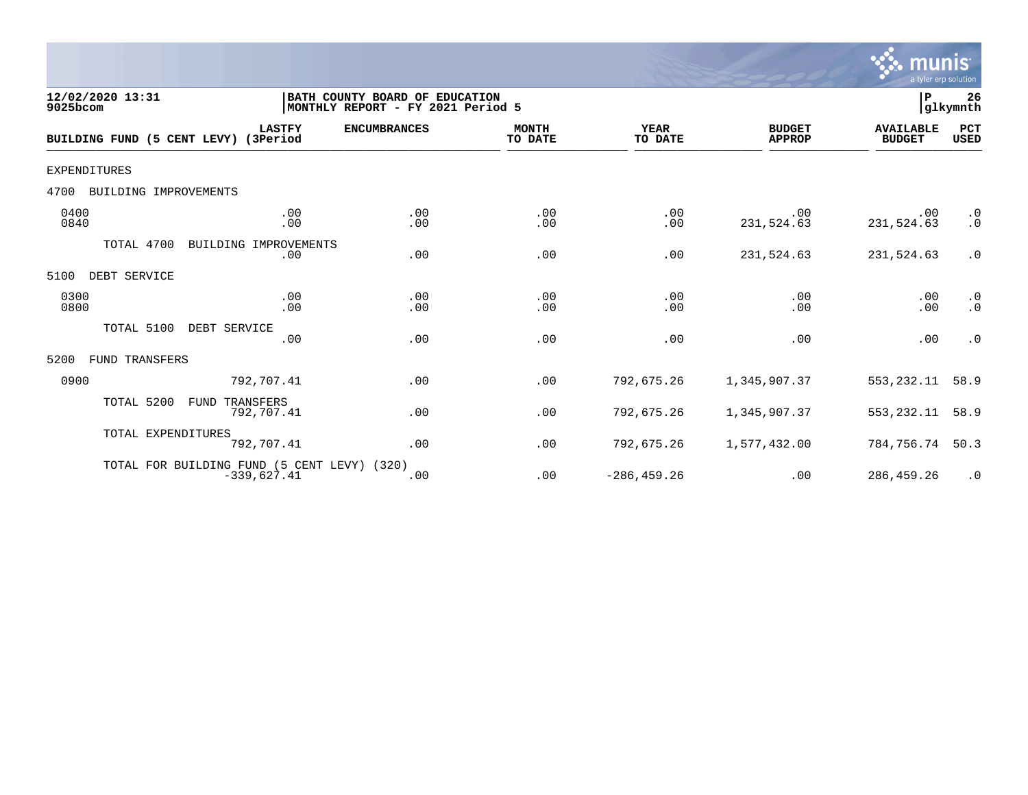12/02/2020 13:31
9025bcom

BATH COUNTY BOARD OF EDUCATION
MONTHLY REPORT - FY 2021 Period 5

P 26
glkymnth

| BUILDING FUND (5 CENT LEVY) | LASTFY (3Period | ENCUMBRANCES | MONTH TO DATE | YEAR TO DATE | BUDGET APPROP | AVAILABLE BUDGET | PCT USED |
|---|---|---|---|---|---|---|---|
| EXPENDITURES | | | | | | | |
| 4700 BUILDING IMPROVEMENTS | | | | | | | |
| 0400 | .00 | .00 | .00 | .00 | .00 | .00 | .0 |
| 0840 | .00 | .00 | .00 | .00 | 231,524.63 | 231,524.63 | .0 |
| TOTAL 4700 BUILDING IMPROVEMENTS | .00 | .00 | .00 | .00 | 231,524.63 | 231,524.63 | .0 |
| 5100 DEBT SERVICE | | | | | | | |
| 0300 | .00 | .00 | .00 | .00 | .00 | .00 | .0 |
| 0800 | .00 | .00 | .00 | .00 | .00 | .00 | .0 |
| TOTAL 5100 DEBT SERVICE | .00 | .00 | .00 | .00 | .00 | .00 | .0 |
| 5200 FUND TRANSFERS | | | | | | | |
| 0900 | 792,707.41 | .00 | .00 | 792,675.26 | 1,345,907.37 | 553,232.11 | 58.9 |
| TOTAL 5200 FUND TRANSFERS | 792,707.41 | .00 | .00 | 792,675.26 | 1,345,907.37 | 553,232.11 | 58.9 |
| TOTAL EXPENDITURES | 792,707.41 | .00 | .00 | 792,675.26 | 1,577,432.00 | 784,756.74 | 50.3 |
| TOTAL FOR BUILDING FUND (5 CENT LEVY) (320) | -339,627.41 | .00 | .00 | -286,459.26 | .00 | 286,459.26 | .0 |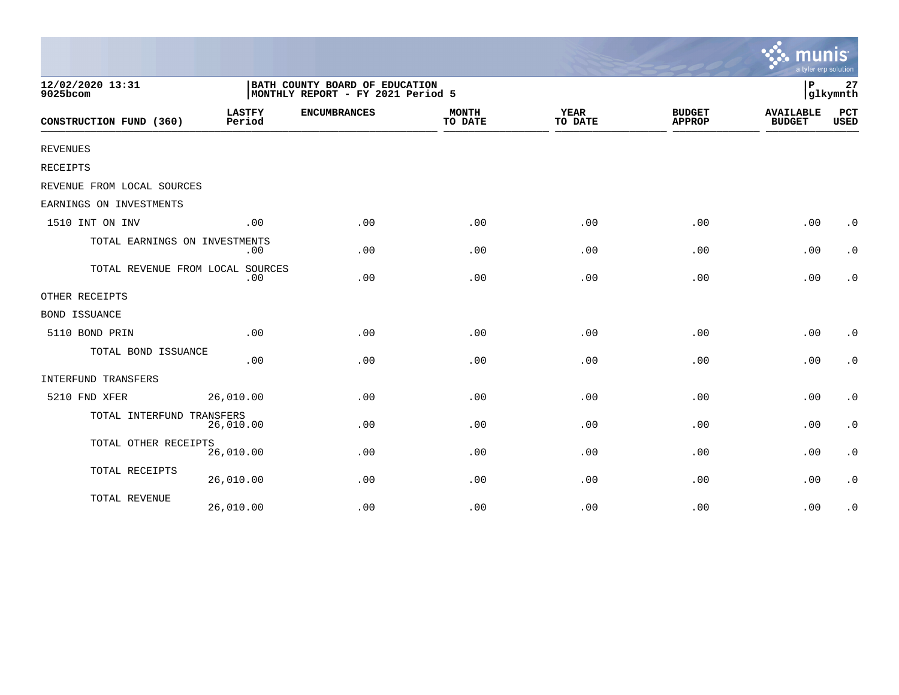12/02/2020 13:31
9025bcom

BATH COUNTY BOARD OF EDUCATION
MONTHLY REPORT - FY 2021 Period 5

P 27
glkymnth

| CONSTRUCTION FUND (360) | LASTFY Period | ENCUMBRANCES | MONTH TO DATE | YEAR TO DATE | BUDGET APPROP | AVAILABLE BUDGET | PCT USED |
|---|---|---|---|---|---|---|---|
| REVENUES | | | | | | | |
| RECEIPTS | | | | | | | |
| REVENUE FROM LOCAL SOURCES | | | | | | | |
| EARNINGS ON INVESTMENTS | | | | | | | |
| 1510 INT ON INV | .00 | .00 | .00 | .00 | .00 | .00 | .0 |
| TOTAL EARNINGS ON INVESTMENTS | .00 | .00 | .00 | .00 | .00 | .00 | .0 |
| TOTAL REVENUE FROM LOCAL SOURCES | .00 | .00 | .00 | .00 | .00 | .00 | .0 |
| OTHER RECEIPTS | | | | | | | |
| BOND ISSUANCE | | | | | | | |
| 5110 BOND PRIN | .00 | .00 | .00 | .00 | .00 | .00 | .0 |
| TOTAL BOND ISSUANCE | .00 | .00 | .00 | .00 | .00 | .00 | .0 |
| INTERFUND TRANSFERS | | | | | | | |
| 5210 FND XFER | 26,010.00 | .00 | .00 | .00 | .00 | .00 | .0 |
| TOTAL INTERFUND TRANSFERS | 26,010.00 | .00 | .00 | .00 | .00 | .00 | .0 |
| TOTAL OTHER RECEIPTS | 26,010.00 | .00 | .00 | .00 | .00 | .00 | .0 |
| TOTAL RECEIPTS | 26,010.00 | .00 | .00 | .00 | .00 | .00 | .0 |
| TOTAL REVENUE | 26,010.00 | .00 | .00 | .00 | .00 | .00 | .0 |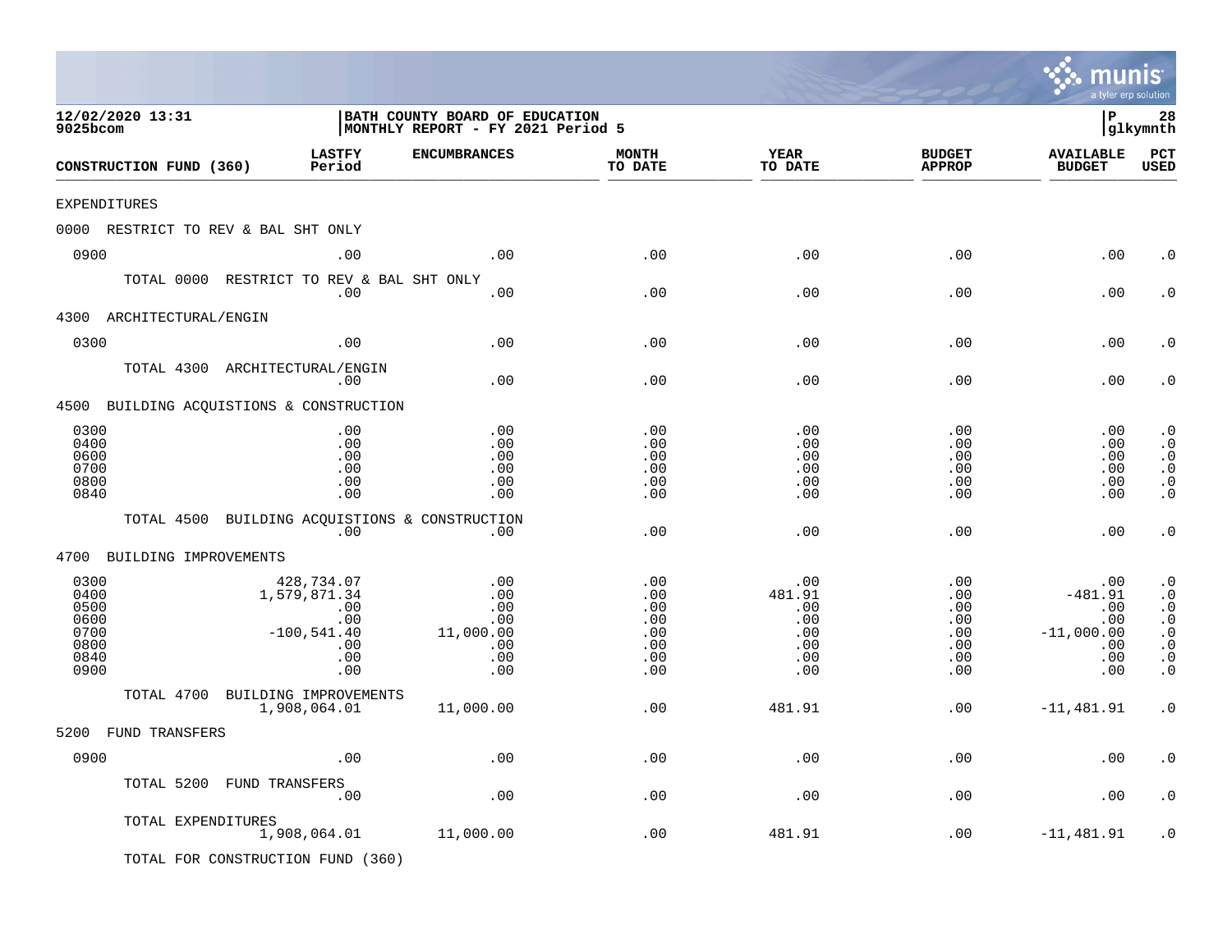**12/02/2020 13:31**
**9025bcom**

**BATH COUNTY BOARD OF EDUCATION**
**MONTHLY REPORT - FY 2021 Period 5**

**P 28**
**glkymnth**

| CONSTRUCTION FUND (360) | LASTFY Period | ENCUMBRANCES | MONTH TO DATE | YEAR TO DATE | BUDGET APPROP | AVAILABLE BUDGET | PCT USED |
|---|---|---|---|---|---|---|---|
| EXPENDITURES | | | | | | | |
| 0000 RESTRICT TO REV & BAL SHT ONLY | | | | | | | |
| 0900 | .00 | .00 | .00 | .00 | .00 | .00 | .0 |
| TOTAL 0000 RESTRICT TO REV & BAL SHT ONLY | .00 | .00 | .00 | .00 | .00 | .00 | .0 |
| 4300 ARCHITECTURAL/ENGIN | | | | | | | |
| 0300 | .00 | .00 | .00 | .00 | .00 | .00 | .0 |
| TOTAL 4300 ARCHITECTURAL/ENGIN | .00 | .00 | .00 | .00 | .00 | .00 | .0 |
| 4500 BUILDING ACQUISTIONS & CONSTRUCTION | | | | | | | |
| 0300 | .00 | .00 | .00 | .00 | .00 | .00 | .0 |
| 0400 | .00 | .00 | .00 | .00 | .00 | .00 | .0 |
| 0600 | .00 | .00 | .00 | .00 | .00 | .00 | .0 |
| 0700 | .00 | .00 | .00 | .00 | .00 | .00 | .0 |
| 0800 | .00 | .00 | .00 | .00 | .00 | .00 | .0 |
| 0840 | .00 | .00 | .00 | .00 | .00 | .00 | .0 |
| TOTAL 4500 BUILDING ACQUISTIONS & CONSTRUCTION | .00 | .00 | .00 | .00 | .00 | .00 | .0 |
| 4700 BUILDING IMPROVEMENTS | | | | | | | |
| 0300 | 428,734.07 | .00 | .00 | .00 | .00 | .00 | .0 |
| 0400 | 1,579,871.34 | .00 | .00 | 481.91 | .00 | -481.91 | .0 |
| 0500 | .00 | .00 | .00 | .00 | .00 | .00 | .0 |
| 0600 | .00 | .00 | .00 | .00 | .00 | .00 | .0 |
| 0700 | -100,541.40 | 11,000.00 | .00 | .00 | .00 | -11,000.00 | .0 |
| 0800 | .00 | .00 | .00 | .00 | .00 | .00 | .0 |
| 0840 | .00 | .00 | .00 | .00 | .00 | .00 | .0 |
| 0900 | .00 | .00 | .00 | .00 | .00 | .00 | .0 |
| TOTAL 4700 BUILDING IMPROVEMENTS | 1,908,064.01 | 11,000.00 | .00 | 481.91 | .00 | -11,481.91 | .0 |
| 5200 FUND TRANSFERS | | | | | | | |
| 0900 | .00 | .00 | .00 | .00 | .00 | .00 | .0 |
| TOTAL 5200 FUND TRANSFERS | .00 | .00 | .00 | .00 | .00 | .00 | .0 |
| TOTAL EXPENDITURES | 1,908,064.01 | 11,000.00 | .00 | 481.91 | .00 | -11,481.91 | .0 |
| TOTAL FOR CONSTRUCTION FUND (360) | | | | | | | |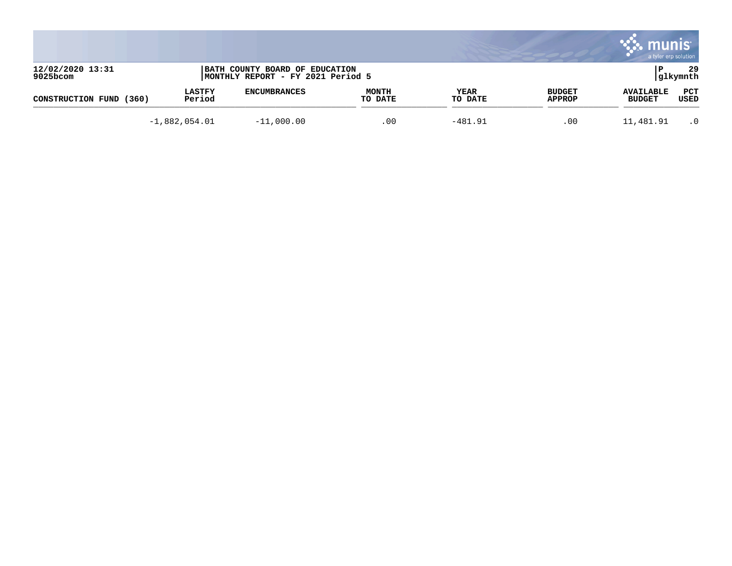| CONSTRUCTION FUND (360) | LASTFY Period | ENCUMBRANCES | MONTH TO DATE | YEAR TO DATE | BUDGET APPROP | AVAILABLE BUDGET | PCT USED |
|---|---|---|---|---|---|---|---|
| | -1,882,054.01 | -11,000.00 | .00 | -481.91 | .00 | 11,481.91 | .0 |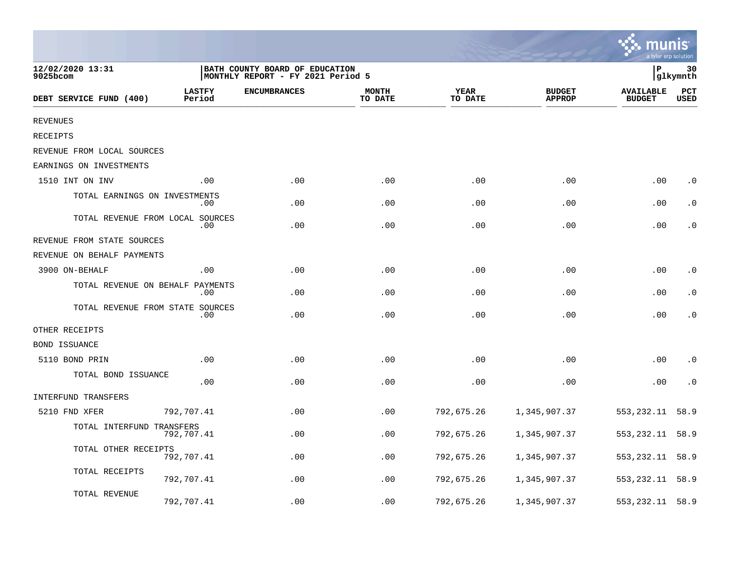12/02/2020 13:31
9025bcom

BATH COUNTY BOARD OF EDUCATION
MONTHLY REPORT - FY 2021 Period 5

P 30
glkymnth

| DEBT SERVICE FUND (400) | LASTFY Period | ENCUMBRANCES | MONTH TO DATE | YEAR TO DATE | BUDGET APPROP | AVAILABLE BUDGET | PCT USED |
|---|---|---|---|---|---|---|---|
| REVENUES | | | | | | | |
| RECEIPTS | | | | | | | |
| REVENUE FROM LOCAL SOURCES | | | | | | | |
| EARNINGS ON INVESTMENTS | | | | | | | |
| 1510 INT ON INV | .00 | .00 | .00 | .00 | .00 | .00 | .0 |
| TOTAL EARNINGS ON INVESTMENTS | .00 | .00 | .00 | .00 | .00 | .00 | .0 |
| TOTAL REVENUE FROM LOCAL SOURCES | .00 | .00 | .00 | .00 | .00 | .00 | .0 |
| REVENUE FROM STATE SOURCES | | | | | | | |
| REVENUE ON BEHALF PAYMENTS | | | | | | | |
| 3900 ON-BEHALF | .00 | .00 | .00 | .00 | .00 | .00 | .0 |
| TOTAL REVENUE ON BEHALF PAYMENTS | .00 | .00 | .00 | .00 | .00 | .00 | .0 |
| TOTAL REVENUE FROM STATE SOURCES | .00 | .00 | .00 | .00 | .00 | .00 | .0 |
| OTHER RECEIPTS | | | | | | | |
| BOND ISSUANCE | | | | | | | |
| 5110 BOND PRIN | .00 | .00 | .00 | .00 | .00 | .00 | .0 |
| TOTAL BOND ISSUANCE | .00 | .00 | .00 | .00 | .00 | .00 | .0 |
| INTERFUND TRANSFERS | | | | | | | |
| 5210 FND XFER | 792,707.41 | .00 | .00 | 792,675.26 | 1,345,907.37 | 553,232.11 | 58.9 |
| TOTAL INTERFUND TRANSFERS | 792,707.41 | .00 | .00 | 792,675.26 | 1,345,907.37 | 553,232.11 | 58.9 |
| TOTAL OTHER RECEIPTS | 792,707.41 | .00 | .00 | 792,675.26 | 1,345,907.37 | 553,232.11 | 58.9 |
| TOTAL RECEIPTS | 792,707.41 | .00 | .00 | 792,675.26 | 1,345,907.37 | 553,232.11 | 58.9 |
| TOTAL REVENUE | 792,707.41 | .00 | .00 | 792,675.26 | 1,345,907.37 | 553,232.11 | 58.9 |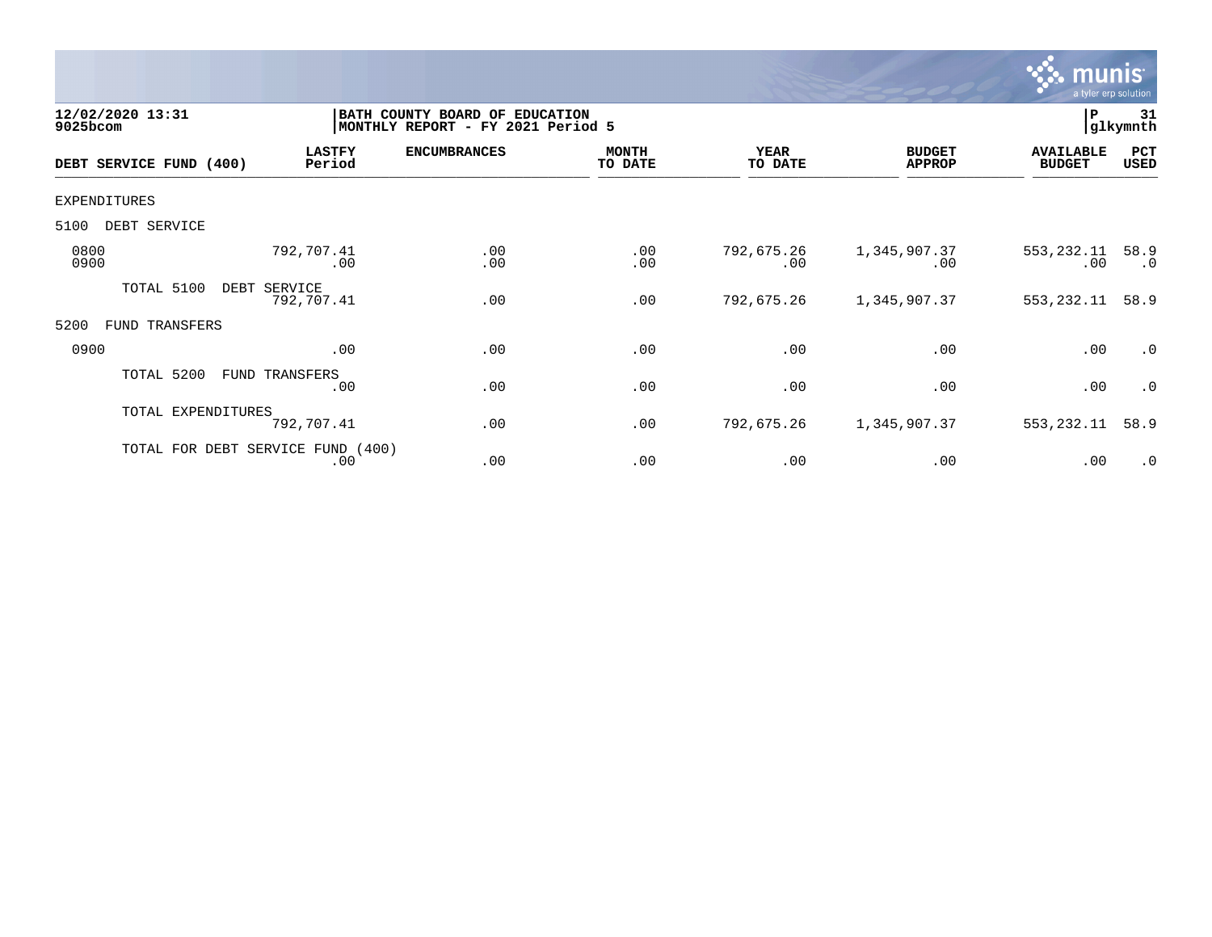**12/02/2020 13:31**
**9025bcom**

**BATH COUNTY BOARD OF EDUCATION**
**MONTHLY REPORT - FY 2021 Period 5**

| DEBT SERVICE FUND (400) | LASTFY Period | ENCUMBRANCES | MONTH TO DATE | YEAR TO DATE | BUDGET APPROP | AVAILABLE BUDGET | PCT USED |
|---|---|---|---|---|---|---|---|
| EXPENDITURES | | | | | | | |
| 5100 DEBT SERVICE | | | | | | | |
| 0800 | 792,707.41 | .00 | .00 | 792,675.26 | 1,345,907.37 | 553,232.11 | 58.9 |
| 0900 | .00 | .00 | .00 | .00 | .00 | .00 | .0 |
| TOTAL 5100 DEBT SERVICE | 792,707.41 | .00 | .00 | 792,675.26 | 1,345,907.37 | 553,232.11 | 58.9 |
| 5200 FUND TRANSFERS | | | | | | | |
| 0900 | .00 | .00 | .00 | .00 | .00 | .00 | .0 |
| TOTAL 5200 FUND TRANSFERS | .00 | .00 | .00 | .00 | .00 | .00 | .0 |
| TOTAL EXPENDITURES | 792,707.41 | .00 | .00 | 792,675.26 | 1,345,907.37 | 553,232.11 | 58.9 |
| TOTAL FOR DEBT SERVICE FUND (400) | .00 | .00 | .00 | .00 | .00 | .00 | .0 |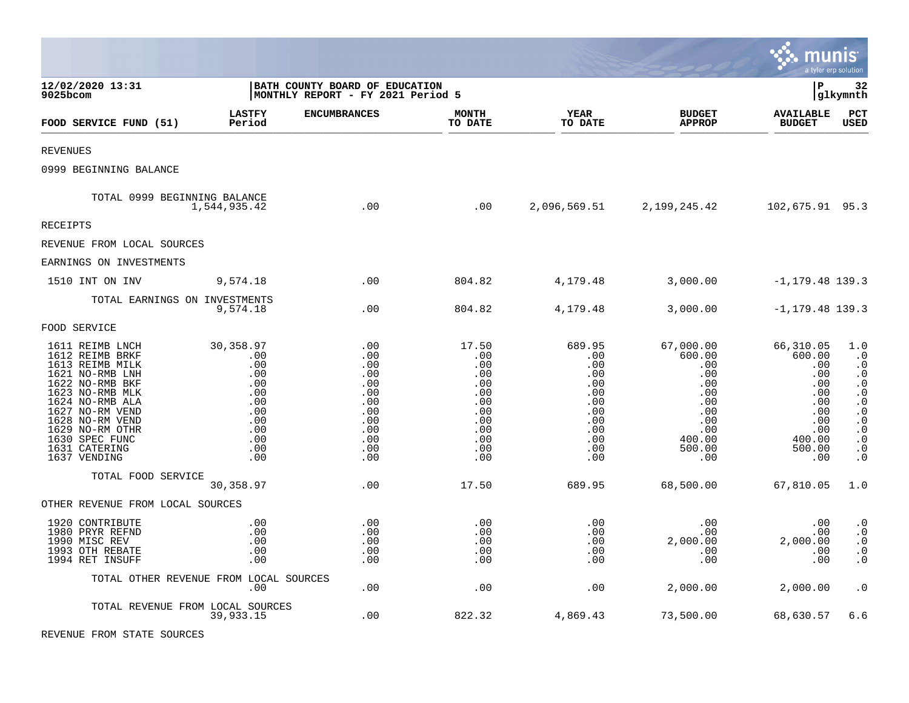12/02/2020 13:31
9025bcom

BATH COUNTY BOARD OF EDUCATION
MONTHLY REPORT - FY 2021 Period 5

P 32
glkymnth

| FOOD SERVICE FUND (51) | LASTFY Period | ENCUMBRANCES | MONTH TO DATE | YEAR TO DATE | BUDGET APPROP | AVAILABLE BUDGET | PCT USED |
|---|---|---|---|---|---|---|---|
| REVENUES | | | | | | | |
| 0999 BEGINNING BALANCE | | | | | | | |
| TOTAL 0999 BEGINNING BALANCE | 1,544,935.42 | .00 | .00 | 2,096,569.51 | 2,199,245.42 | 102,675.91 | 95.3 |
| RECEIPTS | | | | | | | |
| REVENUE FROM LOCAL SOURCES | | | | | | | |
| EARNINGS ON INVESTMENTS | | | | | | | |
| 1510 INT ON INV | 9,574.18 | .00 | 804.82 | 4,179.48 | 3,000.00 | -1,179.48 | 139.3 |
| TOTAL EARNINGS ON INVESTMENTS | 9,574.18 | .00 | 804.82 | 4,179.48 | 3,000.00 | -1,179.48 | 139.3 |
| FOOD SERVICE | | | | | | | |
| 1611 REIMB LNCH | 30,358.97 | .00 | 17.50 | 689.95 | 67,000.00 | 66,310.05 | 1.0 |
| 1612 REIMB BRKF | .00 | .00 | .00 | .00 | 600.00 | 600.00 | .0 |
| 1613 REIMB MILK | .00 | .00 | .00 | .00 | .00 | .00 | .0 |
| 1621 NO-RMB LNH | .00 | .00 | .00 | .00 | .00 | .00 | .0 |
| 1622 NO-RMB BKF | .00 | .00 | .00 | .00 | .00 | .00 | .0 |
| 1623 NO-RMB MLK | .00 | .00 | .00 | .00 | .00 | .00 | .0 |
| 1624 NO-RMB ALA | .00 | .00 | .00 | .00 | .00 | .00 | .0 |
| 1627 NO-RM VEND | .00 | .00 | .00 | .00 | .00 | .00 | .0 |
| 1628 NO-RM VEND | .00 | .00 | .00 | .00 | .00 | .00 | .0 |
| 1629 NO-RM OTHR | .00 | .00 | .00 | .00 | .00 | .00 | .0 |
| 1630 SPEC FUNC | .00 | .00 | .00 | .00 | 400.00 | 400.00 | .0 |
| 1631 CATERING | .00 | .00 | .00 | .00 | 500.00 | 500.00 | .0 |
| 1637 VENDING | .00 | .00 | .00 | .00 | .00 | .00 | .0 |
| TOTAL FOOD SERVICE | 30,358.97 | .00 | 17.50 | 689.95 | 68,500.00 | 67,810.05 | 1.0 |
| OTHER REVENUE FROM LOCAL SOURCES | | | | | | | |
| 1920 CONTRIBUTE | .00 | .00 | .00 | .00 | .00 | .00 | .0 |
| 1980 PRYR REFND | .00 | .00 | .00 | .00 | .00 | .00 | .0 |
| 1990 MISC REV | .00 | .00 | .00 | .00 | 2,000.00 | 2,000.00 | .0 |
| 1993 OTH REBATE | .00 | .00 | .00 | .00 | .00 | .00 | .0 |
| 1994 RET INSUFF | .00 | .00 | .00 | .00 | .00 | .00 | .0 |
| TOTAL OTHER REVENUE FROM LOCAL SOURCES | .00 | .00 | .00 | .00 | 2,000.00 | 2,000.00 | .0 |
| TOTAL REVENUE FROM LOCAL SOURCES | 39,933.15 | .00 | 822.32 | 4,869.43 | 73,500.00 | 68,630.57 | 6.6 |
| REVENUE FROM STATE SOURCES | | | | | | | |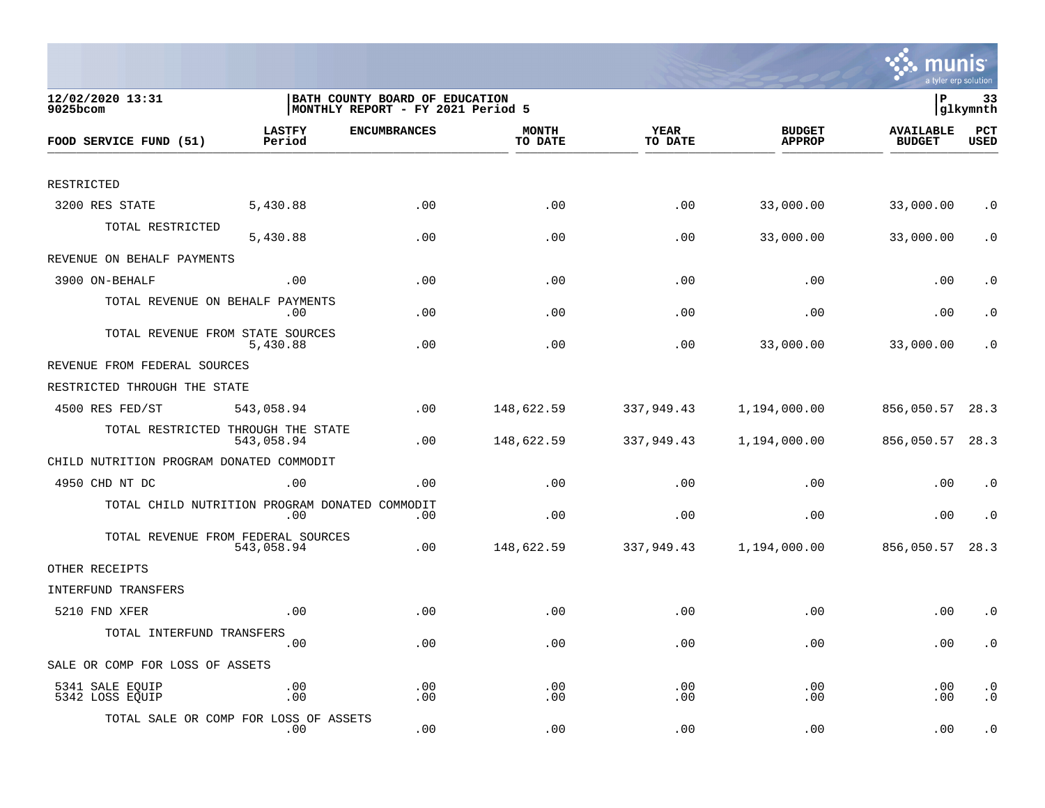12/02/2020 13:31
9025bcom

BATH COUNTY BOARD OF EDUCATION
MONTHLY REPORT - FY 2021 Period 5

P 33
glkymnth

| FOOD SERVICE FUND (51) | LASTFY Period | ENCUMBRANCES | MONTH TO DATE | YEAR TO DATE | BUDGET APPROP | AVAILABLE BUDGET | PCT USED |
|---|---|---|---|---|---|---|---|
| RESTRICTED | | | | | | | |
| 3200 RES STATE | 5,430.88 | .00 | .00 | .00 | 33,000.00 | 33,000.00 | .0 |
| TOTAL RESTRICTED | 5,430.88 | .00 | .00 | .00 | 33,000.00 | 33,000.00 | .0 |
| REVENUE ON BEHALF PAYMENTS | | | | | | | |
| 3900 ON-BEHALF | .00 | .00 | .00 | .00 | .00 | .00 | .0 |
| TOTAL REVENUE ON BEHALF PAYMENTS | .00 | .00 | .00 | .00 | .00 | .00 | .0 |
| TOTAL REVENUE FROM STATE SOURCES | 5,430.88 | .00 | .00 | .00 | 33,000.00 | 33,000.00 | .0 |
| REVENUE FROM FEDERAL SOURCES | | | | | | | |
| RESTRICTED THROUGH THE STATE | | | | | | | |
| 4500 RES FED/ST | 543,058.94 | .00 | 148,622.59 | 337,949.43 | 1,194,000.00 | 856,050.57 | 28.3 |
| TOTAL RESTRICTED THROUGH THE STATE | 543,058.94 | .00 | 148,622.59 | 337,949.43 | 1,194,000.00 | 856,050.57 | 28.3 |
| CHILD NUTRITION PROGRAM DONATED COMMODIT | | | | | | | |
| 4950 CHD NT DC | .00 | .00 | .00 | .00 | .00 | .00 | .0 |
| TOTAL CHILD NUTRITION PROGRAM DONATED COMMODIT | .00 | .00 | .00 | .00 | .00 | .00 | .0 |
| TOTAL REVENUE FROM FEDERAL SOURCES | 543,058.94 | .00 | 148,622.59 | 337,949.43 | 1,194,000.00 | 856,050.57 | 28.3 |
| OTHER RECEIPTS | | | | | | | |
| INTERFUND TRANSFERS | | | | | | | |
| 5210 FND XFER | .00 | .00 | .00 | .00 | .00 | .00 | .0 |
| TOTAL INTERFUND TRANSFERS | .00 | .00 | .00 | .00 | .00 | .00 | .0 |
| SALE OR COMP FOR LOSS OF ASSETS | | | | | | | |
| 5341 SALE EQUIP | .00 | .00 | .00 | .00 | .00 | .00 | .0 |
| 5342 LOSS EQUIP | .00 | .00 | .00 | .00 | .00 | .00 | .0 |
| TOTAL SALE OR COMP FOR LOSS OF ASSETS | .00 | .00 | .00 | .00 | .00 | .00 | .0 |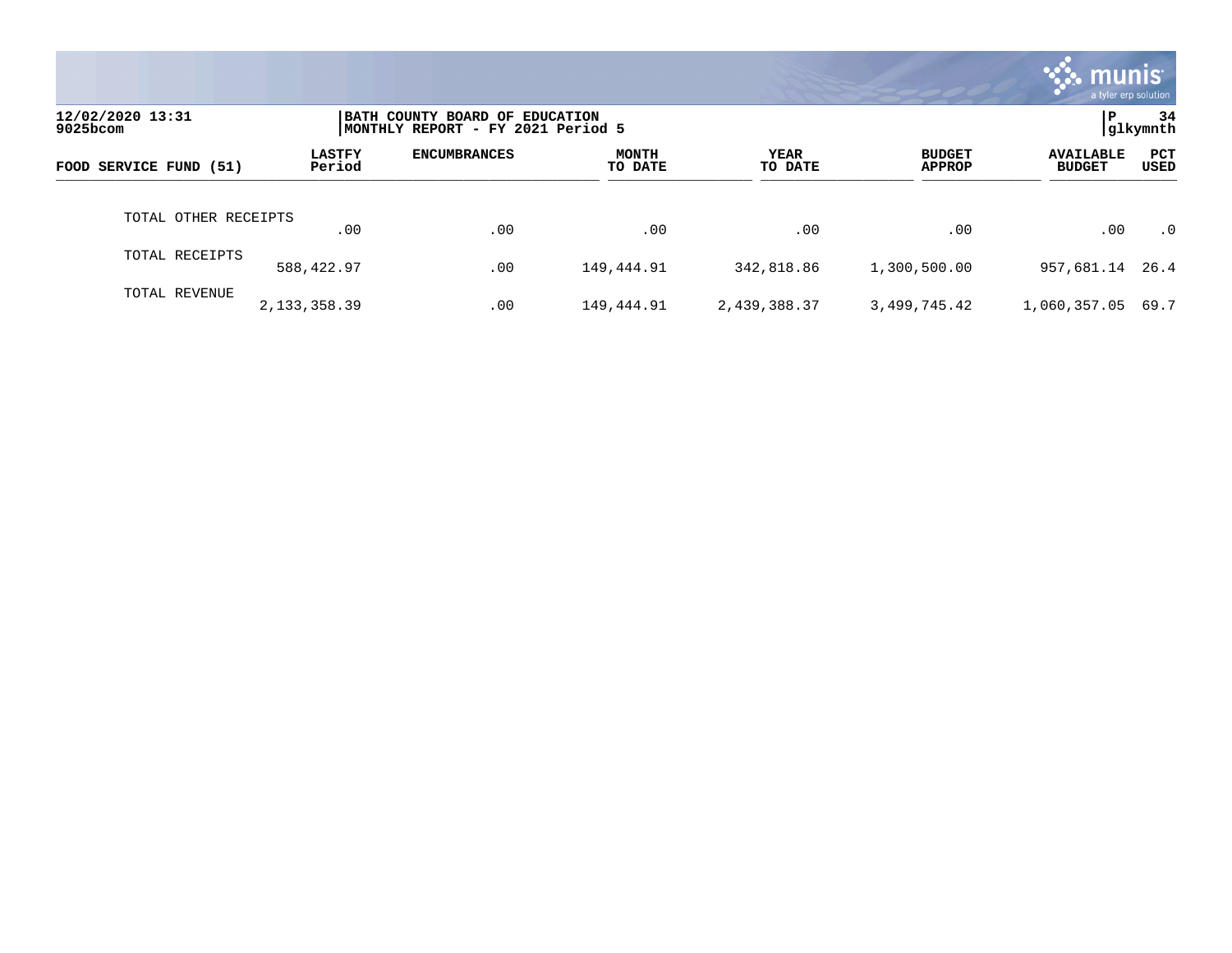12/02/2020 13:31
9025bcom

BATH COUNTY BOARD OF EDUCATION
MONTHLY REPORT - FY 2021 Period 5

P 34
glkymnth

| FOOD SERVICE FUND (51) | LASTFY Period | ENCUMBRANCES | MONTH TO DATE | YEAR TO DATE | BUDGET APPROP | AVAILABLE BUDGET | PCT USED |
|---|---|---|---|---|---|---|---|
| TOTAL OTHER RECEIPTS | .00 | .00 | .00 | .00 | .00 | .00 | .0 |
| TOTAL RECEIPTS | 588,422.97 | .00 | 149,444.91 | 342,818.86 | 1,300,500.00 | 957,681.14 | 26.4 |
| TOTAL REVENUE | 2,133,358.39 | .00 | 149,444.91 | 2,439,388.37 | 3,499,745.42 | 1,060,357.05 | 69.7 |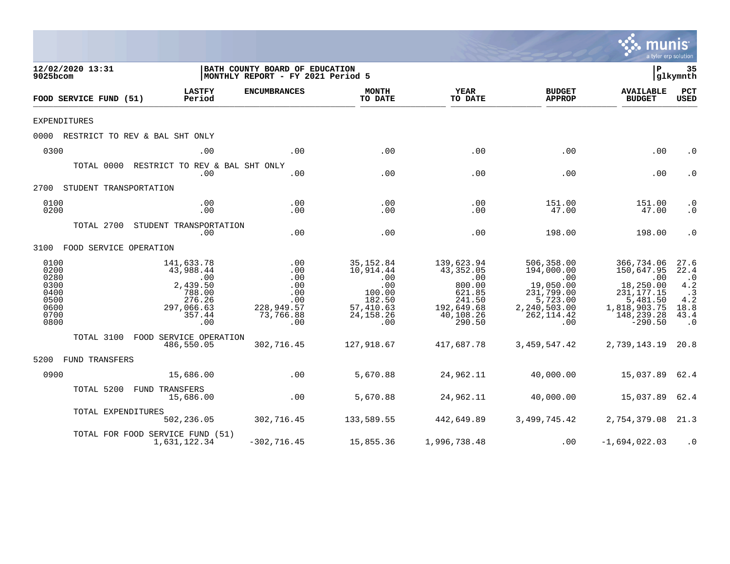12/02/2020 13:31
9025bcom

BATH COUNTY BOARD OF EDUCATION
MONTHLY REPORT - FY 2021 Period 5

P 35
glkymnth

| FOOD SERVICE FUND (51) | LASTFY Period | ENCUMBRANCES | MONTH TO DATE | YEAR TO DATE | BUDGET APPROP | AVAILABLE BUDGET | PCT USED |
|---|---|---|---|---|---|---|---|
| EXPENDITURES | | | | | | | |
| 0000 RESTRICT TO REV & BAL SHT ONLY | | | | | | | |
| 0300 | .00 | .00 | .00 | .00 | .00 | .00 | .0 |
| TOTAL 0000 RESTRICT TO REV & BAL SHT ONLY | .00 | .00 | .00 | .00 | .00 | .00 | .0 |
| 2700 STUDENT TRANSPORTATION | | | | | | | |
| 0100 | .00 | .00 | .00 | .00 | 151.00 | 151.00 | .0 |
| 0200 | .00 | .00 | .00 | .00 | 47.00 | 47.00 | .0 |
| TOTAL 2700 STUDENT TRANSPORTATION | .00 | .00 | .00 | .00 | 198.00 | 198.00 | .0 |
| 3100 FOOD SERVICE OPERATION | | | | | | | |
| 0100 | 141,633.78 | .00 | 35,152.84 | 139,623.94 | 506,358.00 | 366,734.06 | 27.6 |
| 0200 | 43,988.44 | .00 | 10,914.44 | 43,352.05 | 194,000.00 | 150,647.95 | 22.4 |
| 0280 | .00 | .00 | .00 | .00 | .00 | .00 | .0 |
| 0300 | 2,439.50 | .00 | .00 | 800.00 | 19,050.00 | 18,250.00 | 4.2 |
| 0400 | 788.00 | .00 | 100.00 | 621.85 | 231,799.00 | 231,177.15 | .3 |
| 0500 | 276.26 | .00 | 182.50 | 241.50 | 5,723.00 | 5,481.50 | 4.2 |
| 0600 | 297,066.63 | 228,949.57 | 57,410.63 | 192,649.68 | 2,240,503.00 | 1,818,903.75 | 18.8 |
| 0700 | 357.44 | 73,766.88 | 24,158.26 | 40,108.26 | 262,114.42 | 148,239.28 | 43.4 |
| 0800 | .00 | .00 | .00 | 290.50 | .00 | -290.50 | .0 |
| TOTAL 3100 FOOD SERVICE OPERATION | 486,550.05 | 302,716.45 | 127,918.67 | 417,687.78 | 3,459,547.42 | 2,739,143.19 | 20.8 |
| 5200 FUND TRANSFERS | | | | | | | |
| 0900 | 15,686.00 | .00 | 5,670.88 | 24,962.11 | 40,000.00 | 15,037.89 | 62.4 |
| TOTAL 5200 FUND TRANSFERS | 15,686.00 | .00 | 5,670.88 | 24,962.11 | 40,000.00 | 15,037.89 | 62.4 |
| TOTAL EXPENDITURES | 502,236.05 | 302,716.45 | 133,589.55 | 442,649.89 | 3,499,745.42 | 2,754,379.08 | 21.3 |
| TOTAL FOR FOOD SERVICE FUND (51) | 1,631,122.34 | -302,716.45 | 15,855.36 | 1,996,738.48 | .00 | -1,694,022.03 | .0 |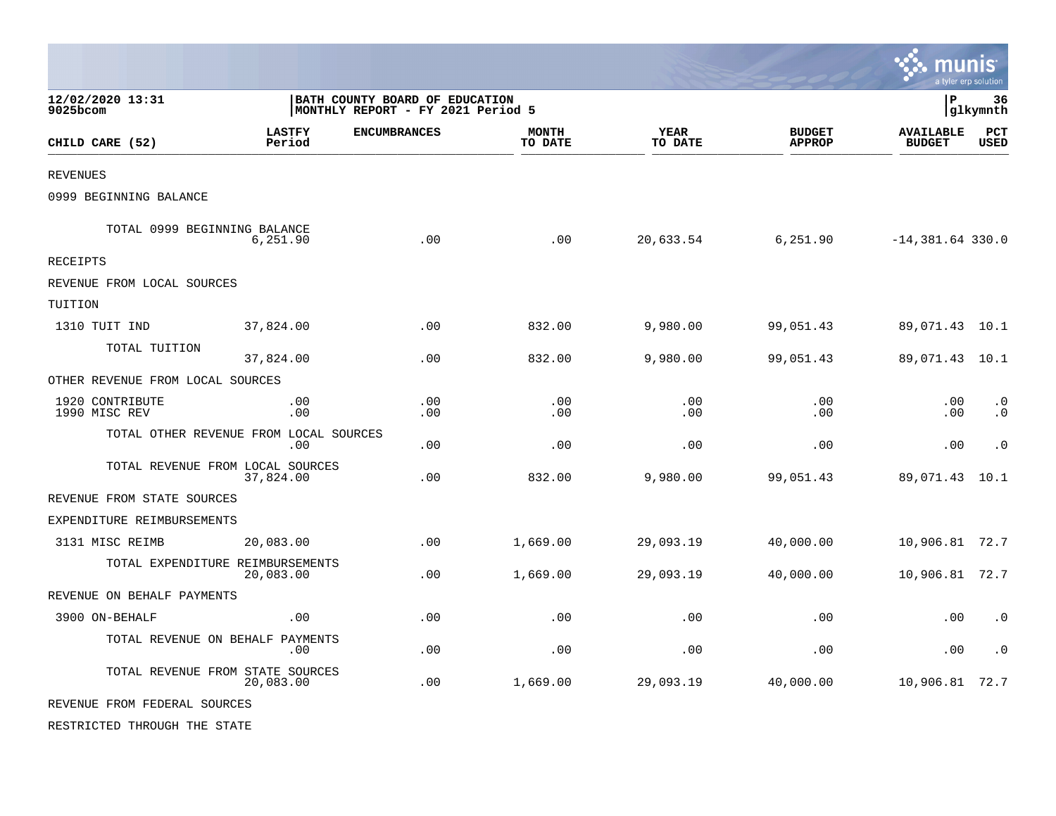12/02/2020 13:31
9025bcom

BATH COUNTY BOARD OF EDUCATION
MONTHLY REPORT - FY 2021 Period 5

P 36
glkymnth

| CHILD CARE (52) | LASTFY Period | ENCUMBRANCES | MONTH TO DATE | YEAR TO DATE | BUDGET APPROP | AVAILABLE BUDGET | PCT USED |
|---|---|---|---|---|---|---|---|
| REVENUES | | | | | | | |
| 0999 BEGINNING BALANCE | | | | | | | |
| TOTAL 0999 BEGINNING BALANCE | 6,251.90 | .00 | .00 | 20,633.54 | 6,251.90 | -14,381.64 | 330.0 |
| RECEIPTS | | | | | | | |
| REVENUE FROM LOCAL SOURCES | | | | | | | |
| TUITION | | | | | | | |
| 1310 TUIT IND | 37,824.00 | .00 | 832.00 | 9,980.00 | 99,051.43 | 89,071.43 | 10.1 |
| TOTAL TUITION | 37,824.00 | .00 | 832.00 | 9,980.00 | 99,051.43 | 89,071.43 | 10.1 |
| OTHER REVENUE FROM LOCAL SOURCES | | | | | | | |
| 1920 CONTRIBUTE | .00 | .00 | .00 | .00 | .00 | .00 | .0 |
| 1990 MISC REV | .00 | .00 | .00 | .00 | .00 | .00 | .0 |
| TOTAL OTHER REVENUE FROM LOCAL SOURCES | .00 | .00 | .00 | .00 | .00 | .00 | .0 |
| TOTAL REVENUE FROM LOCAL SOURCES | 37,824.00 | .00 | 832.00 | 9,980.00 | 99,051.43 | 89,071.43 | 10.1 |
| REVENUE FROM STATE SOURCES | | | | | | | |
| EXPENDITURE REIMBURSEMENTS | | | | | | | |
| 3131 MISC REIMB | 20,083.00 | .00 | 1,669.00 | 29,093.19 | 40,000.00 | 10,906.81 | 72.7 |
| TOTAL EXPENDITURE REIMBURSEMENTS | 20,083.00 | .00 | 1,669.00 | 29,093.19 | 40,000.00 | 10,906.81 | 72.7 |
| REVENUE ON BEHALF PAYMENTS | | | | | | | |
| 3900 ON-BEHALF | .00 | .00 | .00 | .00 | .00 | .00 | .0 |
| TOTAL REVENUE ON BEHALF PAYMENTS | .00 | .00 | .00 | .00 | .00 | .00 | .0 |
| TOTAL REVENUE FROM STATE SOURCES | 20,083.00 | .00 | 1,669.00 | 29,093.19 | 40,000.00 | 10,906.81 | 72.7 |
| REVENUE FROM FEDERAL SOURCES | | | | | | | |
| RESTRICTED THROUGH THE STATE | | | | | | | |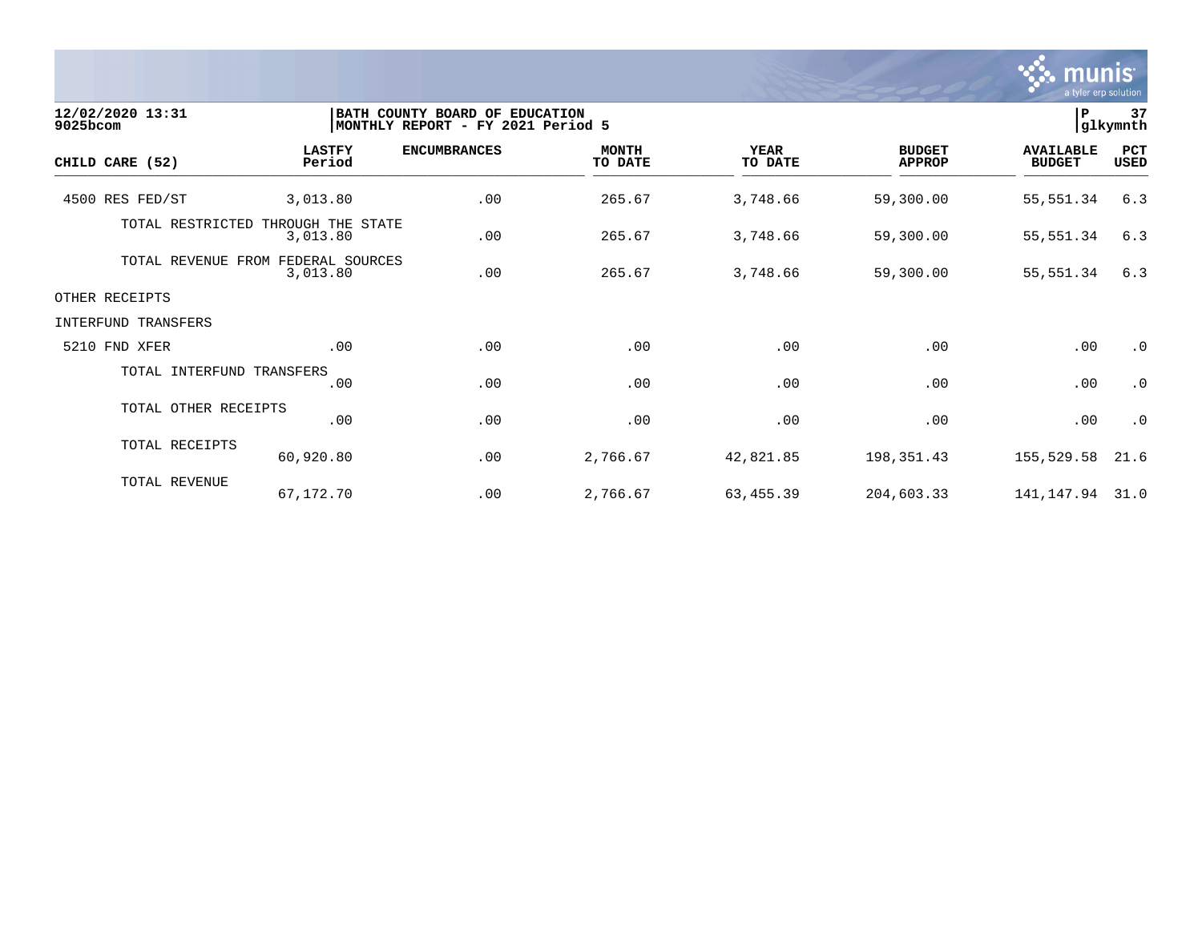12/02/2020 13:31
9025bcom

BATH COUNTY BOARD OF EDUCATION
MONTHLY REPORT - FY 2021 Period 5

| CHILD CARE (52) | LASTFY Period | ENCUMBRANCES | MONTH TO DATE | YEAR TO DATE | BUDGET APPROP | AVAILABLE BUDGET | PCT USED |
|---|---|---|---|---|---|---|---|
| 4500 RES FED/ST | 3,013.80 | .00 | 265.67 | 3,748.66 | 59,300.00 | 55,551.34 | 6.3 |
| TOTAL RESTRICTED THROUGH THE STATE | 3,013.80 | .00 | 265.67 | 3,748.66 | 59,300.00 | 55,551.34 | 6.3 |
| TOTAL REVENUE FROM FEDERAL SOURCES | 3,013.80 | .00 | 265.67 | 3,748.66 | 59,300.00 | 55,551.34 | 6.3 |
| OTHER RECEIPTS | | | | | | | |
| INTERFUND TRANSFERS | | | | | | | |
| 5210 FND XFER | .00 | .00 | .00 | .00 | .00 | .00 | .0 |
| TOTAL INTERFUND TRANSFERS | .00 | .00 | .00 | .00 | .00 | .00 | .0 |
| TOTAL OTHER RECEIPTS | .00 | .00 | .00 | .00 | .00 | .00 | .0 |
| TOTAL RECEIPTS | 60,920.80 | .00 | 2,766.67 | 42,821.85 | 198,351.43 | 155,529.58 | 21.6 |
| TOTAL REVENUE | 67,172.70 | .00 | 2,766.67 | 63,455.39 | 204,603.33 | 141,147.94 | 31.0 |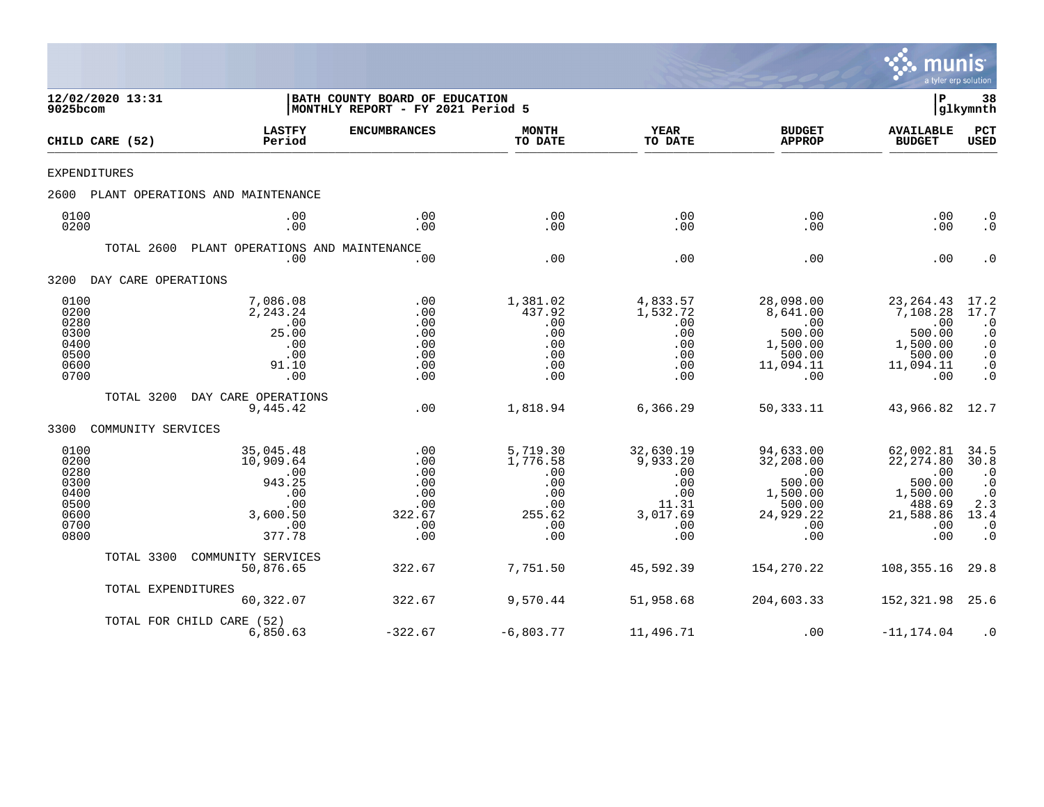12/02/2020 13:31 | BATH COUNTY BOARD OF EDUCATION | P 38
9025bcom | MONTHLY REPORT - FY 2021 Period 5 | glkymnth

| CHILD CARE (52) | LASTFY Period | ENCUMBRANCES | MONTH TO DATE | YEAR TO DATE | BUDGET APPROP | AVAILABLE BUDGET | PCT USED |
|---|---|---|---|---|---|---|---|
| EXPENDITURES | | | | | | | |
| 2600 PLANT OPERATIONS AND MAINTENANCE | | | | | | | |
| 0100 | .00 | .00 | .00 | .00 | .00 | .00 | .0 |
| 0200 | .00 | .00 | .00 | .00 | .00 | .00 | .0 |
| TOTAL 2600 PLANT OPERATIONS AND MAINTENANCE | .00 | .00 | .00 | .00 | .00 | .00 | .0 |
| 3200 DAY CARE OPERATIONS | | | | | | | |
| 0100 | 7,086.08 | .00 | 1,381.02 | 4,833.57 | 28,098.00 | 23,264.43 | 17.2 |
| 0200 | 2,243.24 | .00 | 437.92 | 1,532.72 | 8,641.00 | 7,108.28 | 17.7 |
| 0280 | .00 | .00 | .00 | .00 | .00 | .00 | .0 |
| 0300 | 25.00 | .00 | .00 | .00 | 500.00 | 500.00 | .0 |
| 0400 | .00 | .00 | .00 | .00 | 1,500.00 | 1,500.00 | .0 |
| 0500 | .00 | .00 | .00 | .00 | 500.00 | 500.00 | .0 |
| 0600 | 91.10 | .00 | .00 | .00 | 11,094.11 | 11,094.11 | .0 |
| 0700 | .00 | .00 | .00 | .00 | .00 | .00 | .0 |
| TOTAL 3200 DAY CARE OPERATIONS | 9,445.42 | .00 | 1,818.94 | 6,366.29 | 50,333.11 | 43,966.82 | 12.7 |
| 3300 COMMUNITY SERVICES | | | | | | | |
| 0100 | 35,045.48 | .00 | 5,719.30 | 32,630.19 | 94,633.00 | 62,002.81 | 34.5 |
| 0200 | 10,909.64 | .00 | 1,776.58 | 9,933.20 | 32,208.00 | 22,274.80 | 30.8 |
| 0280 | .00 | .00 | .00 | .00 | .00 | .00 | .0 |
| 0300 | 943.25 | .00 | .00 | .00 | 500.00 | 500.00 | .0 |
| 0400 | .00 | .00 | .00 | .00 | 1,500.00 | 1,500.00 | .0 |
| 0500 | .00 | .00 | .00 | 11.31 | 500.00 | 488.69 | 2.3 |
| 0600 | 3,600.50 | 322.67 | 255.62 | 3,017.69 | 24,929.22 | 21,588.86 | 13.4 |
| 0700 | .00 | .00 | .00 | .00 | .00 | .00 | .0 |
| 0800 | 377.78 | .00 | .00 | .00 | .00 | .00 | .0 |
| TOTAL 3300 COMMUNITY SERVICES | 50,876.65 | 322.67 | 7,751.50 | 45,592.39 | 154,270.22 | 108,355.16 | 29.8 |
| TOTAL EXPENDITURES | 60,322.07 | 322.67 | 9,570.44 | 51,958.68 | 204,603.33 | 152,321.98 | 25.6 |
| TOTAL FOR CHILD CARE (52) | 6,850.63 | -322.67 | -6,803.77 | 11,496.71 | .00 | -11,174.04 | .0 |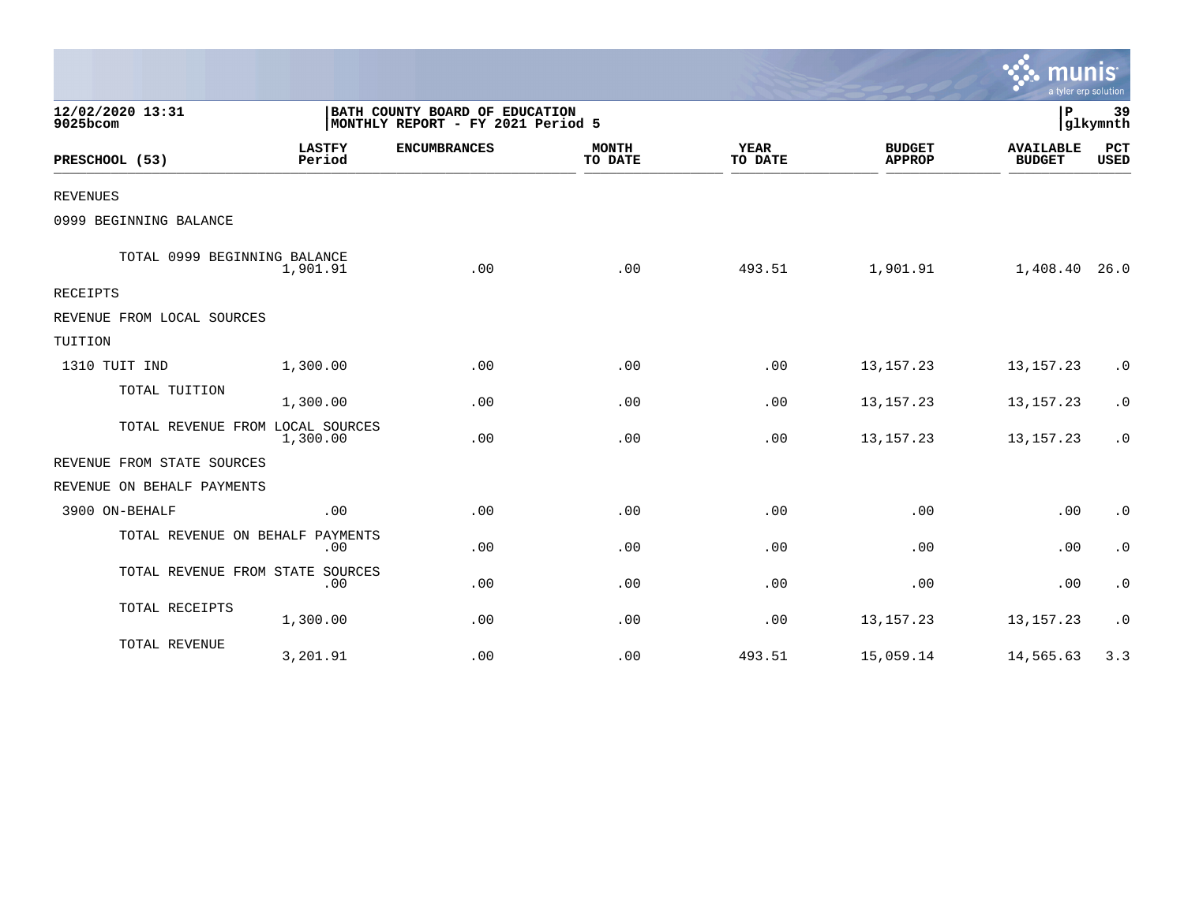12/02/2020 13:31 | BATH COUNTY BOARD OF EDUCATION | P 39
9025bcom | MONTHLY REPORT - FY 2021 Period 5 | glkymnth

| PRESCHOOL (53) | LASTFY Period | ENCUMBRANCES | MONTH TO DATE | YEAR TO DATE | BUDGET APPROP | AVAILABLE BUDGET | PCT USED |
|---|---|---|---|---|---|---|---|
| REVENUES | | | | | | | |
| 0999 BEGINNING BALANCE | | | | | | | |
| TOTAL 0999 BEGINNING BALANCE | 1,901.91 | .00 | .00 | 493.51 | 1,901.91 | 1,408.40 | 26.0 |
| RECEIPTS | | | | | | | |
| REVENUE FROM LOCAL SOURCES | | | | | | | |
| TUITION | | | | | | | |
| 1310 TUIT IND | 1,300.00 | .00 | .00 | .00 | 13,157.23 | 13,157.23 | .0 |
| TOTAL TUITION | 1,300.00 | .00 | .00 | .00 | 13,157.23 | 13,157.23 | .0 |
| TOTAL REVENUE FROM LOCAL SOURCES | 1,300.00 | .00 | .00 | .00 | 13,157.23 | 13,157.23 | .0 |
| REVENUE FROM STATE SOURCES | | | | | | | |
| REVENUE ON BEHALF PAYMENTS | | | | | | | |
| 3900 ON-BEHALF | .00 | .00 | .00 | .00 | .00 | .00 | .0 |
| TOTAL REVENUE ON BEHALF PAYMENTS | .00 | .00 | .00 | .00 | .00 | .00 | .0 |
| TOTAL REVENUE FROM STATE SOURCES | .00 | .00 | .00 | .00 | .00 | .00 | .0 |
| TOTAL RECEIPTS | 1,300.00 | .00 | .00 | .00 | 13,157.23 | 13,157.23 | .0 |
| TOTAL REVENUE | 3,201.91 | .00 | .00 | 493.51 | 15,059.14 | 14,565.63 | 3.3 |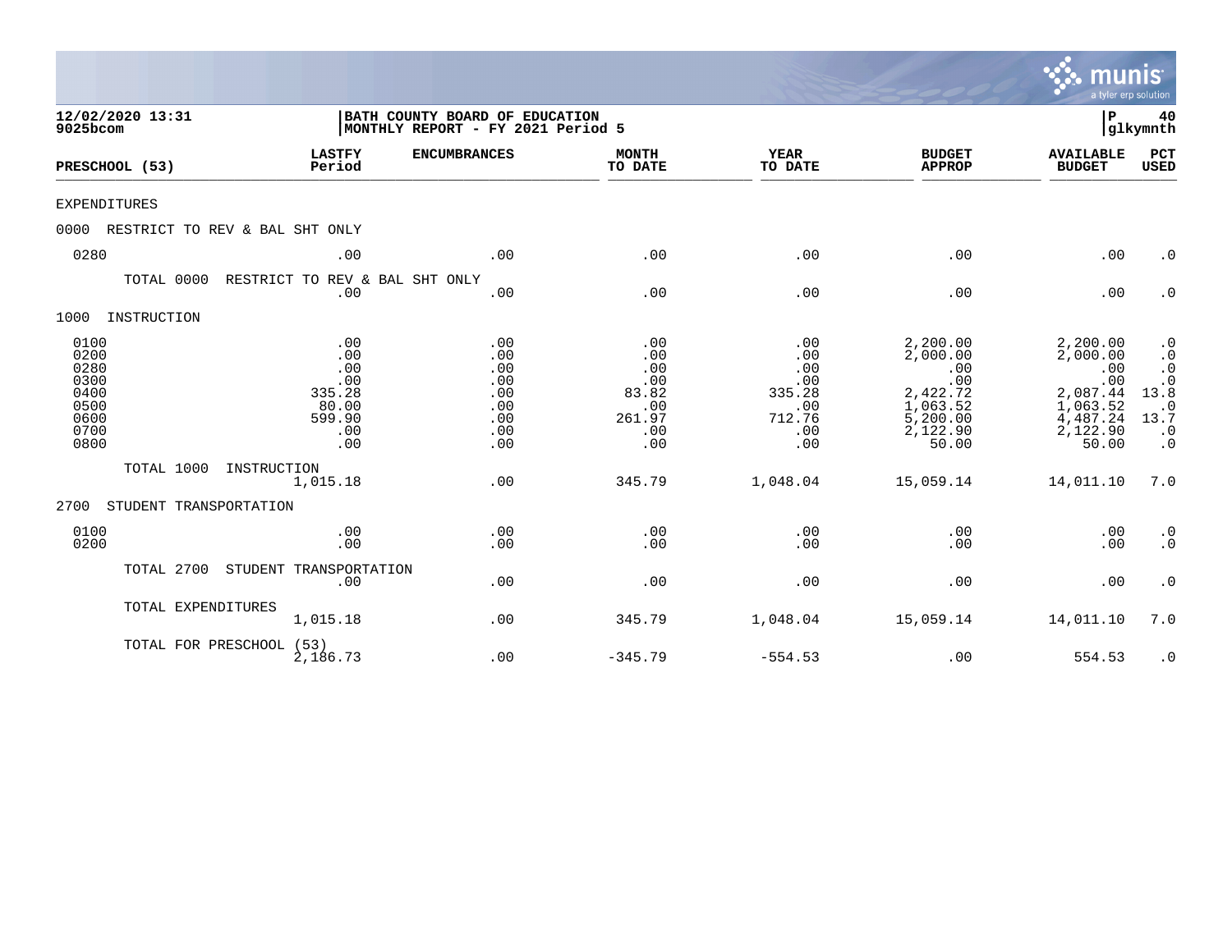**12/02/2020 13:31**
**9025bcom**

**BATH COUNTY BOARD OF EDUCATION**
**MONTHLY REPORT - FY 2021 Period 5**

**P 40**
**glkymnth**

| PRESCHOOL (53) | LASTFY Period | ENCUMBRANCES | MONTH TO DATE | YEAR TO DATE | BUDGET APPROP | AVAILABLE BUDGET | PCT USED |
|---|---|---|---|---|---|---|---|
| EXPENDITURES | | | | | | | |
| 0000 RESTRICT TO REV & BAL SHT ONLY | | | | | | | |
| 0280 | .00 | .00 | .00 | .00 | .00 | .00 | .0 |
| TOTAL 0000 RESTRICT TO REV & BAL SHT ONLY | .00 | .00 | .00 | .00 | .00 | .00 | .0 |
| 1000 INSTRUCTION | | | | | | | |
| 0100 | .00 | .00 | .00 | .00 | 2,200.00 | 2,200.00 | .0 |
| 0200 | .00 | .00 | .00 | .00 | 2,000.00 | 2,000.00 | .0 |
| 0280 | .00 | .00 | .00 | .00 | .00 | .00 | .0 |
| 0300 | .00 | .00 | .00 | .00 | .00 | .00 | .0 |
| 0400 | 335.28 | .00 | 83.82 | 335.28 | 2,422.72 | 2,087.44 | 13.8 |
| 0500 | 80.00 | .00 | .00 | .00 | 1,063.52 | 1,063.52 | .0 |
| 0600 | 599.90 | .00 | 261.97 | 712.76 | 5,200.00 | 4,487.24 | 13.7 |
| 0700 | .00 | .00 | .00 | .00 | 2,122.90 | 2,122.90 | .0 |
| 0800 | .00 | .00 | .00 | .00 | 50.00 | 50.00 | .0 |
| TOTAL 1000 INSTRUCTION | 1,015.18 | .00 | 345.79 | 1,048.04 | 15,059.14 | 14,011.10 | 7.0 |
| 2700 STUDENT TRANSPORTATION | | | | | | | |
| 0100 | .00 | .00 | .00 | .00 | .00 | .00 | .0 |
| 0200 | .00 | .00 | .00 | .00 | .00 | .00 | .0 |
| TOTAL 2700 STUDENT TRANSPORTATION | .00 | .00 | .00 | .00 | .00 | .00 | .0 |
| TOTAL EXPENDITURES | 1,015.18 | .00 | 345.79 | 1,048.04 | 15,059.14 | 14,011.10 | 7.0 |
| TOTAL FOR PRESCHOOL (53) | 2,186.73 | .00 | -345.79 | -554.53 | .00 | 554.53 | .0 |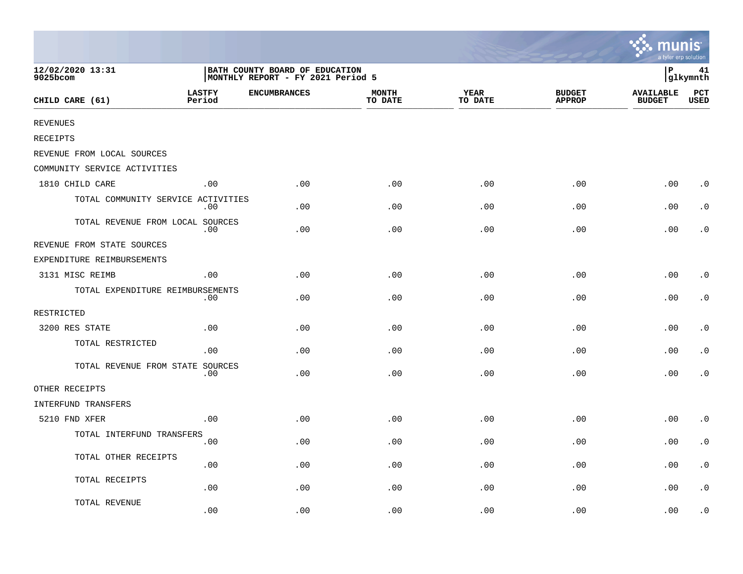12/02/2020 13:31
9025bcom

BATH COUNTY BOARD OF EDUCATION
MONTHLY REPORT - FY 2021 Period 5

P 41
glkymnth

| CHILD CARE (61) | LASTFY Period | ENCUMBRANCES | MONTH TO DATE | YEAR TO DATE | BUDGET APPROP | AVAILABLE BUDGET | PCT USED |
|---|---|---|---|---|---|---|---|
| REVENUES | | | | | | | |
| RECEIPTS | | | | | | | |
| REVENUE FROM LOCAL SOURCES | | | | | | | |
| COMMUNITY SERVICE ACTIVITIES | | | | | | | |
| 1810 CHILD CARE | .00 | .00 | .00 | .00 | .00 | .00 | .0 |
| TOTAL COMMUNITY SERVICE ACTIVITIES | .00 | .00 | .00 | .00 | .00 | .00 | .0 |
| TOTAL REVENUE FROM LOCAL SOURCES | .00 | .00 | .00 | .00 | .00 | .00 | .0 |
| REVENUE FROM STATE SOURCES | | | | | | | |
| EXPENDITURE REIMBURSEMENTS | | | | | | | |
| 3131 MISC REIMB | .00 | .00 | .00 | .00 | .00 | .00 | .0 |
| TOTAL EXPENDITURE REIMBURSEMENTS | .00 | .00 | .00 | .00 | .00 | .00 | .0 |
| RESTRICTED | | | | | | | |
| 3200 RES STATE | .00 | .00 | .00 | .00 | .00 | .00 | .0 |
| TOTAL RESTRICTED | .00 | .00 | .00 | .00 | .00 | .00 | .0 |
| TOTAL REVENUE FROM STATE SOURCES | .00 | .00 | .00 | .00 | .00 | .00 | .0 |
| OTHER RECEIPTS | | | | | | | |
| INTERFUND TRANSFERS | | | | | | | |
| 5210 FND XFER | .00 | .00 | .00 | .00 | .00 | .00 | .0 |
| TOTAL INTERFUND TRANSFERS | .00 | .00 | .00 | .00 | .00 | .00 | .0 |
| TOTAL OTHER RECEIPTS | .00 | .00 | .00 | .00 | .00 | .00 | .0 |
| TOTAL RECEIPTS | .00 | .00 | .00 | .00 | .00 | .00 | .0 |
| TOTAL REVENUE | .00 | .00 | .00 | .00 | .00 | .00 | .0 |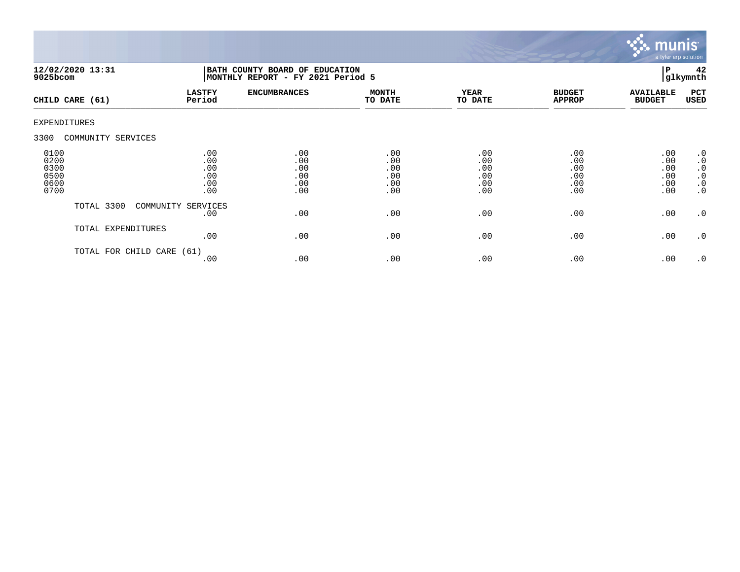**12/02/2020 13:31**
**9025bcom**

**BATH COUNTY BOARD OF EDUCATION**
**MONTHLY REPORT - FY 2021 Period 5**

**P glkymnth**

| CHILD CARE (61) | LASTFY Period | ENCUMBRANCES | MONTH TO DATE | YEAR TO DATE | BUDGET APPROP | AVAILABLE BUDGET | PCT USED |
|---|---|---|---|---|---|---|---|
| EXPENDITURES | | | | | | | |
| 3300 COMMUNITY SERVICES | | | | | | | |
| 0100 | .00 | .00 | .00 | .00 | .00 | .00 | .0 |
| 0200 | .00 | .00 | .00 | .00 | .00 | .00 | .0 |
| 0300 | .00 | .00 | .00 | .00 | .00 | .00 | .0 |
| 0500 | .00 | .00 | .00 | .00 | .00 | .00 | .0 |
| 0600 | .00 | .00 | .00 | .00 | .00 | .00 | .0 |
| 0700 | .00 | .00 | .00 | .00 | .00 | .00 | .0 |
| TOTAL 3300 COMMUNITY SERVICES | .00 | .00 | .00 | .00 | .00 | .00 | .0 |
| TOTAL EXPENDITURES | .00 | .00 | .00 | .00 | .00 | .00 | .0 |
| TOTAL FOR CHILD CARE (61) | .00 | .00 | .00 | .00 | .00 | .00 | .0 |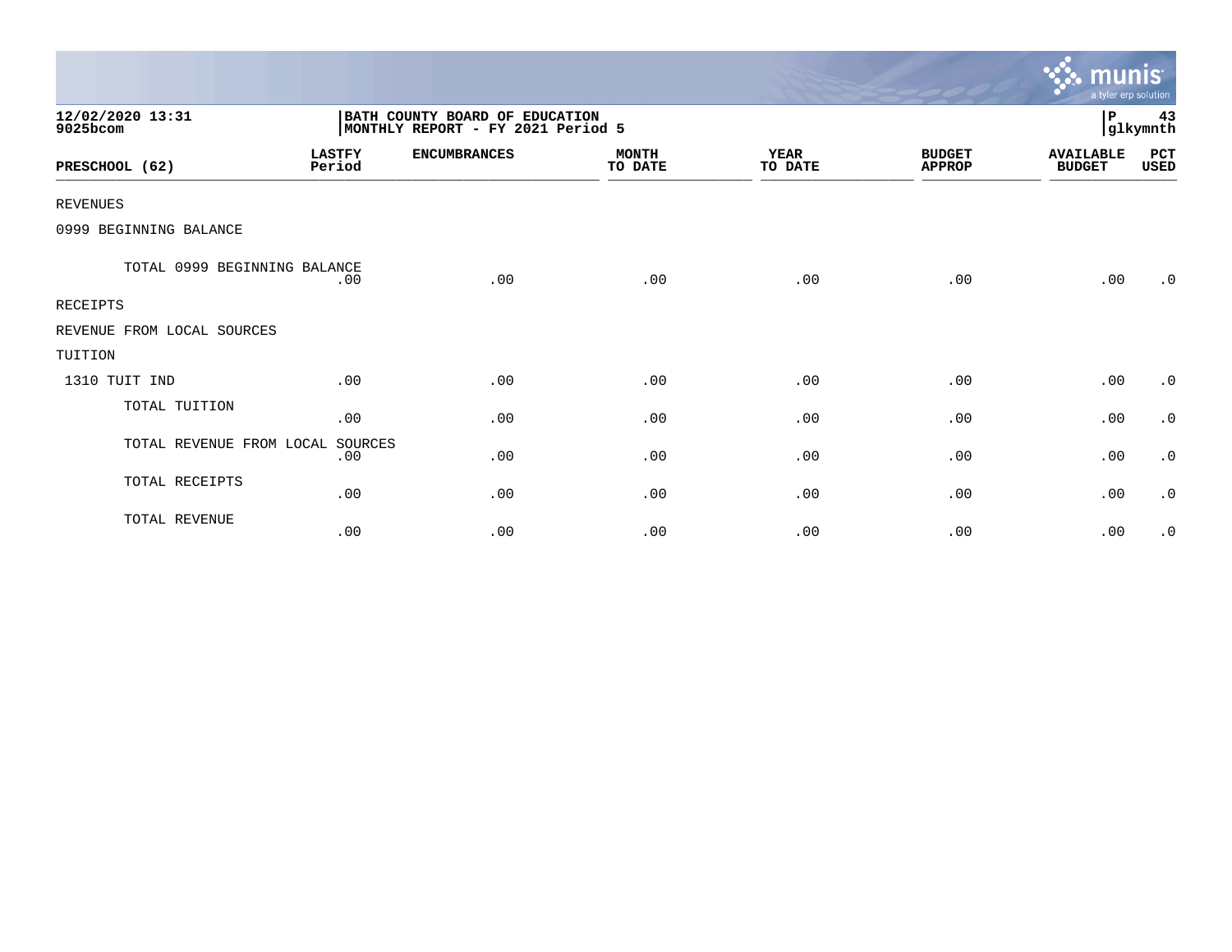12/02/2020 13:31
9025bcom

**BATH COUNTY BOARD OF EDUCATION**
**MONTHLY REPORT - FY 2021 Period 5**

P 43
glkymnth

| PRESCHOOL (62) | LASTFY Period | ENCUMBRANCES | MONTH TO DATE | YEAR TO DATE | BUDGET APPROP | AVAILABLE BUDGET | PCT USED |
|---|---|---|---|---|---|---|---|
| REVENUES | | | | | | | |
| 0999 BEGINNING BALANCE | | | | | | | |
| TOTAL 0999 BEGINNING BALANCE | .00 | .00 | .00 | .00 | .00 | .00 | .0 |
| RECEIPTS | | | | | | | |
| REVENUE FROM LOCAL SOURCES | | | | | | | |
| TUITION | | | | | | | |
| 1310 TUIT IND | .00 | .00 | .00 | .00 | .00 | .00 | .0 |
| TOTAL TUITION | .00 | .00 | .00 | .00 | .00 | .00 | .0 |
| TOTAL REVENUE FROM LOCAL SOURCES | .00 | .00 | .00 | .00 | .00 | .00 | .0 |
| TOTAL RECEIPTS | .00 | .00 | .00 | .00 | .00 | .00 | .0 |
| TOTAL REVENUE | .00 | .00 | .00 | .00 | .00 | .00 | .0 |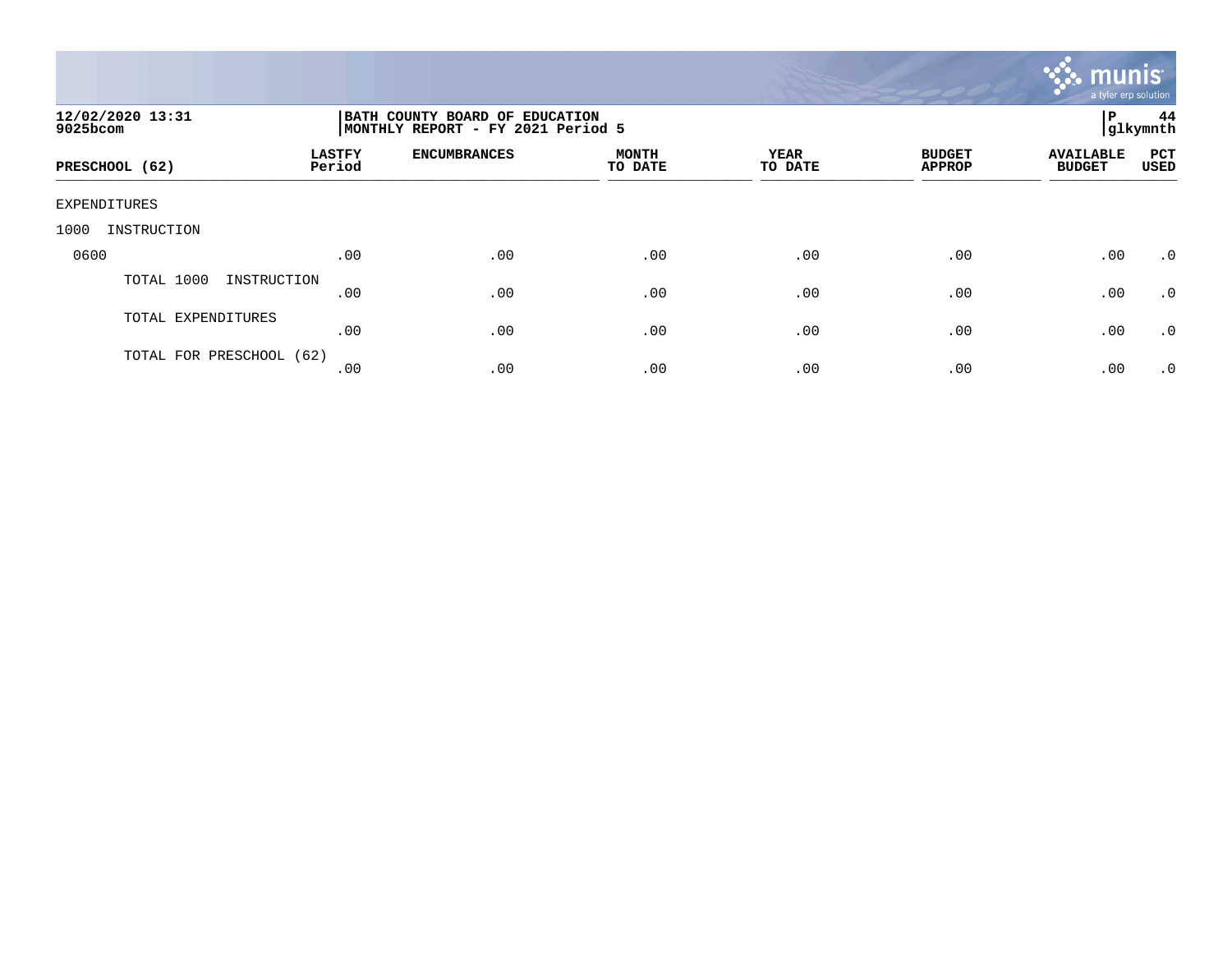12/02/2020 13:31
9025bcom

BATH COUNTY BOARD OF EDUCATION
MONTHLY REPORT - FY 2021 Period 5

P 44
glkymnth

| PRESCHOOL (62) | LASTFY Period | ENCUMBRANCES | MONTH TO DATE | YEAR TO DATE | BUDGET APPROP | AVAILABLE BUDGET | PCT USED |
|---|---|---|---|---|---|---|---|
| EXPENDITURES | | | | | | | |
| 1000 INSTRUCTION | | | | | | | |
| 0600 | .00 | .00 | .00 | .00 | .00 | .00 | .0 |
| TOTAL 1000 INSTRUCTION | .00 | .00 | .00 | .00 | .00 | .00 | .0 |
| TOTAL EXPENDITURES | .00 | .00 | .00 | .00 | .00 | .00 | .0 |
| TOTAL FOR PRESCHOOL (62) | .00 | .00 | .00 | .00 | .00 | .00 | .0 |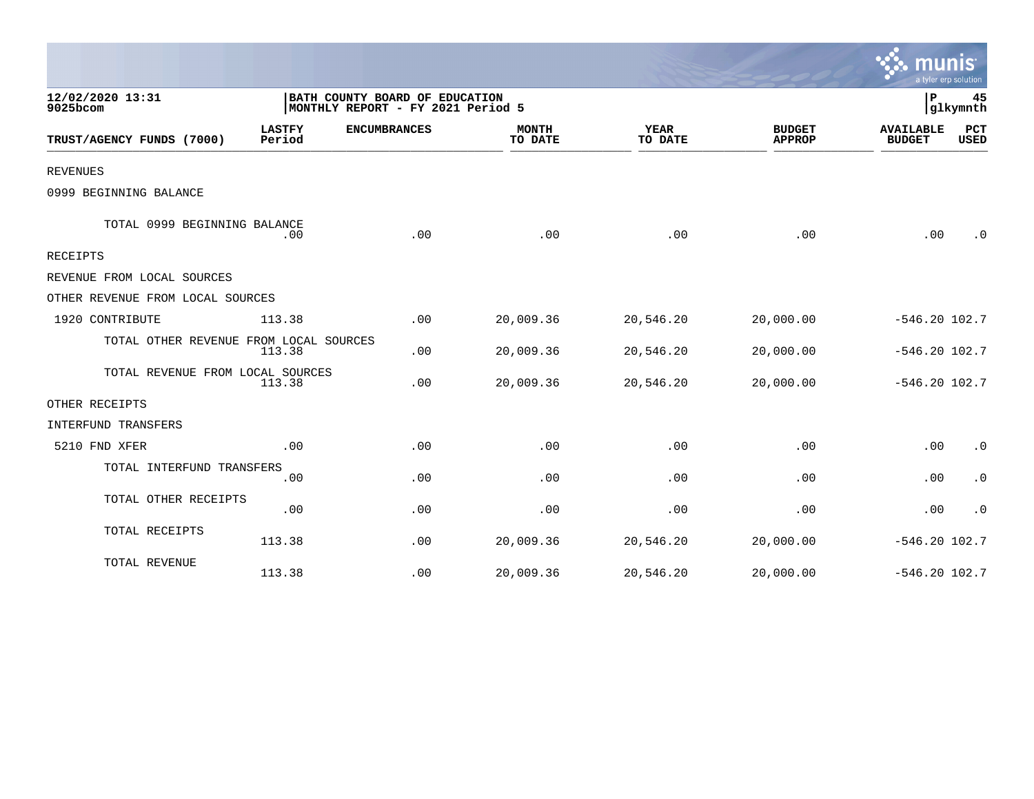12/02/2020 13:31
9025bcom

BATH COUNTY BOARD OF EDUCATION
MONTHLY REPORT - FY 2021 Period 5

P 45
glkymnth

| TRUST/AGENCY FUNDS (7000) | LASTFY Period | ENCUMBRANCES | MONTH TO DATE | YEAR TO DATE | BUDGET APPROP | AVAILABLE BUDGET | PCT USED |
|---|---|---|---|---|---|---|---|
| REVENUES | | | | | | | |
| 0999 BEGINNING BALANCE | | | | | | | |
| TOTAL 0999 BEGINNING BALANCE | .00 | .00 | .00 | .00 | .00 | .00 | .0 |
| RECEIPTS | | | | | | | |
| REVENUE FROM LOCAL SOURCES | | | | | | | |
| OTHER REVENUE FROM LOCAL SOURCES | | | | | | | |
| 1920 CONTRIBUTE | 113.38 | .00 | 20,009.36 | 20,546.20 | 20,000.00 | -546.20 | 102.7 |
| TOTAL OTHER REVENUE FROM LOCAL SOURCES | 113.38 | .00 | 20,009.36 | 20,546.20 | 20,000.00 | -546.20 | 102.7 |
| TOTAL REVENUE FROM LOCAL SOURCES | 113.38 | .00 | 20,009.36 | 20,546.20 | 20,000.00 | -546.20 | 102.7 |
| OTHER RECEIPTS | | | | | | | |
| INTERFUND TRANSFERS | | | | | | | |
| 5210 FND XFER | .00 | .00 | .00 | .00 | .00 | .00 | .0 |
| TOTAL INTERFUND TRANSFERS | .00 | .00 | .00 | .00 | .00 | .00 | .0 |
| TOTAL OTHER RECEIPTS | .00 | .00 | .00 | .00 | .00 | .00 | .0 |
| TOTAL RECEIPTS | 113.38 | .00 | 20,009.36 | 20,546.20 | 20,000.00 | -546.20 | 102.7 |
| TOTAL REVENUE | 113.38 | .00 | 20,009.36 | 20,546.20 | 20,000.00 | -546.20 | 102.7 |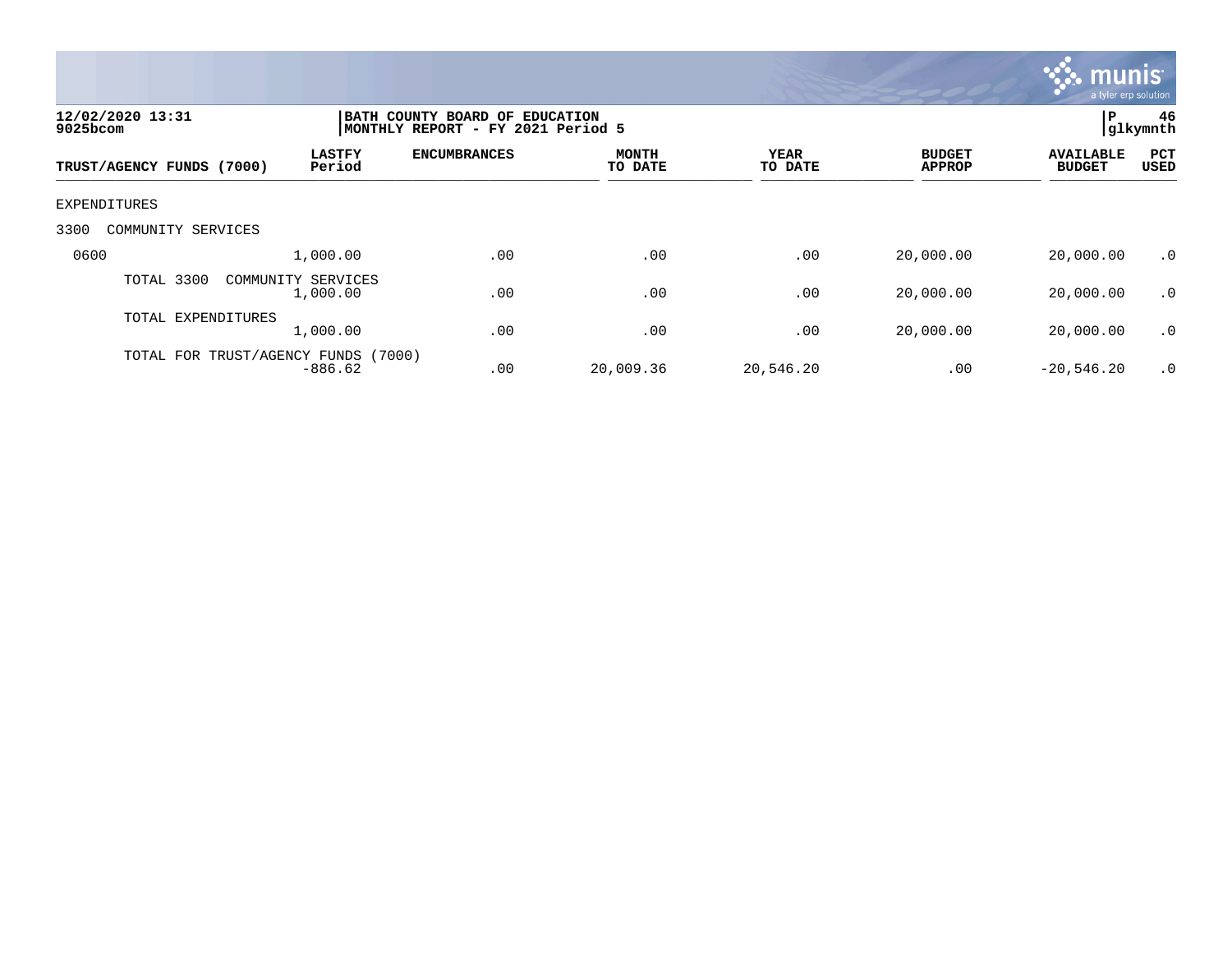12/02/2020 13:31
9025bcom

BATH COUNTY BOARD OF EDUCATION
MONTHLY REPORT - FY 2021 Period 5

P 46
glkymnth

| TRUST/AGENCY FUNDS (7000) | LASTFY Period | ENCUMBRANCES | MONTH TO DATE | YEAR TO DATE | BUDGET APPROP | AVAILABLE BUDGET | PCT USED |
|---|---|---|---|---|---|---|---|
| EXPENDITURES | | | | | | | |
| 3300 COMMUNITY SERVICES | | | | | | | |
| 0600 | 1,000.00 | .00 | .00 | .00 | 20,000.00 | 20,000.00 | .0 |
| TOTAL 3300 COMMUNITY SERVICES | 1,000.00 | .00 | .00 | .00 | 20,000.00 | 20,000.00 | .0 |
| TOTAL EXPENDITURES | 1,000.00 | .00 | .00 | .00 | 20,000.00 | 20,000.00 | .0 |
| TOTAL FOR TRUST/AGENCY FUNDS (7000) | -886.62 | .00 | 20,009.36 | 20,546.20 | .00 | -20,546.20 | .0 |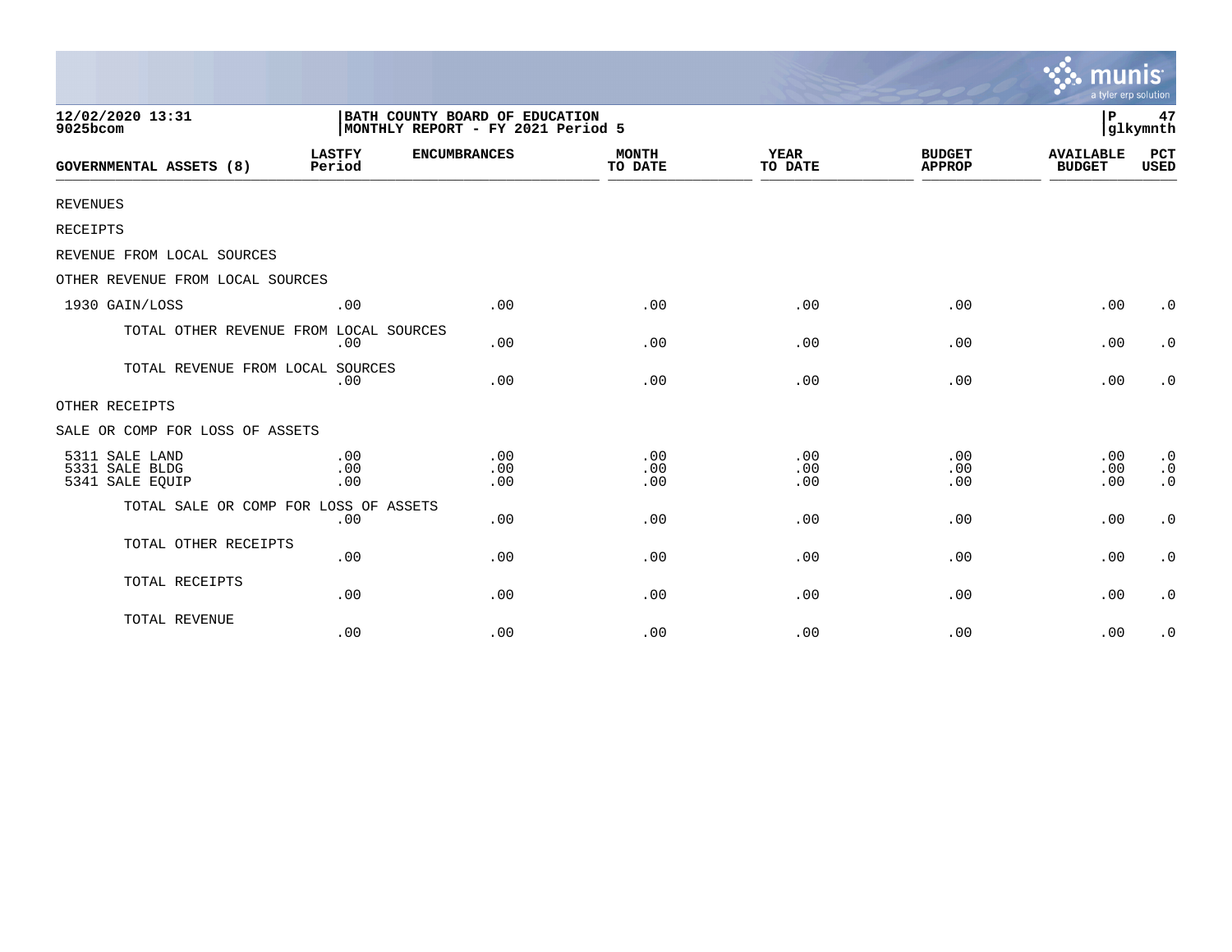**12/02/2020 13:31**
**9025bcom**

**BATH COUNTY BOARD OF EDUCATION**
**MONTHLY REPORT - FY 2021 Period 5**

**P 47**
**glkymnth**

| GOVERNMENTAL ASSETS (8) | LASTFY Period | ENCUMBRANCES | MONTH TO DATE | YEAR TO DATE | BUDGET APPROP | AVAILABLE BUDGET | PCT USED |
|---|---|---|---|---|---|---|---|
| REVENUES | | | | | | | |
| RECEIPTS | | | | | | | |
| REVENUE FROM LOCAL SOURCES | | | | | | | |
| OTHER REVENUE FROM LOCAL SOURCES | | | | | | | |
| 1930 GAIN/LOSS | .00 | .00 | .00 | .00 | .00 | .00 | .0 |
| TOTAL OTHER REVENUE FROM LOCAL SOURCES | .00 | .00 | .00 | .00 | .00 | .00 | .0 |
| TOTAL REVENUE FROM LOCAL SOURCES | .00 | .00 | .00 | .00 | .00 | .00 | .0 |
| OTHER RECEIPTS | | | | | | | |
| SALE OR COMP FOR LOSS OF ASSETS | | | | | | | |
| 5311 SALE LAND | .00 | .00 | .00 | .00 | .00 | .00 | .0 |
| 5331 SALE BLDG | .00 | .00 | .00 | .00 | .00 | .00 | .0 |
| 5341 SALE EQUIP | .00 | .00 | .00 | .00 | .00 | .00 | .0 |
| TOTAL SALE OR COMP FOR LOSS OF ASSETS | .00 | .00 | .00 | .00 | .00 | .00 | .0 |
| TOTAL OTHER RECEIPTS | .00 | .00 | .00 | .00 | .00 | .00 | .0 |
| TOTAL RECEIPTS | .00 | .00 | .00 | .00 | .00 | .00 | .0 |
| TOTAL REVENUE | .00 | .00 | .00 | .00 | .00 | .00 | .0 |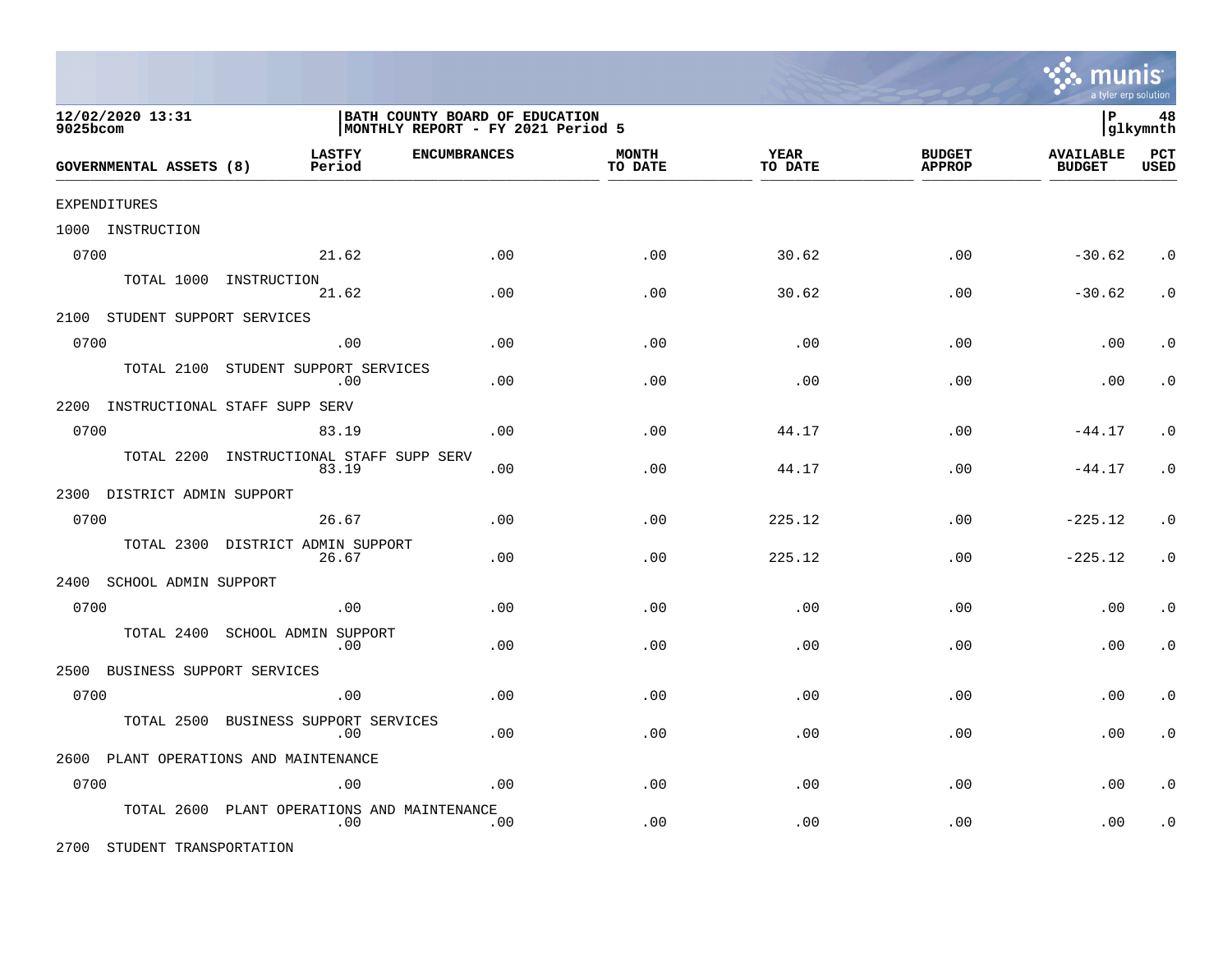12/02/2020 13:31
9025bcom

BATH COUNTY BOARD OF EDUCATION
MONTHLY REPORT - FY 2021 Period 5

P 48
glkymnth

| GOVERNMENTAL ASSETS (8) | LASTFY Period | ENCUMBRANCES | MONTH TO DATE | YEAR TO DATE | BUDGET APPROP | AVAILABLE BUDGET | PCT USED |
|---|---|---|---|---|---|---|---|
| EXPENDITURES | | | | | | | |
| 1000 INSTRUCTION | | | | | | | |
| 0700 | 21.62 | .00 | .00 | 30.62 | .00 | -30.62 | .0 |
| TOTAL 1000 INSTRUCTION | 21.62 | .00 | .00 | 30.62 | .00 | -30.62 | .0 |
| 2100 STUDENT SUPPORT SERVICES | | | | | | | |
| 0700 | .00 | .00 | .00 | .00 | .00 | .00 | .0 |
| TOTAL 2100 STUDENT SUPPORT SERVICES | .00 | .00 | .00 | .00 | .00 | .00 | .0 |
| 2200 INSTRUCTIONAL STAFF SUPP SERV | | | | | | | |
| 0700 | 83.19 | .00 | .00 | 44.17 | .00 | -44.17 | .0 |
| TOTAL 2200 INSTRUCTIONAL STAFF SUPP SERV | 83.19 | .00 | .00 | 44.17 | .00 | -44.17 | .0 |
| 2300 DISTRICT ADMIN SUPPORT | | | | | | | |
| 0700 | 26.67 | .00 | .00 | 225.12 | .00 | -225.12 | .0 |
| TOTAL 2300 DISTRICT ADMIN SUPPORT | 26.67 | .00 | .00 | 225.12 | .00 | -225.12 | .0 |
| 2400 SCHOOL ADMIN SUPPORT | | | | | | | |
| 0700 | .00 | .00 | .00 | .00 | .00 | .00 | .0 |
| TOTAL 2400 SCHOOL ADMIN SUPPORT | .00 | .00 | .00 | .00 | .00 | .00 | .0 |
| 2500 BUSINESS SUPPORT SERVICES | | | | | | | |
| 0700 | .00 | .00 | .00 | .00 | .00 | .00 | .0 |
| TOTAL 2500 BUSINESS SUPPORT SERVICES | .00 | .00 | .00 | .00 | .00 | .00 | .0 |
| 2600 PLANT OPERATIONS AND MAINTENANCE | | | | | | | |
| 0700 | .00 | .00 | .00 | .00 | .00 | .00 | .0 |
| TOTAL 2600 PLANT OPERATIONS AND MAINTENANCE | .00 | .00 | .00 | .00 | .00 | .00 | .0 |
| 2700 STUDENT TRANSPORTATION | | | | | | | |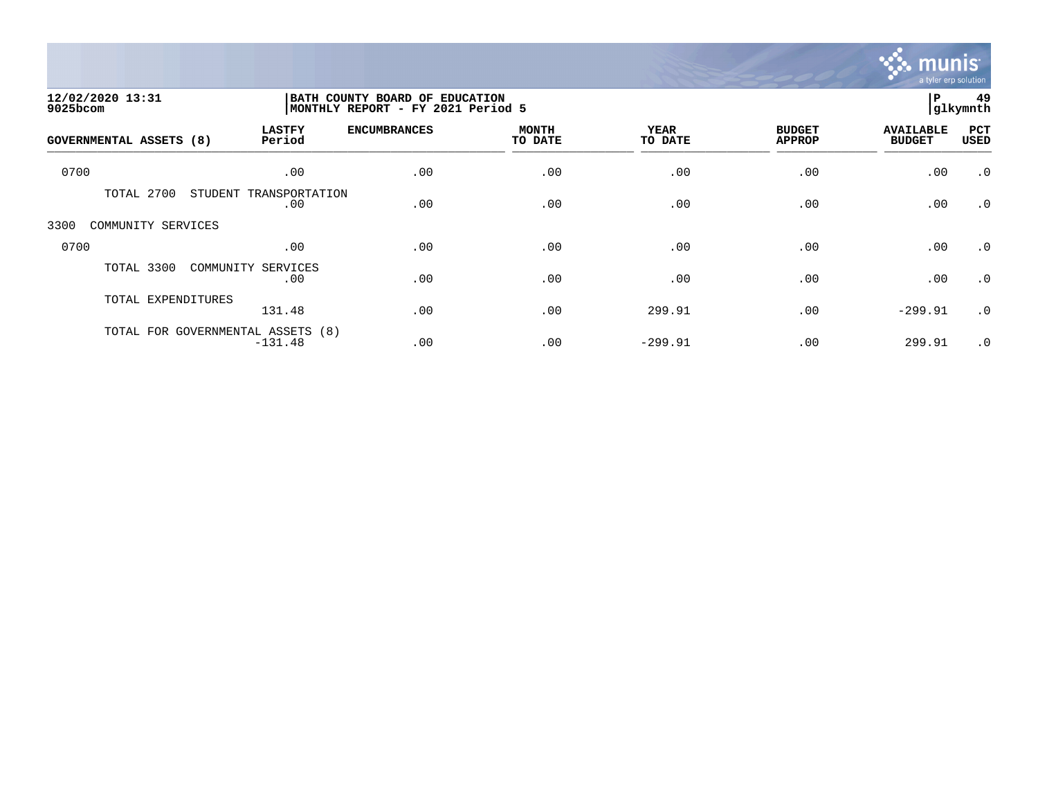12/02/2020 13:31
9025bcom

BATH COUNTY BOARD OF EDUCATION
MONTHLY REPORT - FY 2021 Period 5

P 49
glkymnth

| GOVERNMENTAL ASSETS (8) | LASTFY Period | ENCUMBRANCES | MONTH TO DATE | YEAR TO DATE | BUDGET APPROP | AVAILABLE BUDGET | PCT USED |
|---|---|---|---|---|---|---|---|
| 0700 | .00 | .00 | .00 | .00 | .00 | .00 | .0 |
| TOTAL 2700 STUDENT TRANSPORTATION | .00 | .00 | .00 | .00 | .00 | .00 | .0 |
| 3300 COMMUNITY SERVICES | | | | | | | |
| 0700 | .00 | .00 | .00 | .00 | .00 | .00 | .0 |
| TOTAL 3300 COMMUNITY SERVICES | .00 | .00 | .00 | .00 | .00 | .00 | .0 |
| TOTAL EXPENDITURES | 131.48 | .00 | .00 | 299.91 | .00 | -299.91 | .0 |
| TOTAL FOR GOVERNMENTAL ASSETS (8) | -131.48 | .00 | .00 | -299.91 | .00 | 299.91 | .0 |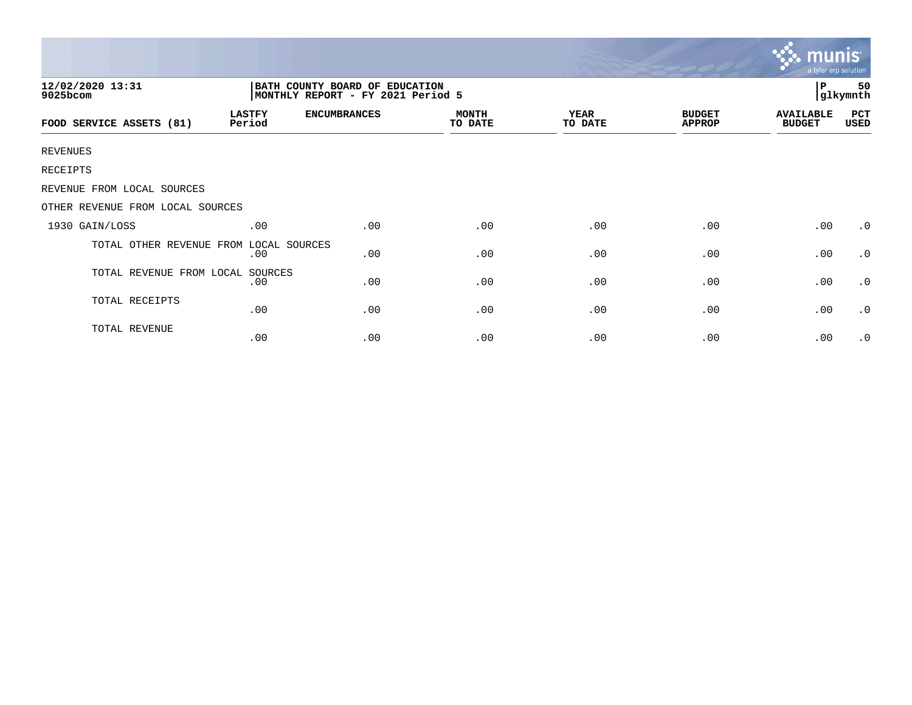| 12/02/2020 13:31<br>9025bcom | BATH COUNTY BOARD OF EDUCATION<br>MONTHLY REPORT - FY 2021 Period 5 | | | | | | P 50<br>glkymnth |
|---|---|---|---|---|---|---|---|

| FOOD SERVICE ASSETS (81) | LASTFY Period | ENCUMBRANCES | MONTH TO DATE | YEAR TO DATE | BUDGET APPROP | AVAILABLE BUDGET | PCT USED |
|---|---|---|---|---|---|---|---|
| REVENUES | | | | | | | |
| RECEIPTS | | | | | | | |
| REVENUE FROM LOCAL SOURCES | | | | | | | |
| OTHER REVENUE FROM LOCAL SOURCES | | | | | | | |
| 1930 GAIN/LOSS | .00 | .00 | .00 | .00 | .00 | .00 | .0 |
| TOTAL OTHER REVENUE FROM LOCAL SOURCES | .00 | .00 | .00 | .00 | .00 | .00 | .0 |
| TOTAL REVENUE FROM LOCAL SOURCES | .00 | .00 | .00 | .00 | .00 | .00 | .0 |
| TOTAL RECEIPTS | .00 | .00 | .00 | .00 | .00 | .00 | .0 |
| TOTAL REVENUE | .00 | .00 | .00 | .00 | .00 | .00 | .0 |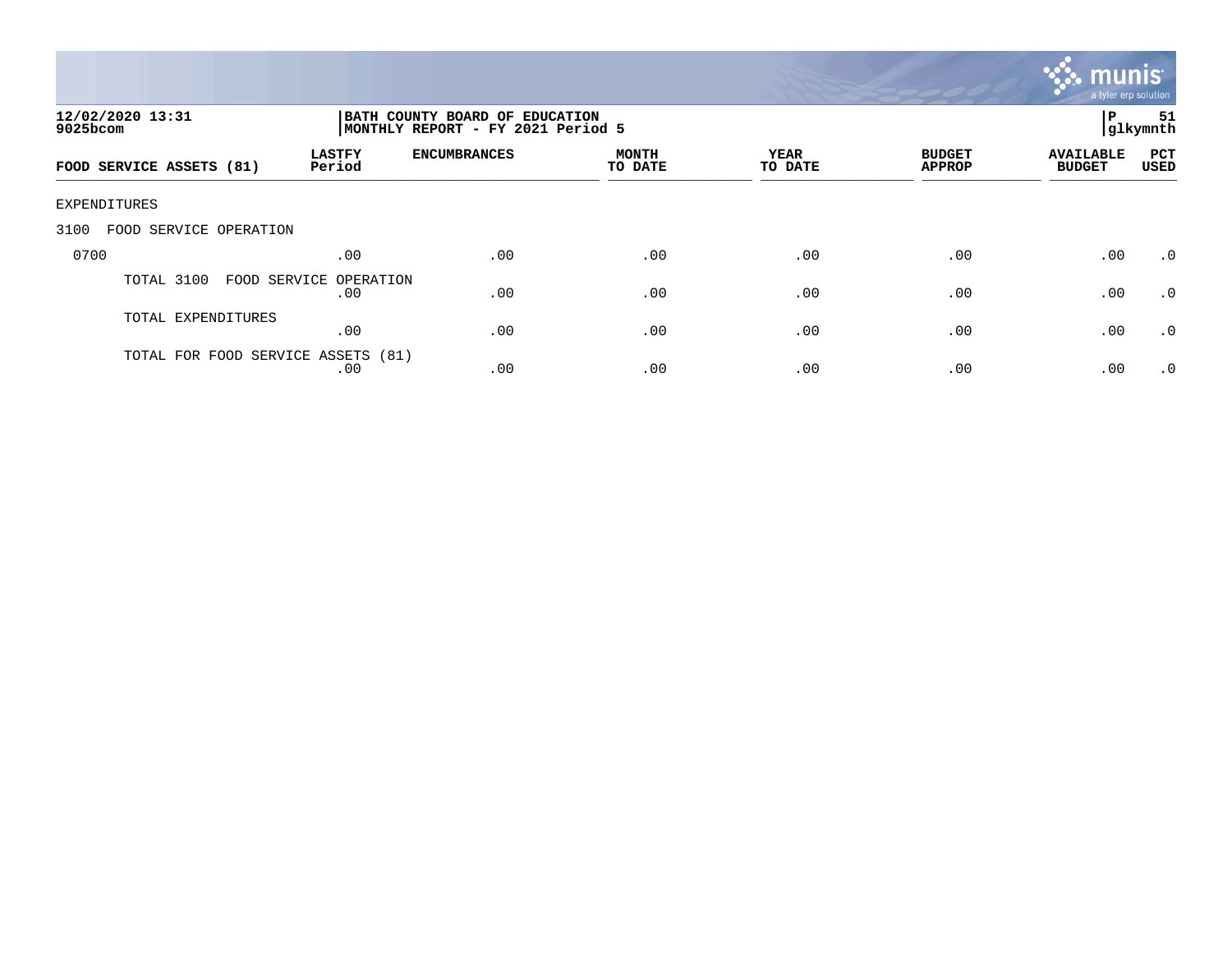12/02/2020 13:31
9025bcom

**BATH COUNTY BOARD OF EDUCATION**
**MONTHLY REPORT - FY 2021 Period 5**

P 51
glkymnth

| FOOD SERVICE ASSETS (81) | LASTFY Period | ENCUMBRANCES | MONTH TO DATE | YEAR TO DATE | BUDGET APPROP | AVAILABLE BUDGET | PCT USED |
|---|---|---|---|---|---|---|---|
| EXPENDITURES | | | | | | | |
| 3100 FOOD SERVICE OPERATION | | | | | | | |
| 0700 | .00 | .00 | .00 | .00 | .00 | .00 | .0 |
| TOTAL 3100 FOOD SERVICE OPERATION | .00 | .00 | .00 | .00 | .00 | .00 | .0 |
| TOTAL EXPENDITURES | .00 | .00 | .00 | .00 | .00 | .00 | .0 |
| TOTAL FOR FOOD SERVICE ASSETS (81) | .00 | .00 | .00 | .00 | .00 | .00 | .0 |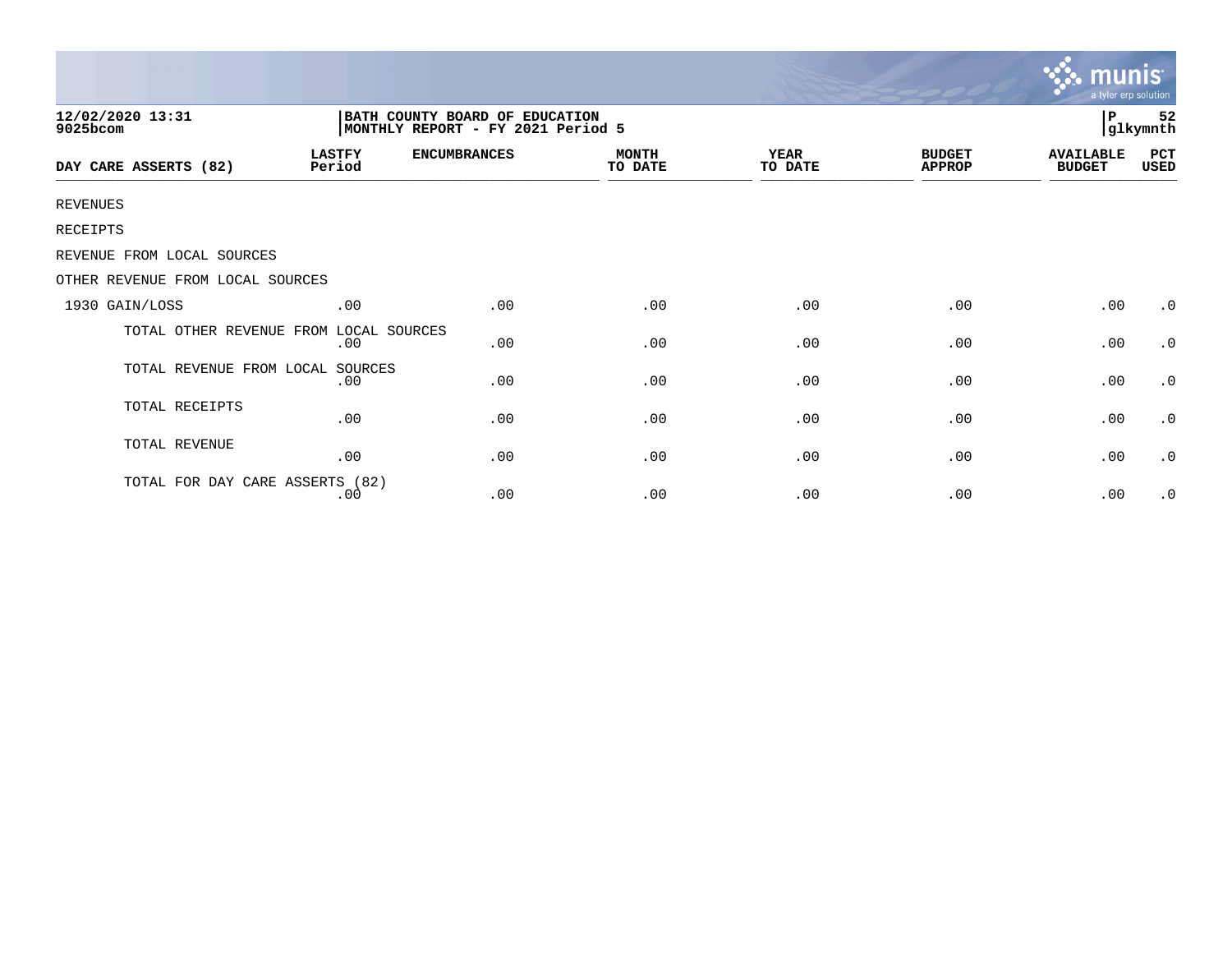12/02/2020 13:31
9025bcom

BATH COUNTY BOARD OF EDUCATION
MONTHLY REPORT - FY 2021 Period 5

P 52
glkymnth

| DAY CARE ASSERTS (82) | LASTFY Period | ENCUMBRANCES | MONTH TO DATE | YEAR TO DATE | BUDGET APPROP | AVAILABLE BUDGET | PCT USED |
|---|---|---|---|---|---|---|---|
| REVENUES | | | | | | | |
| RECEIPTS | | | | | | | |
| REVENUE FROM LOCAL SOURCES | | | | | | | |
| OTHER REVENUE FROM LOCAL SOURCES | | | | | | | |
| 1930 GAIN/LOSS | .00 | .00 | .00 | .00 | .00 | .00 | .0 |
| TOTAL OTHER REVENUE FROM LOCAL SOURCES | .00 | .00 | .00 | .00 | .00 | .00 | .0 |
| TOTAL REVENUE FROM LOCAL SOURCES | .00 | .00 | .00 | .00 | .00 | .00 | .0 |
| TOTAL RECEIPTS | .00 | .00 | .00 | .00 | .00 | .00 | .0 |
| TOTAL REVENUE | .00 | .00 | .00 | .00 | .00 | .00 | .0 |
| TOTAL FOR DAY CARE ASSERTS (82) | .00 | .00 | .00 | .00 | .00 | .00 | .0 |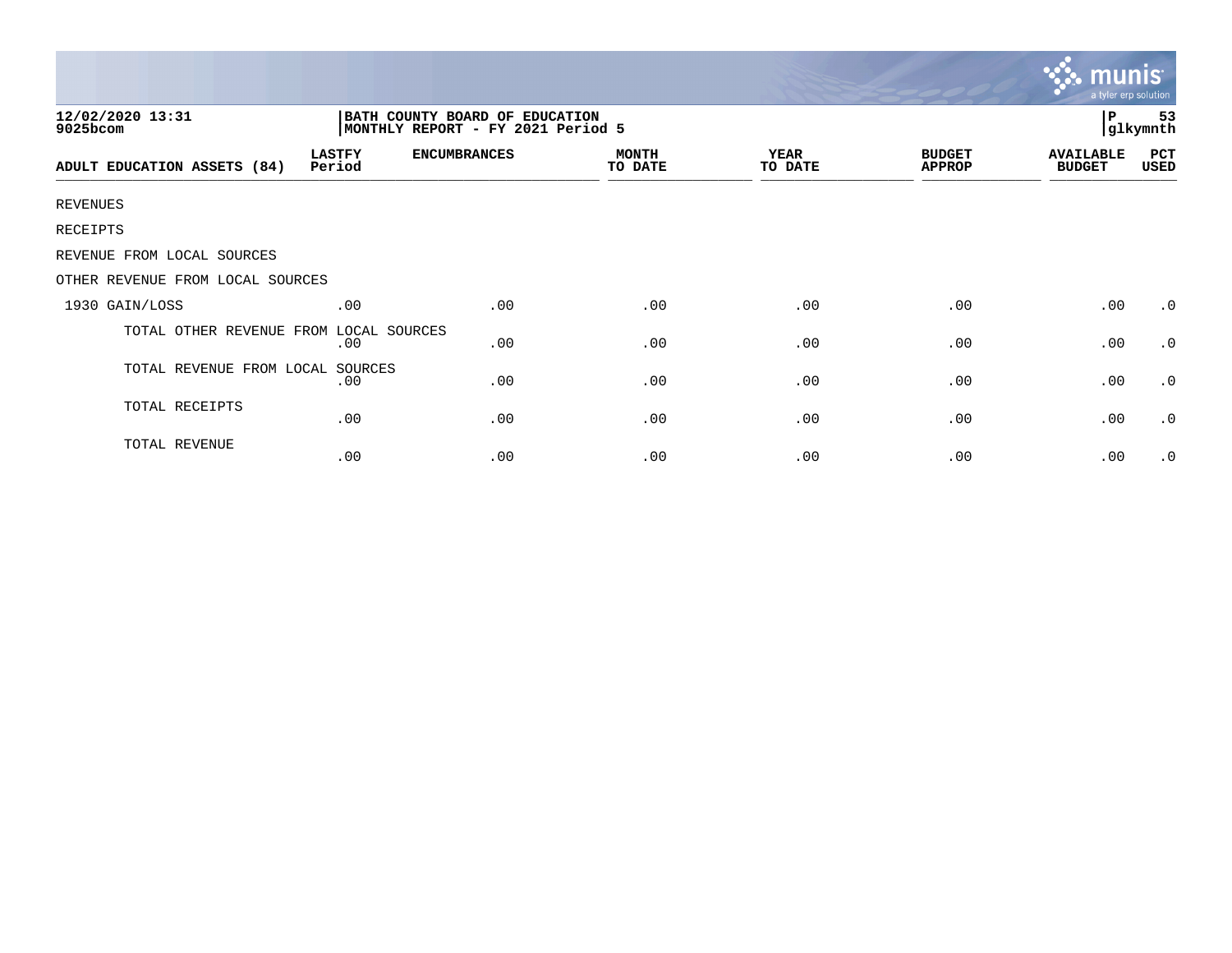12/02/2020 13:31
9025bcom

BATH COUNTY BOARD OF EDUCATION
MONTHLY REPORT - FY 2021 Period 5

P 53
glkymnth

| ADULT EDUCATION ASSETS (84) | LASTFY Period | ENCUMBRANCES | MONTH TO DATE | YEAR TO DATE | BUDGET APPROP | AVAILABLE BUDGET | PCT USED |
|---|---|---|---|---|---|---|---|
| REVENUES | | | | | | | |
| RECEIPTS | | | | | | | |
| REVENUE FROM LOCAL SOURCES | | | | | | | |
| OTHER REVENUE FROM LOCAL SOURCES | | | | | | | |
| 1930 GAIN/LOSS | .00 | .00 | .00 | .00 | .00 | .00 | .0 |
| TOTAL OTHER REVENUE FROM LOCAL SOURCES | .00 | .00 | .00 | .00 | .00 | .00 | .0 |
| TOTAL REVENUE FROM LOCAL SOURCES | .00 | .00 | .00 | .00 | .00 | .00 | .0 |
| TOTAL RECEIPTS | .00 | .00 | .00 | .00 | .00 | .00 | .0 |
| TOTAL REVENUE | .00 | .00 | .00 | .00 | .00 | .00 | .0 |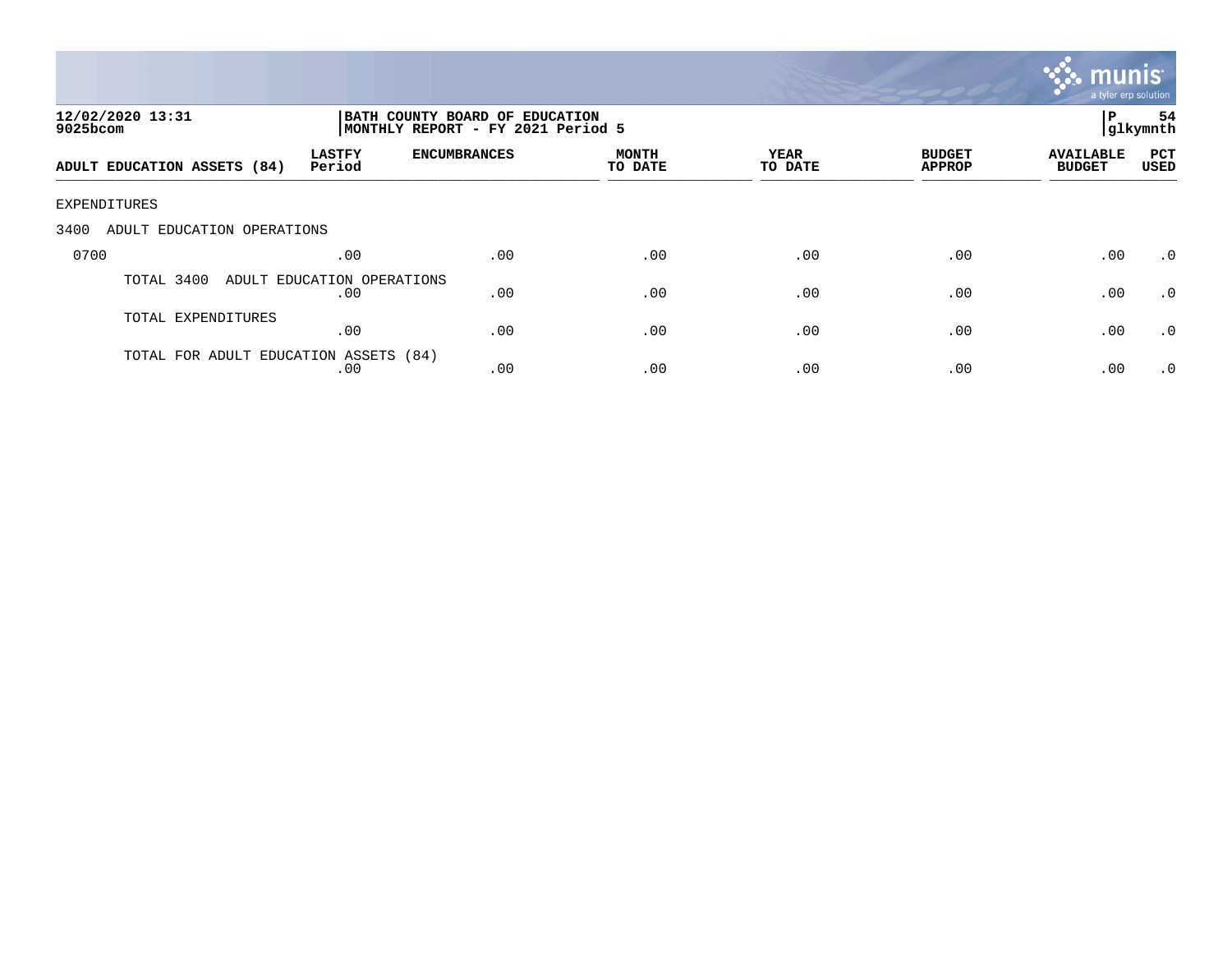**12/02/2020 13:31**
**9025bcom**

**BATH COUNTY BOARD OF EDUCATION**
**MONTHLY REPORT - FY 2021 Period 5**

**P 54**
**glkymnth**

| ADULT EDUCATION ASSETS (84) | LASTFY Period | ENCUMBRANCES | MONTH TO DATE | YEAR TO DATE | BUDGET APPROP | AVAILABLE BUDGET | PCT USED |
|---|---|---|---|---|---|---|---|
| EXPENDITURES | | | | | | | |
| 3400 ADULT EDUCATION OPERATIONS | | | | | | | |
| 0700 | .00 | .00 | .00 | .00 | .00 | .00 | .0 |
| TOTAL 3400 ADULT EDUCATION OPERATIONS | .00 | .00 | .00 | .00 | .00 | .00 | .0 |
| TOTAL EXPENDITURES | .00 | .00 | .00 | .00 | .00 | .00 | .0 |
| TOTAL FOR ADULT EDUCATION ASSETS (84) | .00 | .00 | .00 | .00 | .00 | .00 | .0 |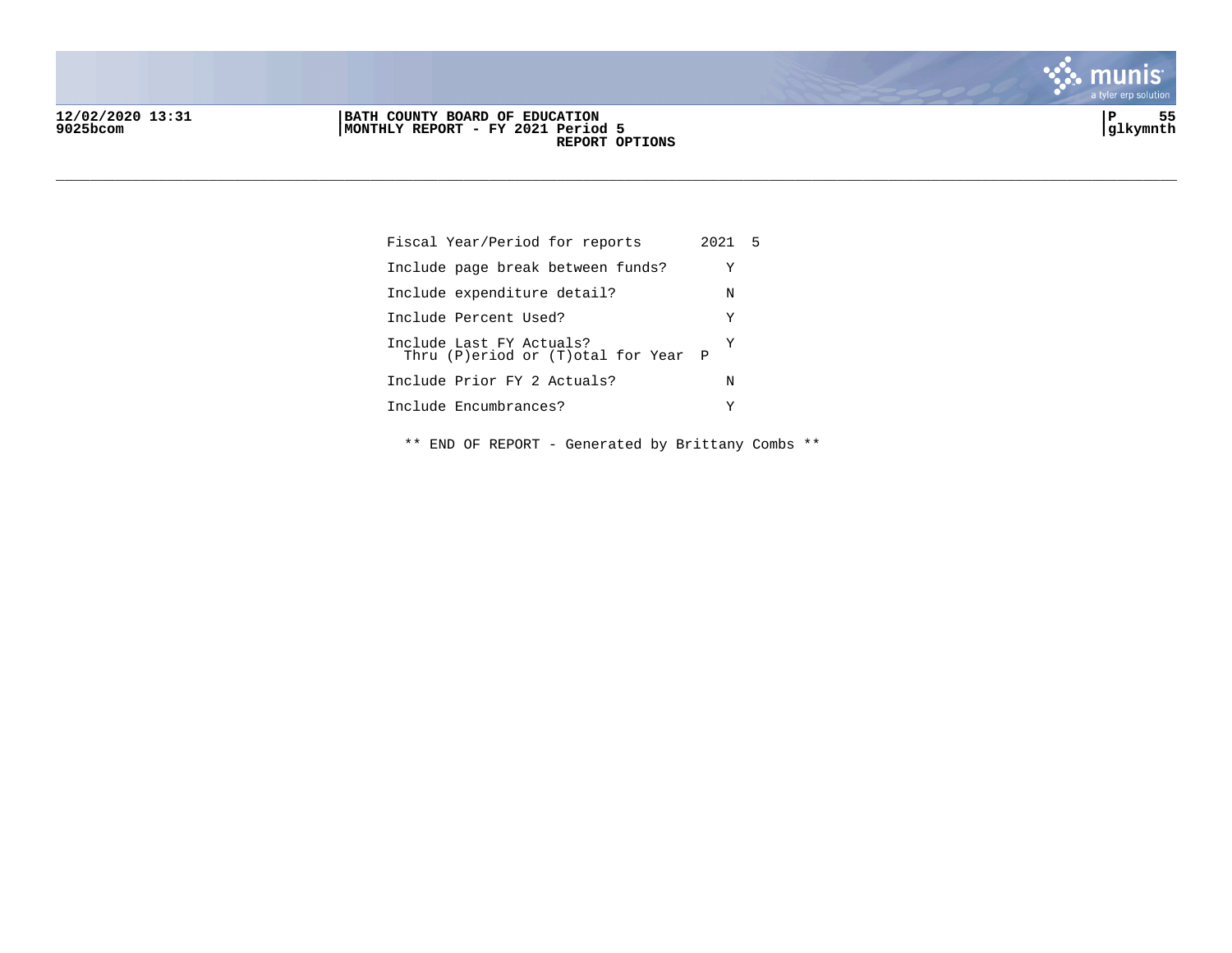12/02/2020 13:31
9025bcom

BATH COUNTY BOARD OF EDUCATION
MONTHLY REPORT - FY 2021 Period 5
REPORT OPTIONS

| | |
|---|---|
| Fiscal Year/Period for reports | 2021 5 |
| Include page break between funds? | Y |
| Include expenditure detail? | N |
| Include Percent Used? | Y |
| Include Last FY Actuals? | Y |
| Thru (P)eriod or (T)otal for Year | P |
| Include Prior FY 2 Actuals? | N |
| Include Encumbrances? | Y |

** END OF REPORT - Generated by Brittany Combs **